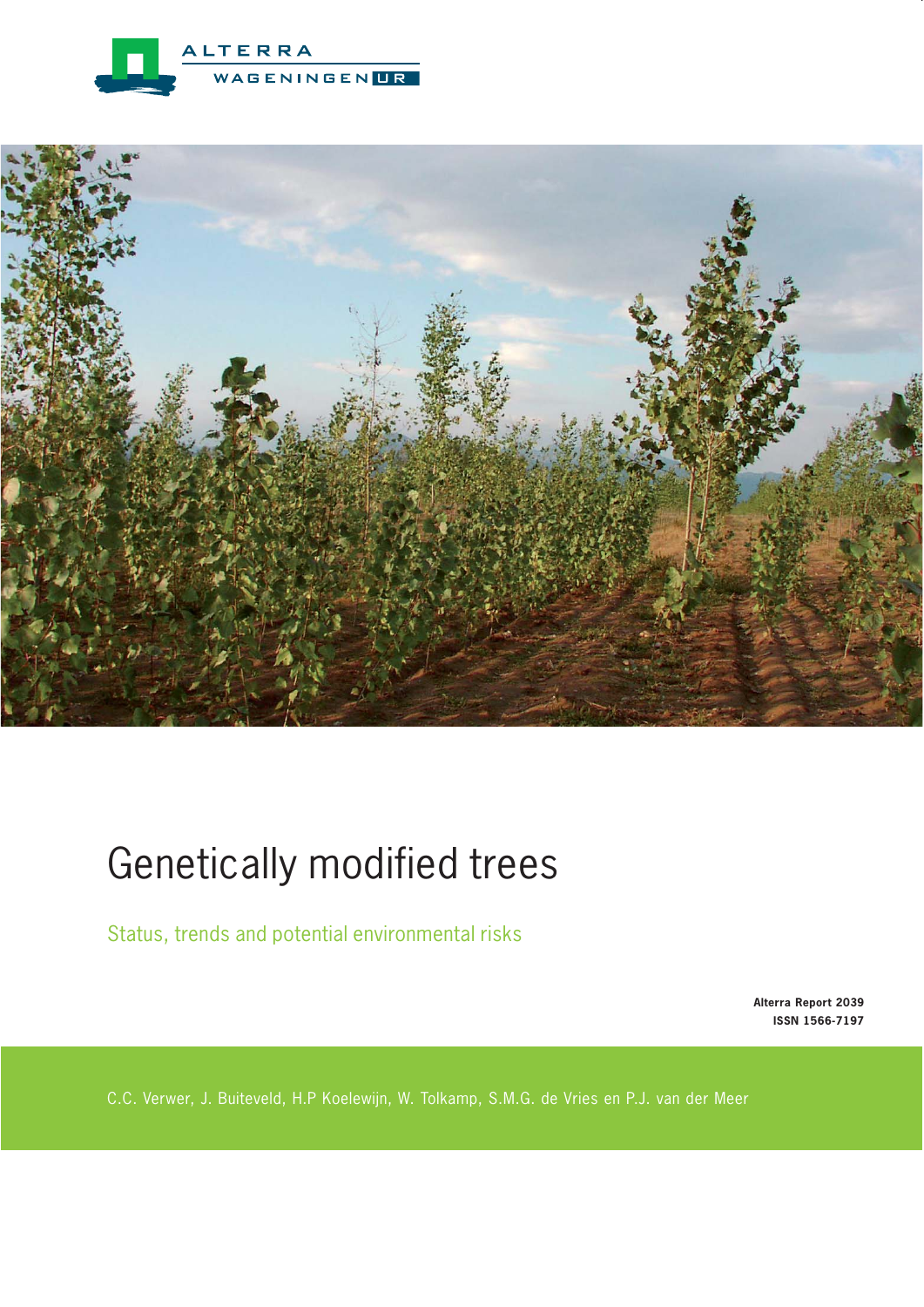ALTERRA WAGENINGEN UR

# Genetically modified trees

## Status, trends and potential environmental risks

**Alterra Report 2039**
**ISSN 1566-7197**

C.C. Verwer, J. Buiteveld, H.P Koelewijn, W. Tolkamp, S.M.G. de Vries en P.J. van der Meer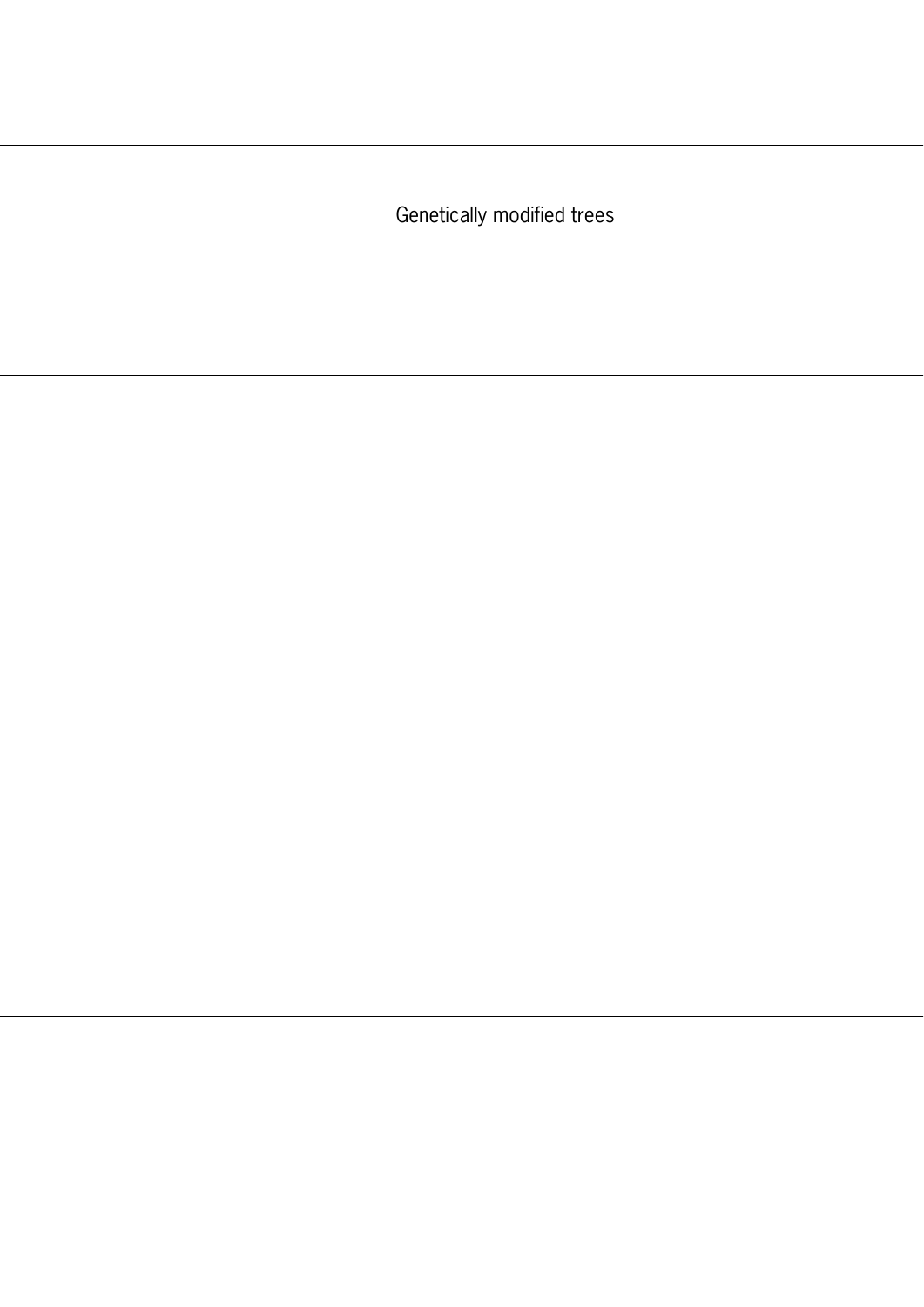Genetically modified trees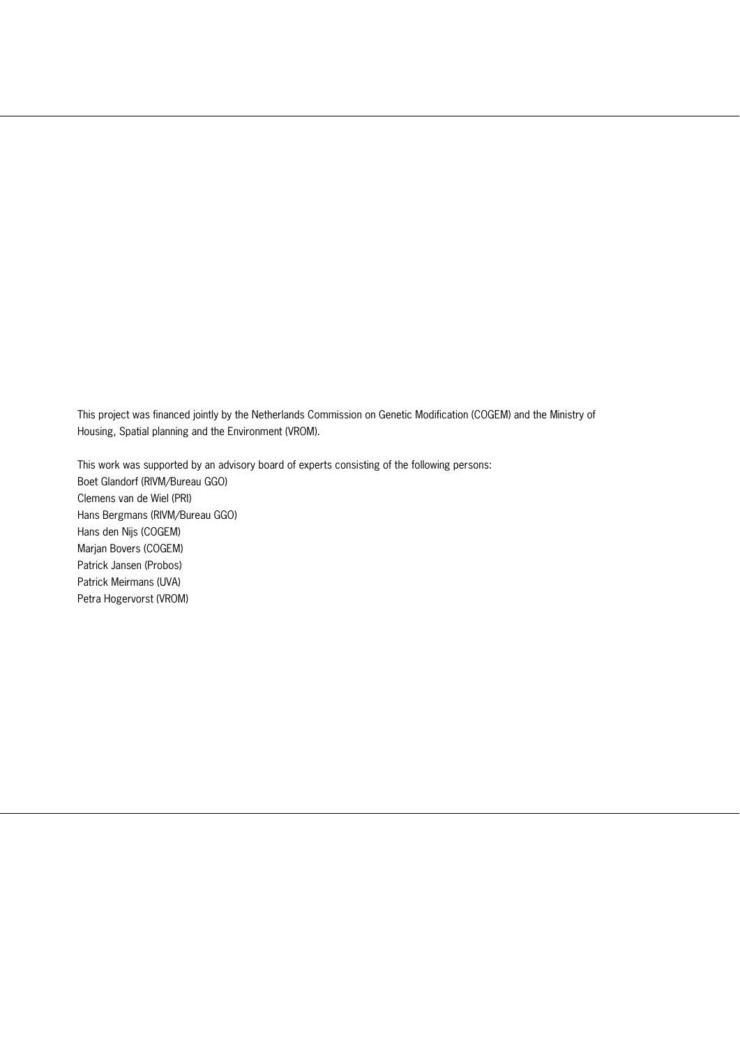This project was financed jointly by the Netherlands Commission on Genetic Modification (COGEM) and the Ministry of Housing, Spatial planning and the Environment (VROM).

This work was supported by an advisory board of experts consisting of the following persons:
Boet Glandorf (RIVM/Bureau GGO)
Clemens van de Wiel (PRI)
Hans Bergmans (RIVM/Bureau GGO)
Hans den Nijs (COGEM)
Marjan Bovers (COGEM)
Patrick Jansen (Probos)
Patrick Meirmans (UVA)
Petra Hogervorst (VROM)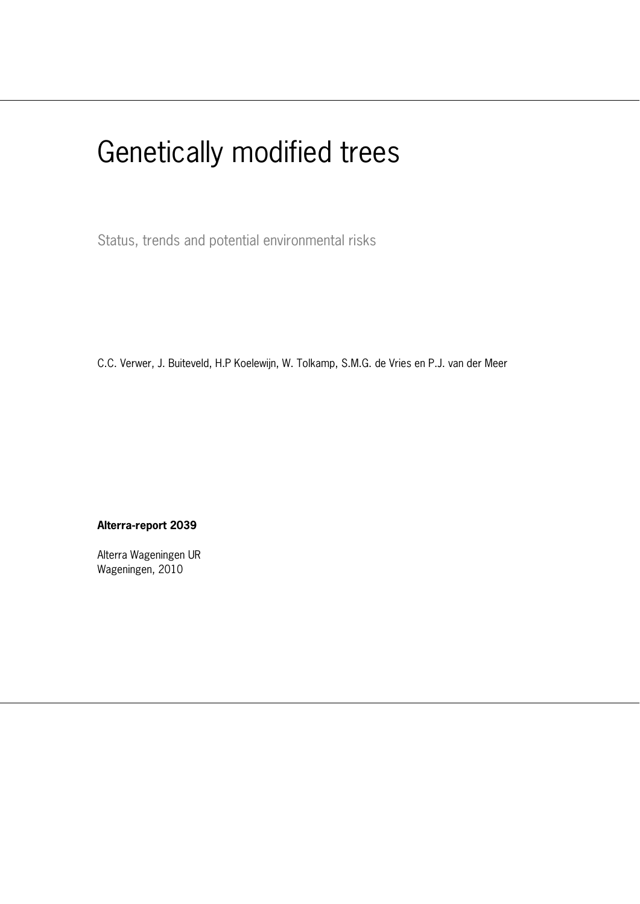# Genetically modified trees

Status, trends and potential environmental risks

C.C. Verwer, J. Buiteveld, H.P Koelewijn, W. Tolkamp, S.M.G. de Vries en P.J. van der Meer

**Alterra-report 2039**

Alterra Wageningen UR
Wageningen, 2010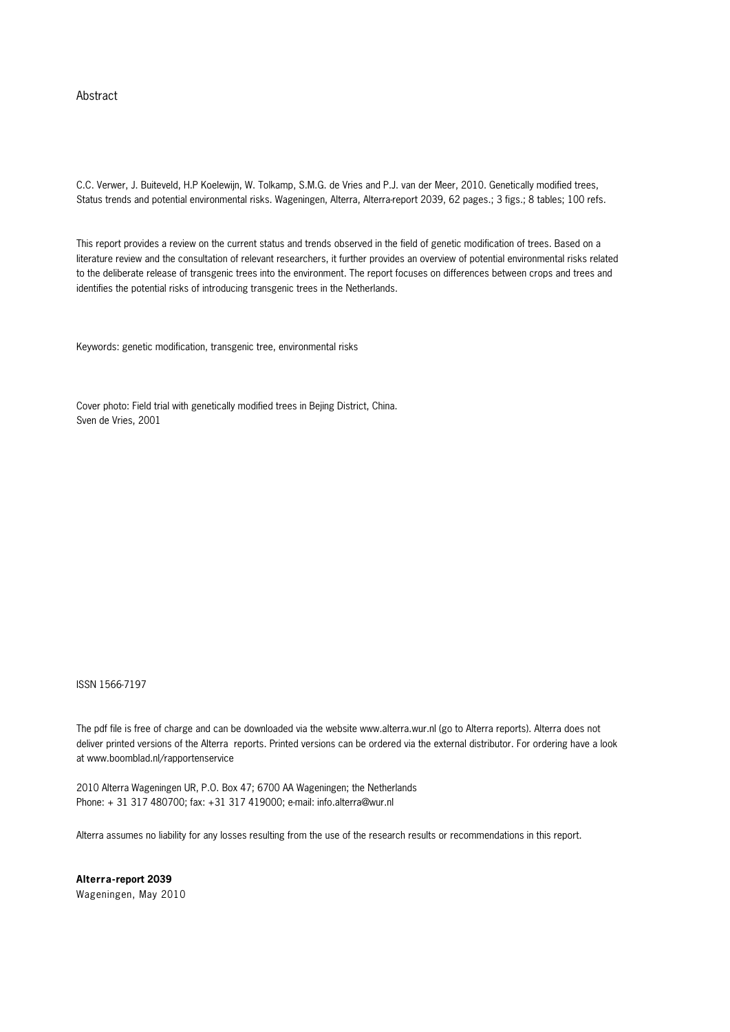Abstract

C.C. Verwer, J. Buiteveld, H.P Koelewijn, W. Tolkamp, S.M.G. de Vries and P.J. van der Meer, 2010. Genetically modified trees, Status trends and potential environmental risks. Wageningen, Alterra, Alterra-report 2039, 62 pages.; 3 figs.; 8 tables; 100 refs.

This report provides a review on the current status and trends observed in the field of genetic modification of trees. Based on a literature review and the consultation of relevant researchers, it further provides an overview of potential environmental risks related to the deliberate release of transgenic trees into the environment. The report focuses on differences between crops and trees and identifies the potential risks of introducing transgenic trees in the Netherlands.

Keywords: genetic modification, transgenic tree, environmental risks

Cover photo: Field trial with genetically modified trees in Bejing District, China.
Sven de Vries, 2001

ISSN 1566-7197

The pdf file is free of charge and can be downloaded via the website www.alterra.wur.nl (go to Alterra reports). Alterra does not deliver printed versions of the Alterra reports. Printed versions can be ordered via the external distributor. For ordering have a look at www.boomblad.nl/rapportenservice

2010 Alterra Wageningen UR, P.O. Box 47; 6700 AA Wageningen; the Netherlands
Phone: + 31 317 480700; fax: +31 317 419000; e-mail: info.alterra@wur.nl

Alterra assumes no liability for any losses resulting from the use of the research results or recommendations in this report.

**Alterra-report 2039**
Wageningen, May 2010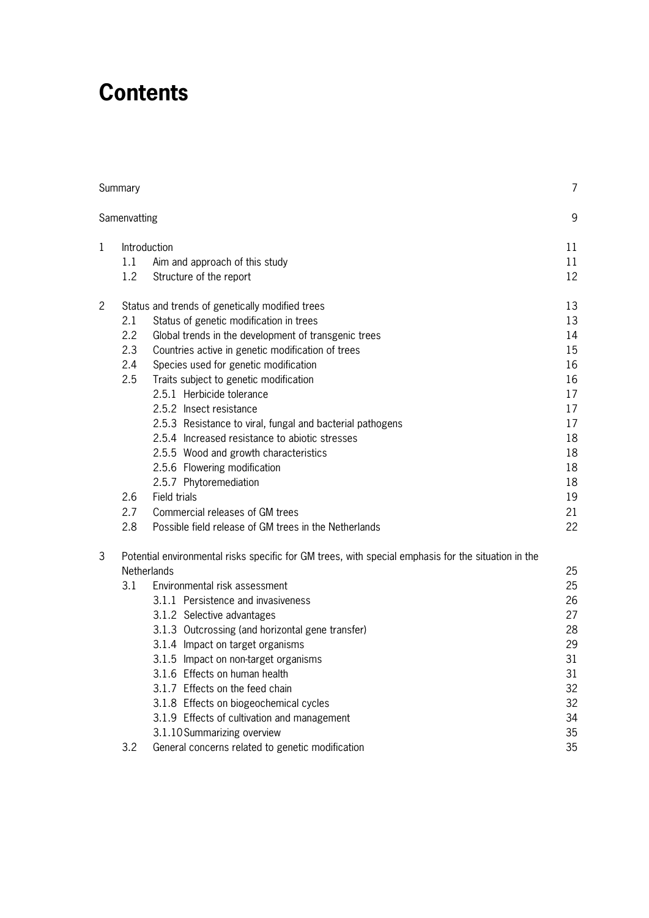# Contents

| | | | |
|---|---|---|---|
| Summary | | | 7 |
| Samenvatting | | | 9 |
| 1 | Introduction | | 11 |
| | 1.1 | Aim and approach of this study | 11 |
| | 1.2 | Structure of the report | 12 |
| 2 | Status and trends of genetically modified trees | | 13 |
| | 2.1 | Status of genetic modification in trees | 13 |
| | 2.2 | Global trends in the development of transgenic trees | 14 |
| | 2.3 | Countries active in genetic modification of trees | 15 |
| | 2.4 | Species used for genetic modification | 16 |
| | 2.5 | Traits subject to genetic modification | 16 |
| | | 2.5.1 Herbicide tolerance | 17 |
| | | 2.5.2 Insect resistance | 17 |
| | | 2.5.3 Resistance to viral, fungal and bacterial pathogens | 17 |
| | | 2.5.4 Increased resistance to abiotic stresses | 18 |
| | | 2.5.5 Wood and growth characteristics | 18 |
| | | 2.5.6 Flowering modification | 18 |
| | | 2.5.7 Phytoremediation | 18 |
| | 2.6 | Field trials | 19 |
| | 2.7 | Commercial releases of GM trees | 21 |
| | 2.8 | Possible field release of GM trees in the Netherlands | 22 |
| 3 | Potential environmental risks specific for GM trees, with special emphasis for the situation in the Netherlands | | 25 |
| | 3.1 | Environmental risk assessment | 25 |
| | | 3.1.1 Persistence and invasiveness | 26 |
| | | 3.1.2 Selective advantages | 27 |
| | | 3.1.3 Outcrossing (and horizontal gene transfer) | 28 |
| | | 3.1.4 Impact on target organisms | 29 |
| | | 3.1.5 Impact on non-target organisms | 31 |
| | | 3.1.6 Effects on human health | 31 |
| | | 3.1.7 Effects on the feed chain | 32 |
| | | 3.1.8 Effects on biogeochemical cycles | 32 |
| | | 3.1.9 Effects of cultivation and management | 34 |
| | | 3.1.10 Summarizing overview | 35 |
| | 3.2 | General concerns related to genetic modification | 35 |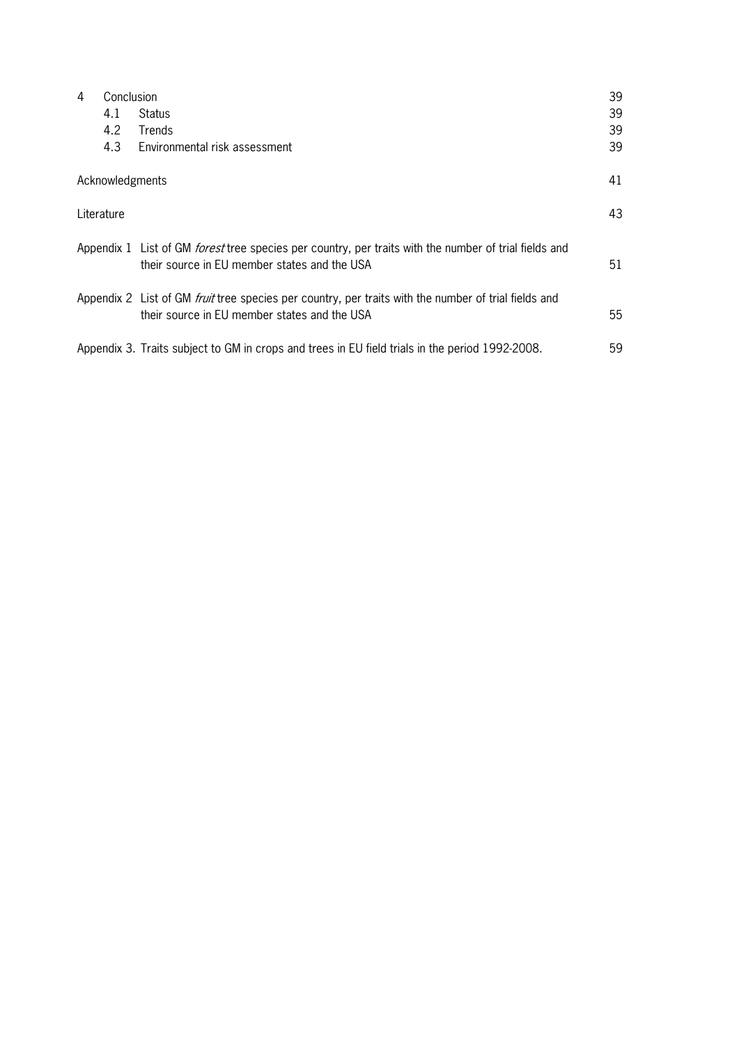| | | |
|---|---|---|
| 4 | Conclusion | 39 |
| | 4.1 Status | 39 |
| | 4.2 Trends | 39 |
| | 4.3 Environmental risk assessment | 39 |
| Acknowledgments | | 41 |
| Literature | | 43 |
| Appendix 1 | List of GM *forest* tree species per country, per traits with the number of trial fields and their source in EU member states and the USA | 51 |
| Appendix 2 | List of GM *fruit* tree species per country, per traits with the number of trial fields and their source in EU member states and the USA | 55 |
| Appendix 3. | Traits subject to GM in crops and trees in EU field trials in the period 1992-2008. | 59 |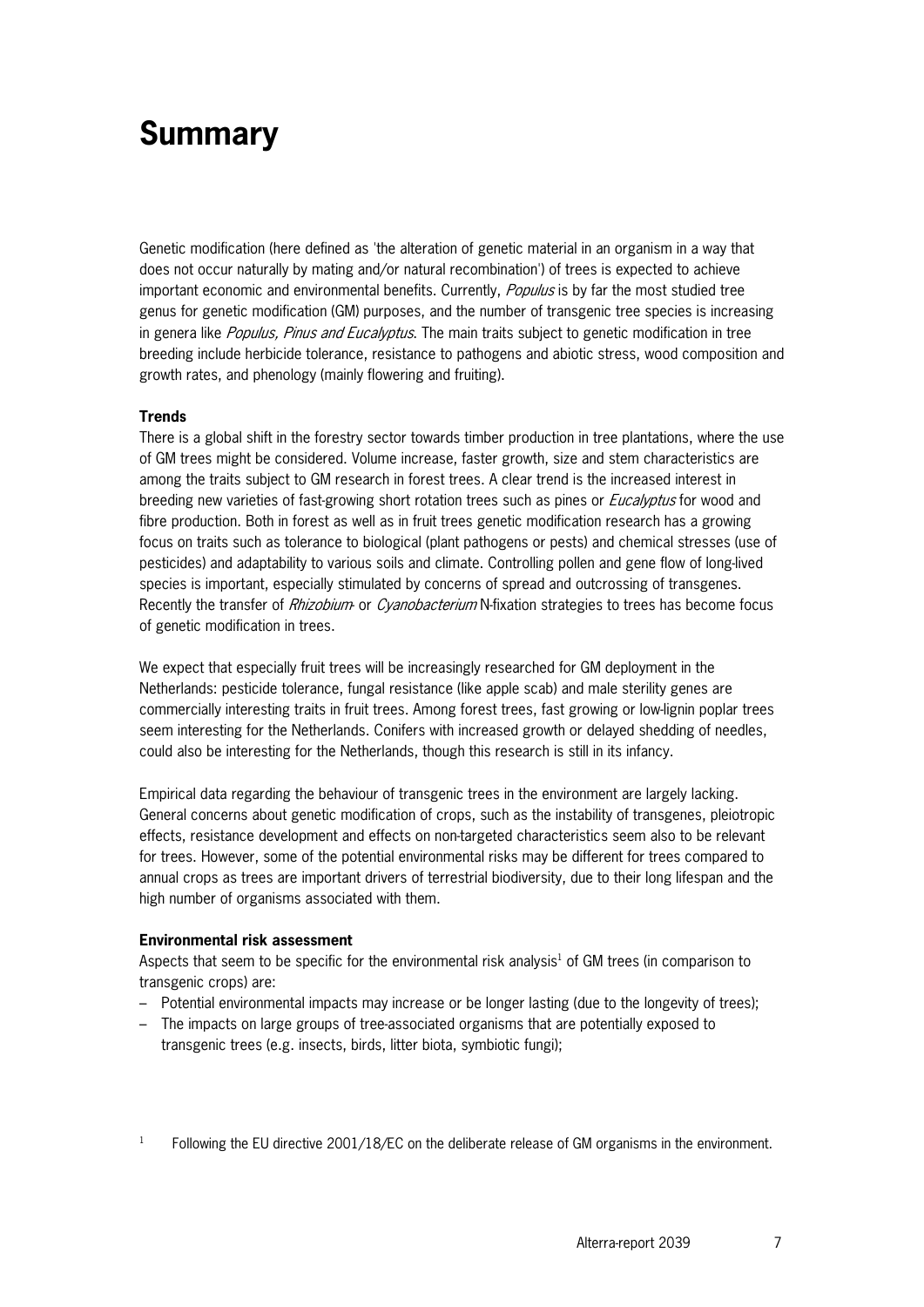# Summary

Genetic modification (here defined as 'the alteration of genetic material in an organism in a way that does not occur naturally by mating and/or natural recombination') of trees is expected to achieve important economic and environmental benefits. Currently, *Populus* is by far the most studied tree genus for genetic modification (GM) purposes, and the number of transgenic tree species is increasing in genera like *Populus, Pinus and Eucalyptus*. The main traits subject to genetic modification in tree breeding include herbicide tolerance, resistance to pathogens and abiotic stress, wood composition and growth rates, and phenology (mainly flowering and fruiting).

**Trends**

There is a global shift in the forestry sector towards timber production in tree plantations, where the use of GM trees might be considered. Volume increase, faster growth, size and stem characteristics are among the traits subject to GM research in forest trees. A clear trend is the increased interest in breeding new varieties of fast-growing short rotation trees such as pines or *Eucalyptus* for wood and fibre production. Both in forest as well as in fruit trees genetic modification research has a growing focus on traits such as tolerance to biological (plant pathogens or pests) and chemical stresses (use of pesticides) and adaptability to various soils and climate. Controlling pollen and gene flow of long-lived species is important, especially stimulated by concerns of spread and outcrossing of transgenes. Recently the transfer of *Rhizobium*- or *Cyanobacterium* N-fixation strategies to trees has become focus of genetic modification in trees.

We expect that especially fruit trees will be increasingly researched for GM deployment in the Netherlands: pesticide tolerance, fungal resistance (like apple scab) and male sterility genes are commercially interesting traits in fruit trees. Among forest trees, fast growing or low-lignin poplar trees seem interesting for the Netherlands. Conifers with increased growth or delayed shedding of needles, could also be interesting for the Netherlands, though this research is still in its infancy.

Empirical data regarding the behaviour of transgenic trees in the environment are largely lacking. General concerns about genetic modification of crops, such as the instability of transgenes, pleiotropic effects, resistance development and effects on non-targeted characteristics seem also to be relevant for trees. However, some of the potential environmental risks may be different for trees compared to annual crops as trees are important drivers of terrestrial biodiversity, due to their long lifespan and the high number of organisms associated with them.

**Environmental risk assessment**

Aspects that seem to be specific for the environmental risk analysis[1] of GM trees (in comparison to transgenic crops) are:

- Potential environmental impacts may increase or be longer lasting (due to the longevity of trees);
- The impacts on large groups of tree-associated organisms that are potentially exposed to transgenic trees (e.g. insects, birds, litter biota, symbiotic fungi);

[1] Following the EU directive 2001/18/EC on the deliberate release of GM organisms in the environment.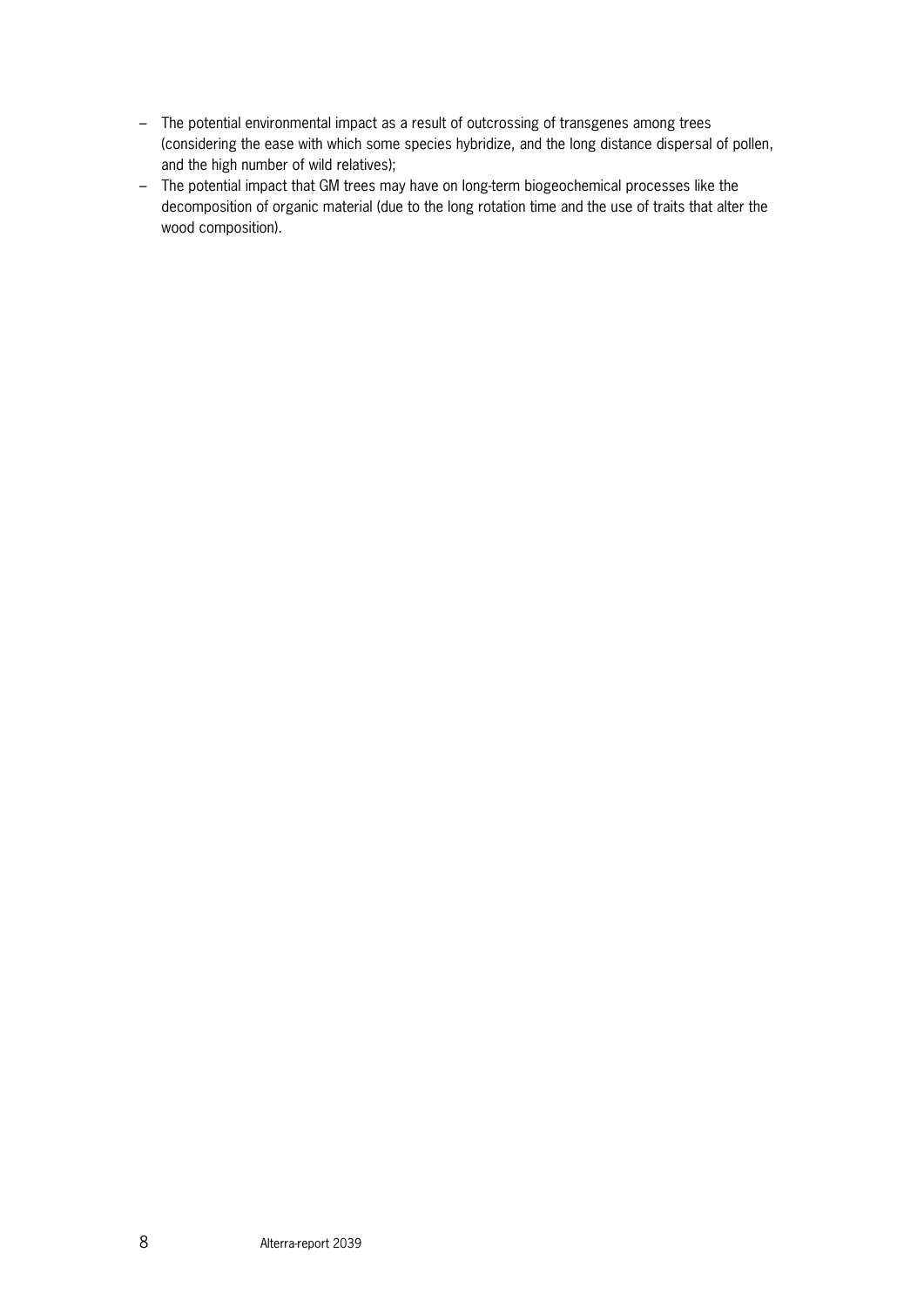- The potential environmental impact as a result of outcrossing of transgenes among trees (considering the ease with which some species hybridize, and the long distance dispersal of pollen, and the high number of wild relatives);
- The potential impact that GM trees may have on long-term biogeochemical processes like the decomposition of organic material (due to the long rotation time and the use of traits that alter the wood composition).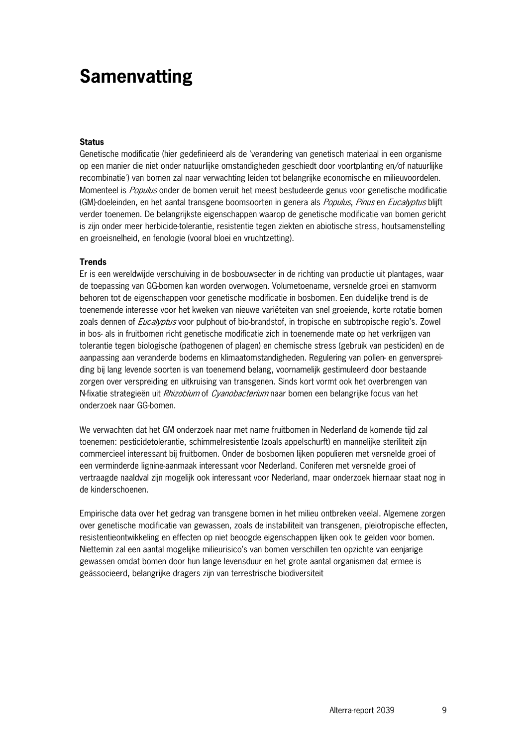# Samenvatting

**Status**

Genetische modificatie (hier gedefinieerd als de 'verandering van genetisch materiaal in een organisme op een manier die niet onder natuurlijke omstandigheden geschiedt door voortplanting en/of natuurlijke recombinatie') van bomen zal naar verwachting leiden tot belangrijke economische en milieuvoordelen. Momenteel is *Populus* onder de bomen veruit het meest bestudeerde genus voor genetische modificatie (GM)-doeleinden, en het aantal transgene boomsoorten in genera als *Populus*, *Pinus* en *Eucalyptus* blijft verder toenemen. De belangrijkste eigenschappen waarop de genetische modificatie van bomen gericht is zijn onder meer herbicide-tolerantie, resistentie tegen ziekten en abiotische stress, houtsamenstelling en groeisnelheid, en fenologie (vooral bloei en vruchtzetting).

**Trends**

Er is een wereldwijde verschuiving in de bosbouwsecter in de richting van productie uit plantages, waar de toepassing van GG-bomen kan worden overwogen. Volumetoename, versnelde groei en stamvorm behoren tot de eigenschappen voor genetische modificatie in bosbomen. Een duidelijke trend is de toenemende interesse voor het kweken van nieuwe variëteiten van snel groeiende, korte rotatie bomen zoals dennen of *Eucalyptus* voor pulphout of bio-brandstof, in tropische en subtropische regio's. Zowel in bos- als in fruitbomen richt genetische modificatie zich in toenemende mate op het verkrijgen van tolerantie tegen biologische (pathogenen of plagen) en chemische stress (gebruik van pesticiden) en de aanpassing aan veranderde bodems en klimaatomstandigheden. Regulering van pollen- en genverspreiding bij lang levende soorten is van toenemend belang, voornamelijk gestimuleerd door bestaande zorgen over verspreiding en uitkruising van transgenen. Sinds kort vormt ook het overbrengen van N-fixatie strategieën uit *Rhizobium* of *Cyanobacterium* naar bomen een belangrijke focus van het onderzoek naar GG-bomen.

We verwachten dat het GM onderzoek naar met name fruitbomen in Nederland de komende tijd zal toenemen: pesticidetolerantie, schimmelresistentie (zoals appelschurft) en mannelijke steriliteit zijn commercieel interessant bij fruitbomen. Onder de bosbomen lijken populieren met versnelde groei of een verminderde lignine-aanmaak interessant voor Nederland. Coniferen met versnelde groei of vertraagde naaldval zijn mogelijk ook interessant voor Nederland, maar onderzoek hiernaar staat nog in de kinderschoenen.

Empirische data over het gedrag van transgene bomen in het milieu ontbreken veelal. Algemene zorgen over genetische modificatie van gewassen, zoals de instabiliteit van transgenen, pleiotropische effecten, resistentieontwikkeling en effecten op niet beoogde eigenschappen lijken ook te gelden voor bomen. Niettemin zal een aantal mogelijke milieurisico's van bomen verschillen ten opzichte van eenjarige gewassen omdat bomen door hun lange levensduur en het grote aantal organismen dat ermee is geässocieerd, belangrijke dragers zijn van terrestrische biodiversiteit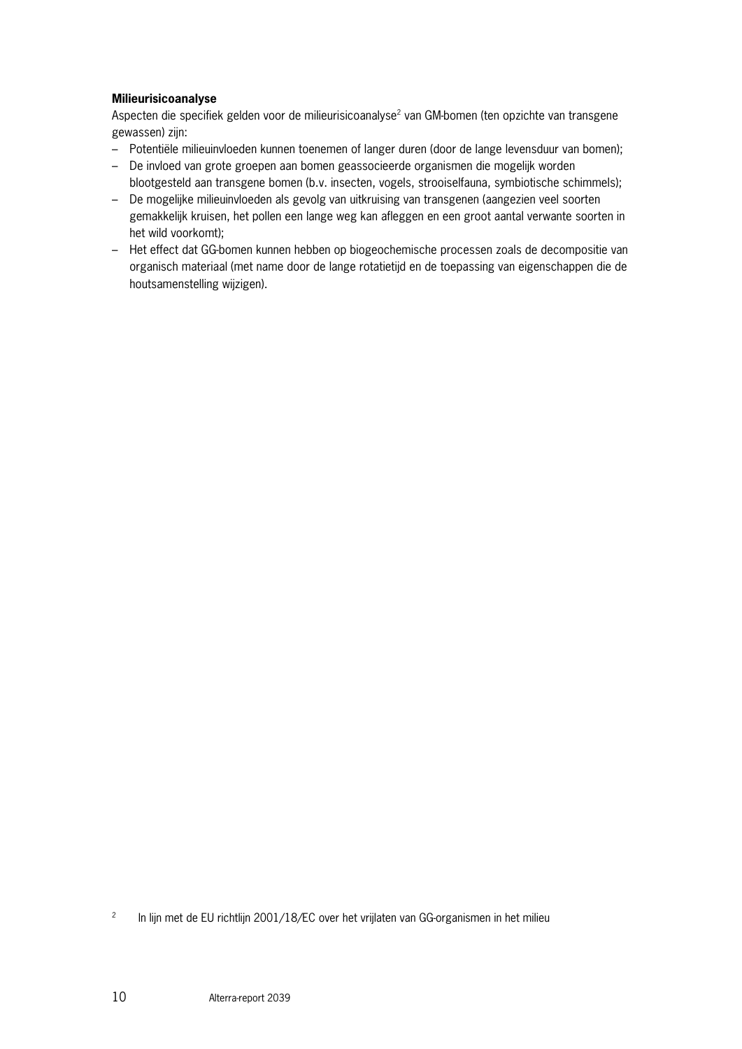**Milieurisicoanalyse**

Aspecten die specifiek gelden voor de milieurisicoanalyse[2] van GM-bomen (ten opzichte van transgene gewassen) zijn:

- Potentiële milieuinvloeden kunnen toenemen of langer duren (door de lange levensduur van bomen);
- De invloed van grote groepen aan bomen geassocieerde organismen die mogelijk worden blootgesteld aan transgene bomen (b.v. insecten, vogels, strooiselfauna, symbiotische schimmels);
- De mogelijke milieuinvloeden als gevolg van uitkruising van transgenen (aangezien veel soorten gemakkelijk kruisen, het pollen een lange weg kan afleggen en een groot aantal verwante soorten in het wild voorkomt);
- Het effect dat GG-bomen kunnen hebben op biogeochemische processen zoals de decompositie van organisch materiaal (met name door de lange rotatietijd en de toepassing van eigenschappen die de houtsamenstelling wijzigen).

[2] In lijn met de EU richtlijn 2001/18/EC over het vrijlaten van GG-organismen in het milieu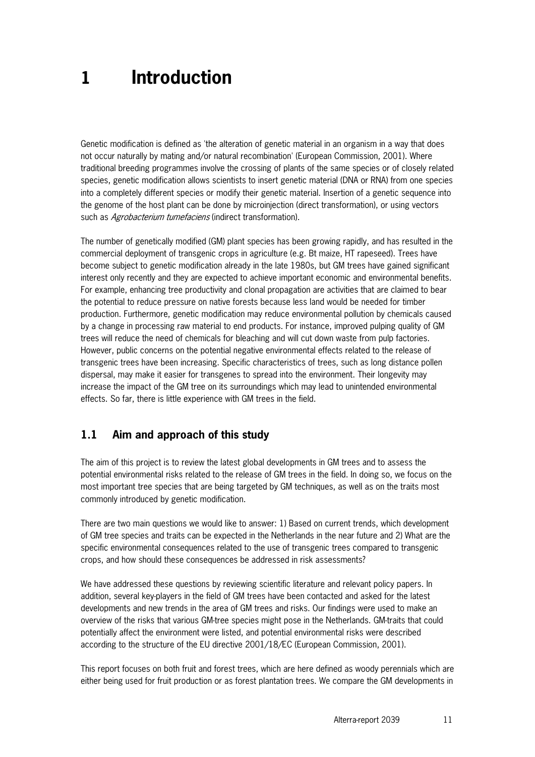# 1 Introduction

Genetic modification is defined as 'the alteration of genetic material in an organism in a way that does not occur naturally by mating and/or natural recombination' (European Commission, 2001). Where traditional breeding programmes involve the crossing of plants of the same species or of closely related species, genetic modification allows scientists to insert genetic material (DNA or RNA) from one species into a completely different species or modify their genetic material. Insertion of a genetic sequence into the genome of the host plant can be done by microinjection (direct transformation), or using vectors such as *Agrobacterium tumefaciens* (indirect transformation).

The number of genetically modified (GM) plant species has been growing rapidly, and has resulted in the commercial deployment of transgenic crops in agriculture (e.g. Bt maize, HT rapeseed). Trees have become subject to genetic modification already in the late 1980s, but GM trees have gained significant interest only recently and they are expected to achieve important economic and environmental benefits. For example, enhancing tree productivity and clonal propagation are activities that are claimed to bear the potential to reduce pressure on native forests because less land would be needed for timber production. Furthermore, genetic modification may reduce environmental pollution by chemicals caused by a change in processing raw material to end products. For instance, improved pulping quality of GM trees will reduce the need of chemicals for bleaching and will cut down waste from pulp factories. However, public concerns on the potential negative environmental effects related to the release of transgenic trees have been increasing. Specific characteristics of trees, such as long distance pollen dispersal, may make it easier for transgenes to spread into the environment. Their longevity may increase the impact of the GM tree on its surroundings which may lead to unintended environmental effects. So far, there is little experience with GM trees in the field.

## 1.1 Aim and approach of this study

The aim of this project is to review the latest global developments in GM trees and to assess the potential environmental risks related to the release of GM trees in the field. In doing so, we focus on the most important tree species that are being targeted by GM techniques, as well as on the traits most commonly introduced by genetic modification.

There are two main questions we would like to answer: 1) Based on current trends, which development of GM tree species and traits can be expected in the Netherlands in the near future and 2) What are the specific environmental consequences related to the use of transgenic trees compared to transgenic crops, and how should these consequences be addressed in risk assessments?

We have addressed these questions by reviewing scientific literature and relevant policy papers. In addition, several key-players in the field of GM trees have been contacted and asked for the latest developments and new trends in the area of GM trees and risks. Our findings were used to make an overview of the risks that various GM-tree species might pose in the Netherlands. GM-traits that could potentially affect the environment were listed, and potential environmental risks were described according to the structure of the EU directive 2001/18/EC (European Commission, 2001).

This report focuses on both fruit and forest trees, which are here defined as woody perennials which are either being used for fruit production or as forest plantation trees. We compare the GM developments in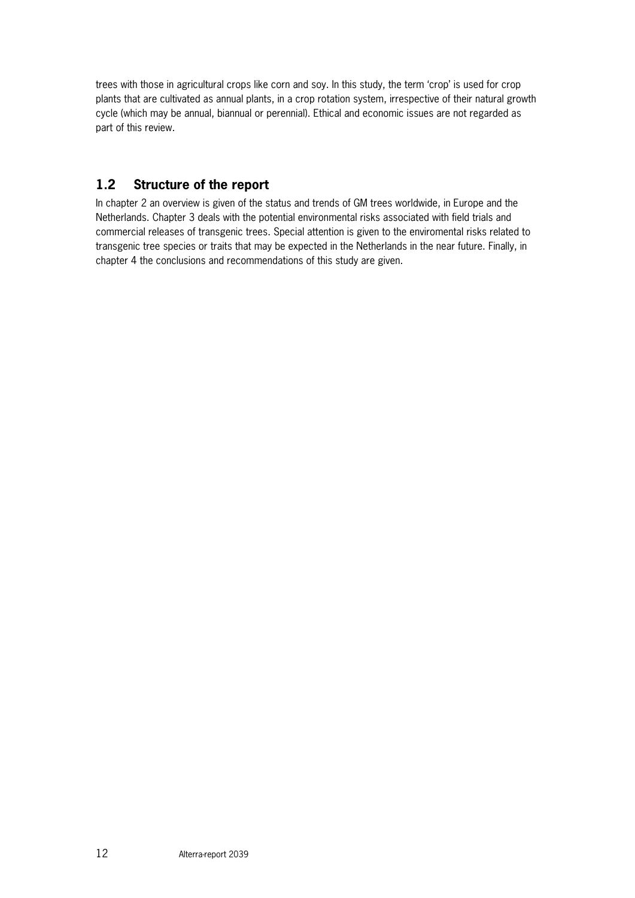trees with those in agricultural crops like corn and soy. In this study, the term 'crop' is used for crop plants that are cultivated as annual plants, in a crop rotation system, irrespective of their natural growth cycle (which may be annual, biannual or perennial). Ethical and economic issues are not regarded as part of this review.

## 1.2 Structure of the report

In chapter 2 an overview is given of the status and trends of GM trees worldwide, in Europe and the Netherlands. Chapter 3 deals with the potential environmental risks associated with field trials and commercial releases of transgenic trees. Special attention is given to the enviromental risks related to transgenic tree species or traits that may be expected in the Netherlands in the near future. Finally, in chapter 4 the conclusions and recommendations of this study are given.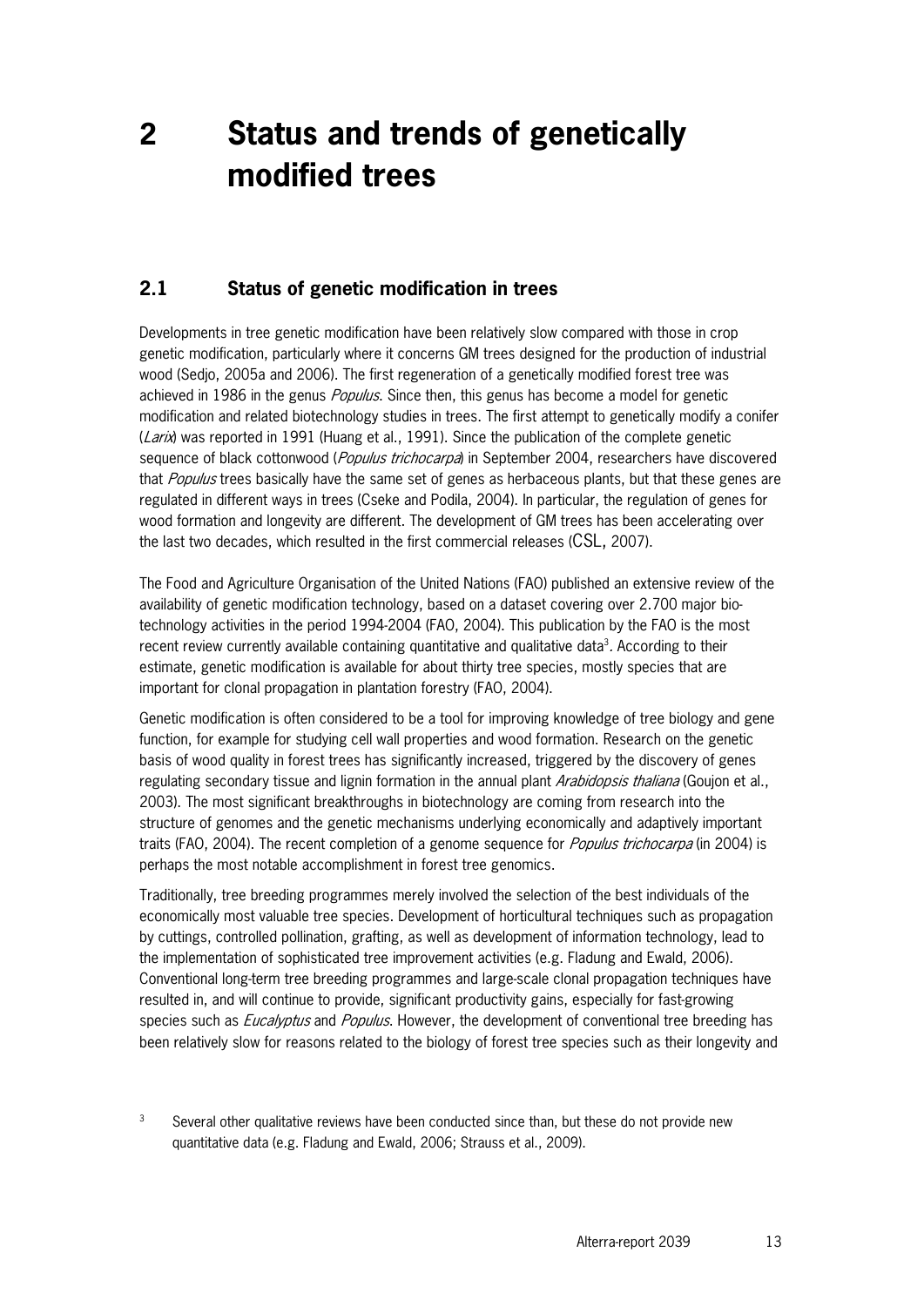# 2 Status and trends of genetically modified trees

## 2.1 Status of genetic modification in trees

Developments in tree genetic modification have been relatively slow compared with those in crop genetic modification, particularly where it concerns GM trees designed for the production of industrial wood (Sedjo, 2005a and 2006). The first regeneration of a genetically modified forest tree was achieved in 1986 in the genus *Populus*. Since then, this genus has become a model for genetic modification and related biotechnology studies in trees. The first attempt to genetically modify a conifer (*Larix*) was reported in 1991 (Huang et al., 1991). Since the publication of the complete genetic sequence of black cottonwood (*Populus trichocarpa*) in September 2004, researchers have discovered that *Populus* trees basically have the same set of genes as herbaceous plants, but that these genes are regulated in different ways in trees (Cseke and Podila, 2004). In particular, the regulation of genes for wood formation and longevity are different. The development of GM trees has been accelerating over the last two decades, which resulted in the first commercial releases (CSL, 2007).

The Food and Agriculture Organisation of the United Nations (FAO) published an extensive review of the availability of genetic modification technology, based on a dataset covering over 2.700 major bio-technology activities in the period 1994-2004 (FAO, 2004). This publication by the FAO is the most recent review currently available containing quantitative and qualitative data[3]. According to their estimate, genetic modification is available for about thirty tree species, mostly species that are important for clonal propagation in plantation forestry (FAO, 2004).

Genetic modification is often considered to be a tool for improving knowledge of tree biology and gene function, for example for studying cell wall properties and wood formation. Research on the genetic basis of wood quality in forest trees has significantly increased, triggered by the discovery of genes regulating secondary tissue and lignin formation in the annual plant *Arabidopsis thaliana* (Goujon et al., 2003). The most significant breakthroughs in biotechnology are coming from research into the structure of genomes and the genetic mechanisms underlying economically and adaptively important traits (FAO, 2004). The recent completion of a genome sequence for *Populus trichocarpa* (in 2004) is perhaps the most notable accomplishment in forest tree genomics.

Traditionally, tree breeding programmes merely involved the selection of the best individuals of the economically most valuable tree species. Development of horticultural techniques such as propagation by cuttings, controlled pollination, grafting, as well as development of information technology, lead to the implementation of sophisticated tree improvement activities (e.g. Fladung and Ewald, 2006). Conventional long-term tree breeding programmes and large-scale clonal propagation techniques have resulted in, and will continue to provide, significant productivity gains, especially for fast-growing species such as *Eucalyptus* and *Populus*. However, the development of conventional tree breeding has been relatively slow for reasons related to the biology of forest tree species such as their longevity and

[3] Several other qualitative reviews have been conducted since than, but these do not provide new quantitative data (e.g. Fladung and Ewald, 2006; Strauss et al., 2009).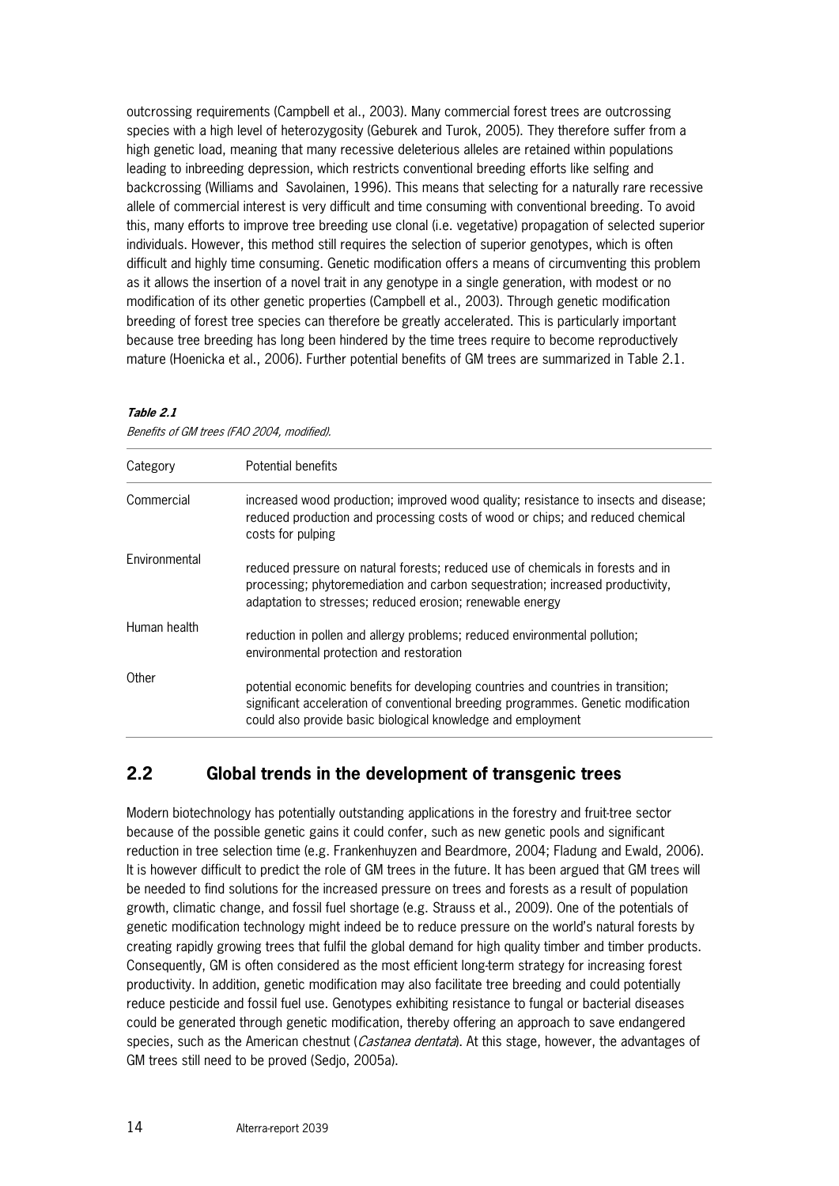outcrossing requirements (Campbell et al., 2003). Many commercial forest trees are outcrossing species with a high level of heterozygosity (Geburek and Turok, 2005). They therefore suffer from a high genetic load, meaning that many recessive deleterious alleles are retained within populations leading to inbreeding depression, which restricts conventional breeding efforts like selfing and backcrossing (Williams and Savolainen, 1996). This means that selecting for a naturally rare recessive allele of commercial interest is very difficult and time consuming with conventional breeding. To avoid this, many efforts to improve tree breeding use clonal (i.e. vegetative) propagation of selected superior individuals. However, this method still requires the selection of superior genotypes, which is often difficult and highly time consuming. Genetic modification offers a means of circumventing this problem as it allows the insertion of a novel trait in any genotype in a single generation, with modest or no modification of its other genetic properties (Campbell et al., 2003). Through genetic modification breeding of forest tree species can therefore be greatly accelerated. This is particularly important because tree breeding has long been hindered by the time trees require to become reproductively mature (Hoenicka et al., 2006). Further potential benefits of GM trees are summarized in Table 2.1.

***Table 2.1***

*Benefits of GM trees (FAO 2004, modified).*

| Category | Potential benefits |
| --- | --- |
| Commercial | increased wood production; improved wood quality; resistance to insects and disease; reduced production and processing costs of wood or chips; and reduced chemical costs for pulping |
| Environmental | reduced pressure on natural forests; reduced use of chemicals in forests and in processing; phytoremediation and carbon sequestration; increased productivity, adaptation to stresses; reduced erosion; renewable energy |
| Human health | reduction in pollen and allergy problems; reduced environmental pollution; environmental protection and restoration |
| Other | potential economic benefits for developing countries and countries in transition; significant acceleration of conventional breeding programmes. Genetic modification could also provide basic biological knowledge and employment |

## 2.2 Global trends in the development of transgenic trees

Modern biotechnology has potentially outstanding applications in the forestry and fruit-tree sector because of the possible genetic gains it could confer, such as new genetic pools and significant reduction in tree selection time (e.g. Frankenhuyzen and Beardmore, 2004; Fladung and Ewald, 2006). It is however difficult to predict the role of GM trees in the future. It has been argued that GM trees will be needed to find solutions for the increased pressure on trees and forests as a result of population growth, climatic change, and fossil fuel shortage (e.g. Strauss et al., 2009). One of the potentials of genetic modification technology might indeed be to reduce pressure on the world's natural forests by creating rapidly growing trees that fulfil the global demand for high quality timber and timber products. Consequently, GM is often considered as the most efficient long-term strategy for increasing forest productivity. In addition, genetic modification may also facilitate tree breeding and could potentially reduce pesticide and fossil fuel use. Genotypes exhibiting resistance to fungal or bacterial diseases could be generated through genetic modification, thereby offering an approach to save endangered species, such as the American chestnut (*Castanea dentata*). At this stage, however, the advantages of GM trees still need to be proved (Sedjo, 2005a).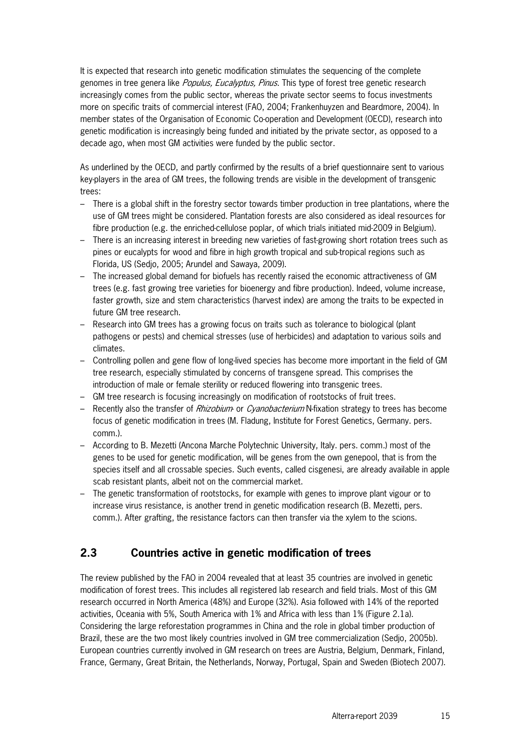It is expected that research into genetic modification stimulates the sequencing of the complete genomes in tree genera like *Populus, Eucalyptus, Pinus*. This type of forest tree genetic research increasingly comes from the public sector, whereas the private sector seems to focus investments more on specific traits of commercial interest (FAO, 2004; Frankenhuyzen and Beardmore, 2004). In member states of the Organisation of Economic Co-operation and Development (OECD), research into genetic modification is increasingly being funded and initiated by the private sector, as opposed to a decade ago, when most GM activities were funded by the public sector.

As underlined by the OECD, and partly confirmed by the results of a brief questionnaire sent to various key-players in the area of GM trees, the following trends are visible in the development of transgenic trees:

- There is a global shift in the forestry sector towards timber production in tree plantations, where the use of GM trees might be considered. Plantation forests are also considered as ideal resources for fibre production (e.g. the enriched-cellulose poplar, of which trials initiated mid-2009 in Belgium).
- There is an increasing interest in breeding new varieties of fast-growing short rotation trees such as pines or eucalypts for wood and fibre in high growth tropical and sub-tropical regions such as Florida, US (Sedjo, 2005; Arundel and Sawaya, 2009).
- The increased global demand for biofuels has recently raised the economic attractiveness of GM trees (e.g. fast growing tree varieties for bioenergy and fibre production). Indeed, volume increase, faster growth, size and stem characteristics (harvest index) are among the traits to be expected in future GM tree research.
- Research into GM trees has a growing focus on traits such as tolerance to biological (plant pathogens or pests) and chemical stresses (use of herbicides) and adaptation to various soils and climates.
- Controlling pollen and gene flow of long-lived species has become more important in the field of GM tree research, especially stimulated by concerns of transgene spread. This comprises the introduction of male or female sterility or reduced flowering into transgenic trees.
- GM tree research is focusing increasingly on modification of rootstocks of fruit trees.
- Recently also the transfer of *Rhizobium*- or *Cyanobacterium* N-fixation strategy to trees has become focus of genetic modification in trees (M. Fladung, Institute for Forest Genetics, Germany. pers. comm.).
- According to B. Mezetti (Ancona Marche Polytechnic University, Italy. pers. comm.) most of the genes to be used for genetic modification, will be genes from the own genepool, that is from the species itself and all crossable species. Such events, called cisgenesi, are already available in apple scab resistant plants, albeit not on the commercial market.
- The genetic transformation of rootstocks, for example with genes to improve plant vigour or to increase virus resistance, is another trend in genetic modification research (B. Mezetti, pers. comm.). After grafting, the resistance factors can then transfer via the xylem to the scions.

## 2.3 Countries active in genetic modification of trees

The review published by the FAO in 2004 revealed that at least 35 countries are involved in genetic modification of forest trees. This includes all registered lab research and field trials. Most of this GM research occurred in North America (48%) and Europe (32%). Asia followed with 14% of the reported activities, Oceania with 5%, South America with 1% and Africa with less than 1% (Figure 2.1a). Considering the large reforestation programmes in China and the role in global timber production of Brazil, these are the two most likely countries involved in GM tree commercialization (Sedjo, 2005b). European countries currently involved in GM research on trees are Austria, Belgium, Denmark, Finland, France, Germany, Great Britain, the Netherlands, Norway, Portugal, Spain and Sweden (Biotech 2007).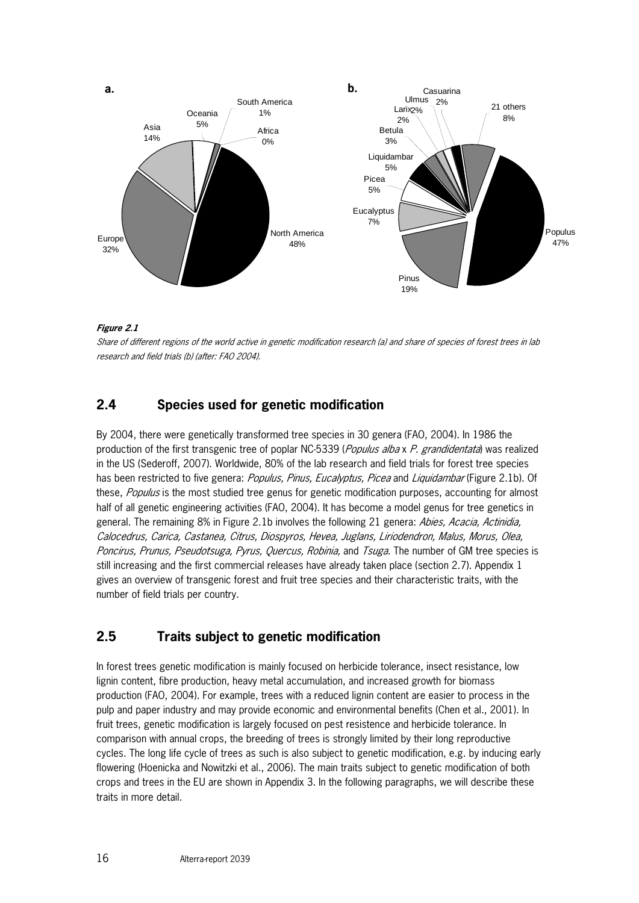**Figure 2.1**

*Share of different regions of the world active in genetic modification research (a) and share of species of forest trees in lab research and field trials (b) (after: FAO 2004).*

## 2.4 Species used for genetic modification

By 2004, there were genetically transformed tree species in 30 genera (FAO, 2004). In 1986 the production of the first transgenic tree of poplar NC-5339 (*Populus alba* x *P. grandidentata*) was realized in the US (Sederoff, 2007). Worldwide, 80% of the lab research and field trials for forest tree species has been restricted to five genera: *Populus, Pinus, Eucalyptus, Picea* and *Liquidambar* (Figure 2.1b). Of these, *Populus* is the most studied tree genus for genetic modification purposes, accounting for almost half of all genetic engineering activities (FAO, 2004). It has become a model genus for tree genetics in general. The remaining 8% in Figure 2.1b involves the following 21 genera: *Abies, Acacia, Actinidia, Calocedrus, Carica, Castanea, Citrus, Diospyros, Hevea, Juglans, Liriodendron, Malus, Morus, Olea, Poncirus, Prunus, Pseudotsuga, Pyrus, Quercus, Robinia,* and *Tsuga*. The number of GM tree species is still increasing and the first commercial releases have already taken place (section 2.7). Appendix 1 gives an overview of transgenic forest and fruit tree species and their characteristic traits, with the number of field trials per country.

## 2.5 Traits subject to genetic modification

In forest trees genetic modification is mainly focused on herbicide tolerance, insect resistance, low lignin content, fibre production, heavy metal accumulation, and increased growth for biomass production (FAO, 2004). For example, trees with a reduced lignin content are easier to process in the pulp and paper industry and may provide economic and environmental benefits (Chen et al., 2001). In fruit trees, genetic modification is largely focused on pest resistence and herbicide tolerance. In comparison with annual crops, the breeding of trees is strongly limited by their long reproductive cycles. The long life cycle of trees as such is also subject to genetic modification, e.g. by inducing early flowering (Hoenicka and Nowitzki et al., 2006). The main traits subject to genetic modification of both crops and trees in the EU are shown in Appendix 3. In the following paragraphs, we will describe these traits in more detail.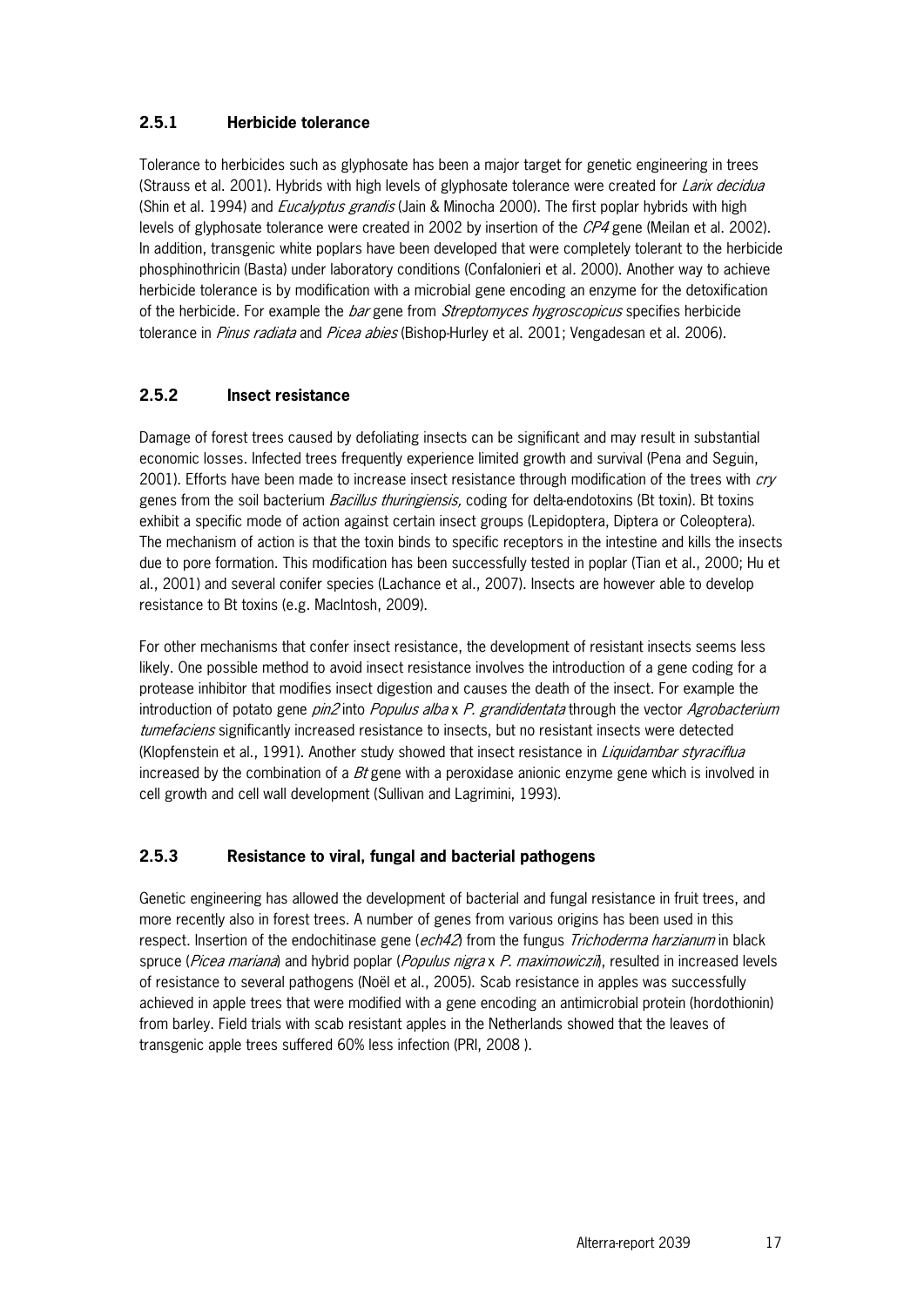### 2.5.1 Herbicide tolerance

Tolerance to herbicides such as glyphosate has been a major target for genetic engineering in trees (Strauss et al. 2001). Hybrids with high levels of glyphosate tolerance were created for *Larix decidua* (Shin et al. 1994) and *Eucalyptus grandis* (Jain & Minocha 2000). The first poplar hybrids with high levels of glyphosate tolerance were created in 2002 by insertion of the *CP4* gene (Meilan et al. 2002). In addition, transgenic white poplars have been developed that were completely tolerant to the herbicide phosphinothricin (Basta) under laboratory conditions (Confalonieri et al. 2000). Another way to achieve herbicide tolerance is by modification with a microbial gene encoding an enzyme for the detoxification of the herbicide. For example the *bar* gene from *Streptomyces hygroscopicus* specifies herbicide tolerance in *Pinus radiata* and *Picea abies* (Bishop-Hurley et al. 2001; Vengadesan et al. 2006).

### 2.5.2 Insect resistance

Damage of forest trees caused by defoliating insects can be significant and may result in substantial economic losses. Infected trees frequently experience limited growth and survival (Pena and Seguin, 2001). Efforts have been made to increase insect resistance through modification of the trees with *cry* genes from the soil bacterium *Bacillus thuringiensis,* coding for delta-endotoxins (Bt toxin). Bt toxins exhibit a specific mode of action against certain insect groups (Lepidoptera, Diptera or Coleoptera). The mechanism of action is that the toxin binds to specific receptors in the intestine and kills the insects due to pore formation. This modification has been successfully tested in poplar (Tian et al., 2000; Hu et al., 2001) and several conifer species (Lachance et al., 2007). Insects are however able to develop resistance to Bt toxins (e.g. MacIntosh, 2009).

For other mechanisms that confer insect resistance, the development of resistant insects seems less likely. One possible method to avoid insect resistance involves the introduction of a gene coding for a protease inhibitor that modifies insect digestion and causes the death of the insect. For example the introduction of potato gene *pin2* into *Populus alba* x *P. grandidentata* through the vector *Agrobacterium tumefaciens* significantly increased resistance to insects, but no resistant insects were detected (Klopfenstein et al., 1991). Another study showed that insect resistance in *Liquidambar styraciflua* increased by the combination of a *Bt* gene with a peroxidase anionic enzyme gene which is involved in cell growth and cell wall development (Sullivan and Lagrimini, 1993).

### 2.5.3 Resistance to viral, fungal and bacterial pathogens

Genetic engineering has allowed the development of bacterial and fungal resistance in fruit trees, and more recently also in forest trees. A number of genes from various origins has been used in this respect. Insertion of the endochitinase gene (*ech42*) from the fungus *Trichoderma harzianum* in black spruce (*Picea mariana*) and hybrid poplar (*Populus nigra* x *P. maximowiczii*), resulted in increased levels of resistance to several pathogens (Noël et al., 2005). Scab resistance in apples was successfully achieved in apple trees that were modified with a gene encoding an antimicrobial protein (hordothionin) from barley. Field trials with scab resistant apples in the Netherlands showed that the leaves of transgenic apple trees suffered 60% less infection (PRI, 2008 ).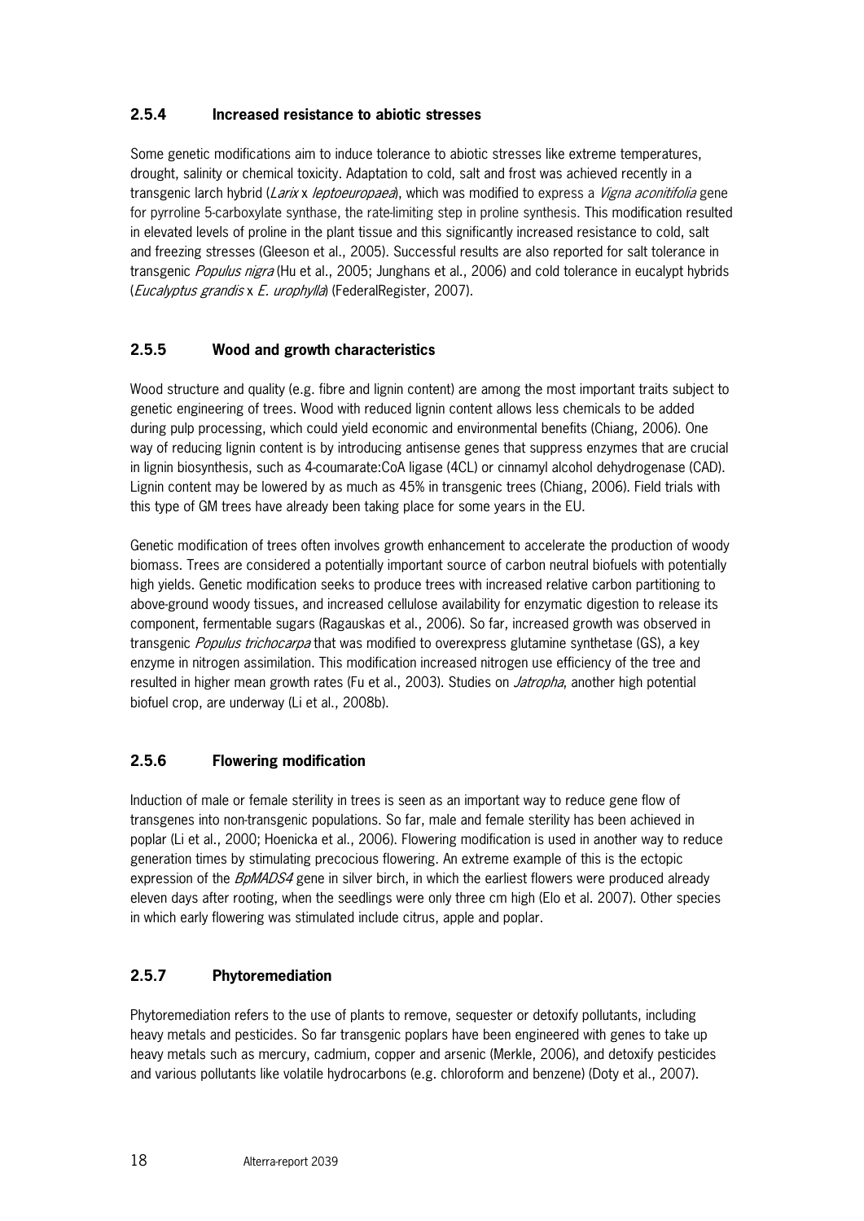### 2.5.4 Increased resistance to abiotic stresses

Some genetic modifications aim to induce tolerance to abiotic stresses like extreme temperatures, drought, salinity or chemical toxicity. Adaptation to cold, salt and frost was achieved recently in a transgenic larch hybrid (*Larix* x *leptoeuropaea*), which was modified to express a *Vigna aconitifolia* gene for pyrroline 5-carboxylate synthase, the rate-limiting step in proline synthesis. This modification resulted in elevated levels of proline in the plant tissue and this significantly increased resistance to cold, salt and freezing stresses (Gleeson et al., 2005). Successful results are also reported for salt tolerance in transgenic *Populus nigra* (Hu et al., 2005; Junghans et al., 2006) and cold tolerance in eucalypt hybrids (*Eucalyptus grandis* x *E. urophylla*) (FederalRegister, 2007).

### 2.5.5 Wood and growth characteristics

Wood structure and quality (e.g. fibre and lignin content) are among the most important traits subject to genetic engineering of trees. Wood with reduced lignin content allows less chemicals to be added during pulp processing, which could yield economic and environmental benefits (Chiang, 2006). One way of reducing lignin content is by introducing antisense genes that suppress enzymes that are crucial in lignin biosynthesis, such as 4-coumarate:CoA ligase (4CL) or cinnamyl alcohol dehydrogenase (CAD). Lignin content may be lowered by as much as 45% in transgenic trees (Chiang, 2006). Field trials with this type of GM trees have already been taking place for some years in the EU.

Genetic modification of trees often involves growth enhancement to accelerate the production of woody biomass. Trees are considered a potentially important source of carbon neutral biofuels with potentially high yields. Genetic modification seeks to produce trees with increased relative carbon partitioning to above-ground woody tissues, and increased cellulose availability for enzymatic digestion to release its component, fermentable sugars (Ragauskas et al., 2006). So far, increased growth was observed in transgenic *Populus trichocarpa* that was modified to overexpress glutamine synthetase (GS), a key enzyme in nitrogen assimilation. This modification increased nitrogen use efficiency of the tree and resulted in higher mean growth rates (Fu et al., 2003). Studies on *Jatropha*, another high potential biofuel crop, are underway (Li et al., 2008b).

### 2.5.6 Flowering modification

Induction of male or female sterility in trees is seen as an important way to reduce gene flow of transgenes into non-transgenic populations. So far, male and female sterility has been achieved in poplar (Li et al., 2000; Hoenicka et al., 2006). Flowering modification is used in another way to reduce generation times by stimulating precocious flowering. An extreme example of this is the ectopic expression of the *BpMADS4* gene in silver birch, in which the earliest flowers were produced already eleven days after rooting, when the seedlings were only three cm high (Elo et al. 2007). Other species in which early flowering was stimulated include citrus, apple and poplar.

### 2.5.7 Phytoremediation

Phytoremediation refers to the use of plants to remove, sequester or detoxify pollutants, including heavy metals and pesticides. So far transgenic poplars have been engineered with genes to take up heavy metals such as mercury, cadmium, copper and arsenic (Merkle, 2006), and detoxify pesticides and various pollutants like volatile hydrocarbons (e.g. chloroform and benzene) (Doty et al., 2007).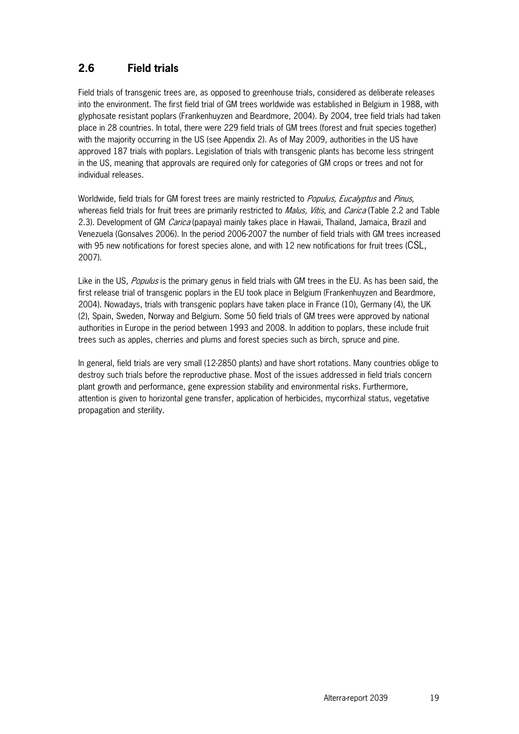## 2.6 Field trials

Field trials of transgenic trees are, as opposed to greenhouse trials, considered as deliberate releases into the environment. The first field trial of GM trees worldwide was established in Belgium in 1988, with glyphosate resistant poplars (Frankenhuyzen and Beardmore, 2004). By 2004, tree field trials had taken place in 28 countries. In total, there were 229 field trials of GM trees (forest and fruit species together) with the majority occurring in the US (see Appendix 2). As of May 2009, authorities in the US have approved 187 trials with poplars. Legislation of trials with transgenic plants has become less stringent in the US, meaning that approvals are required only for categories of GM crops or trees and not for individual releases.

Worldwide, field trials for GM forest trees are mainly restricted to *Populus, Eucalyptus* and *Pinus*, whereas field trials for fruit trees are primarily restricted to *Malus, Vitis,* and *Carica* (Table 2.2 and Table 2.3). Development of GM *Carica* (papaya) mainly takes place in Hawaii, Thailand, Jamaica, Brazil and Venezuela (Gonsalves 2006). In the period 2006-2007 the number of field trials with GM trees increased with 95 new notifications for forest species alone, and with 12 new notifications for fruit trees (CSL, 2007).

Like in the US, *Populus* is the primary genus in field trials with GM trees in the EU. As has been said, the first release trial of transgenic poplars in the EU took place in Belgium (Frankenhuyzen and Beardmore, 2004). Nowadays, trials with transgenic poplars have taken place in France (10), Germany (4), the UK (2), Spain, Sweden, Norway and Belgium. Some 50 field trials of GM trees were approved by national authorities in Europe in the period between 1993 and 2008. In addition to poplars, these include fruit trees such as apples, cherries and plums and forest species such as birch, spruce and pine.

In general, field trials are very small (12-2850 plants) and have short rotations. Many countries oblige to destroy such trials before the reproductive phase. Most of the issues addressed in field trials concern plant growth and performance, gene expression stability and environmental risks. Furthermore, attention is given to horizontal gene transfer, application of herbicides, mycorrhizal status, vegetative propagation and sterility.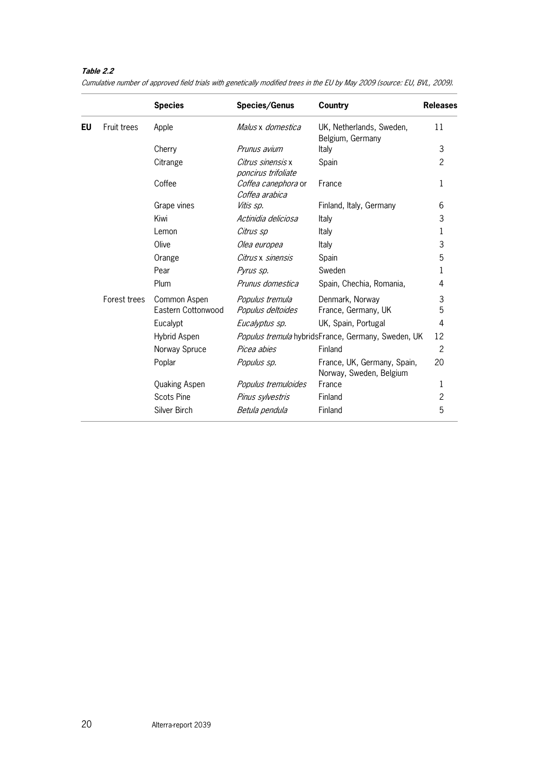**Table 2.2**

*Cumulative number of approved field trials with genetically modified trees in the EU by May 2009 (source: EU, BVL, 2009).*

| | | Species | Species/Genus | Country | Releases |
|---|---|---|---|---|---|
| **EU** | Fruit trees | Apple | *Malus* x *domestica* | UK, Netherlands, Sweden, Belgium, Germany | 11 |
| | | Cherry | *Prunus avium* | Italy | 3 |
| | | Citrange | *Citrus sinensis* x *poncirus trifoliate* | Spain | 2 |
| | | Coffee | *Coffea canephora* or *Coffea arabica* | France | 1 |
| | | Grape vines | *Vitis sp.* | Finland, Italy, Germany | 6 |
| | | Kiwi | *Actinidia deliciosa* | Italy | 3 |
| | | Lemon | *Citrus sp* | Italy | 1 |
| | | Olive | *Olea europea* | Italy | 3 |
| | | Orange | *Citrus* x *sinensis* | Spain | 5 |
| | | Pear | *Pyrus sp.* | Sweden | 1 |
| | | Plum | *Prunus domestica* | Spain, Chechia, Romania, | 4 |
| | Forest trees | Common Aspen | *Populus tremula* | Denmark, Norway | 3 |
| | | Eastern Cottonwood | *Populus deltoides* | France, Germany, UK | 5 |
| | | Eucalypt | *Eucalyptus sp.* | UK, Spain, Portugal | 4 |
| | | Hybrid Aspen | *Populus tremula* hybrids | France, Germany, Sweden, UK | 12 |
| | | Norway Spruce | *Picea abies* | Finland | 2 |
| | | Poplar | *Populus sp.* | France, UK, Germany, Spain, Norway, Sweden, Belgium | 20 |
| | | Quaking Aspen | *Populus tremuloides* | France | 1 |
| | | Scots Pine | *Pinus sylvestris* | Finland | 2 |
| | | Silver Birch | *Betula pendula* | Finland | 5 |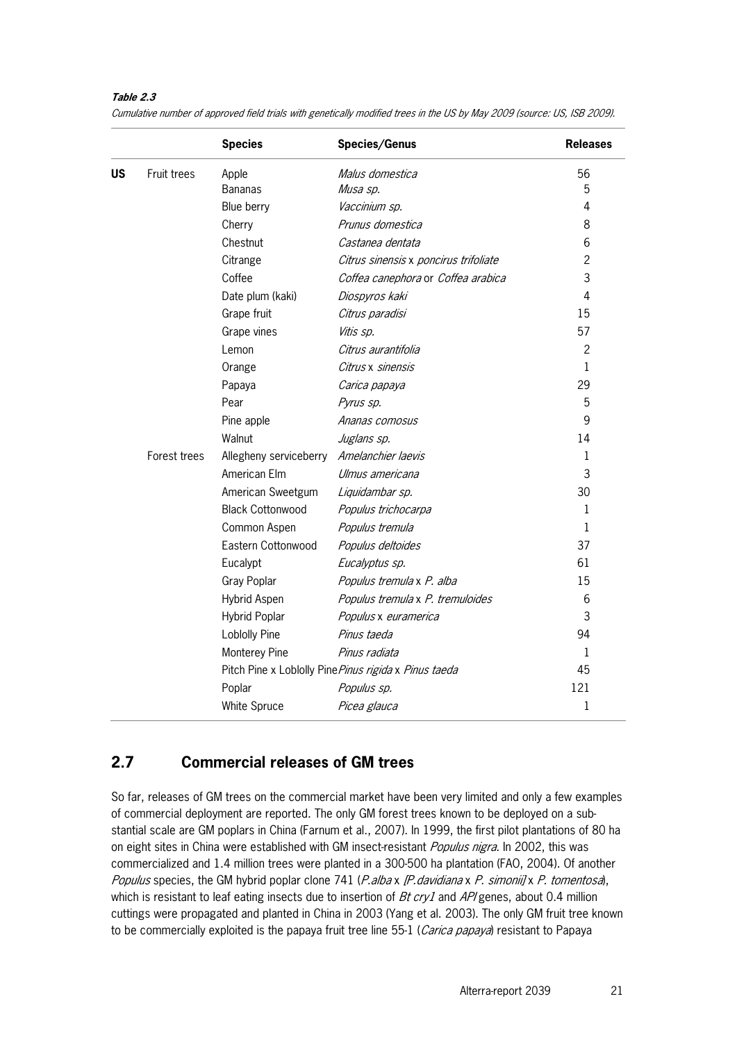***Table 2.3***

*Cumulative number of approved field trials with genetically modified trees in the US by May 2009 (source: US, ISB 2009).*

| | | **Species** | **Species/Genus** | **Releases** |
|---|---|---|---|---|
| **US** | Fruit trees | Apple | *Malus domestica* | 56 |
| | | Bananas | *Musa sp.* | 5 |
| | | Blue berry | *Vaccinium sp.* | 4 |
| | | Cherry | *Prunus domestica* | 8 |
| | | Chestnut | *Castanea dentata* | 6 |
| | | Citrange | *Citrus sinensis* x *poncirus trifoliate* | 2 |
| | | Coffee | *Coffea canephora* or *Coffea arabica* | 3 |
| | | Date plum (kaki) | *Diospyros kaki* | 4 |
| | | Grape fruit | *Citrus paradisi* | 15 |
| | | Grape vines | *Vitis sp.* | 57 |
| | | Lemon | *Citrus aurantifolia* | 2 |
| | | Orange | *Citrus* x *sinensis* | 1 |
| | | Papaya | *Carica papaya* | 29 |
| | | Pear | *Pyrus sp.* | 5 |
| | | Pine apple | *Ananas comosus* | 9 |
| | | Walnut | *Juglans sp.* | 14 |
| | Forest trees | Allegheny serviceberry | *Amelanchier laevis* | 1 |
| | | American Elm | *Ulmus americana* | 3 |
| | | American Sweetgum | *Liquidambar sp.* | 30 |
| | | Black Cottonwood | *Populus trichocarpa* | 1 |
| | | Common Aspen | *Populus tremula* | 1 |
| | | Eastern Cottonwood | *Populus deltoides* | 37 |
| | | Eucalypt | *Eucalyptus sp.* | 61 |
| | | Gray Poplar | *Populus tremula* x *P. alba* | 15 |
| | | Hybrid Aspen | *Populus tremula* x *P. tremuloides* | 6 |
| | | Hybrid Poplar | *Populus* x *euramerica* | 3 |
| | | Loblolly Pine | *Pinus taeda* | 94 |
| | | Monterey Pine | *Pinus radiata* | 1 |
| | | Pitch Pine x Loblolly Pine | *Pinus rigida* x *Pinus taeda* | 45 |
| | | Poplar | *Populus sp.* | 121 |
| | | White Spruce | *Picea glauca* | 1 |

## 2.7 Commercial releases of GM trees

So far, releases of GM trees on the commercial market have been very limited and only a few examples of commercial deployment are reported. The only GM forest trees known to be deployed on a substantial scale are GM poplars in China (Farnum et al., 2007). In 1999, the first pilot plantations of 80 ha on eight sites in China were established with GM insect-resistant *Populus nigra*. In 2002, this was commercialized and 1.4 million trees were planted in a 300-500 ha plantation (FAO, 2004). Of another *Populus* species, the GM hybrid poplar clone 741 (*P.alba* x *[P.davidiana* x *P. simonii]* x *P. tomentosa*), which is resistant to leaf eating insects due to insertion of *Bt cry1* and *API* genes, about 0.4 million cuttings were propagated and planted in China in 2003 (Yang et al. 2003). The only GM fruit tree known to be commercially exploited is the papaya fruit tree line 55-1 (*Carica papaya*) resistant to Papaya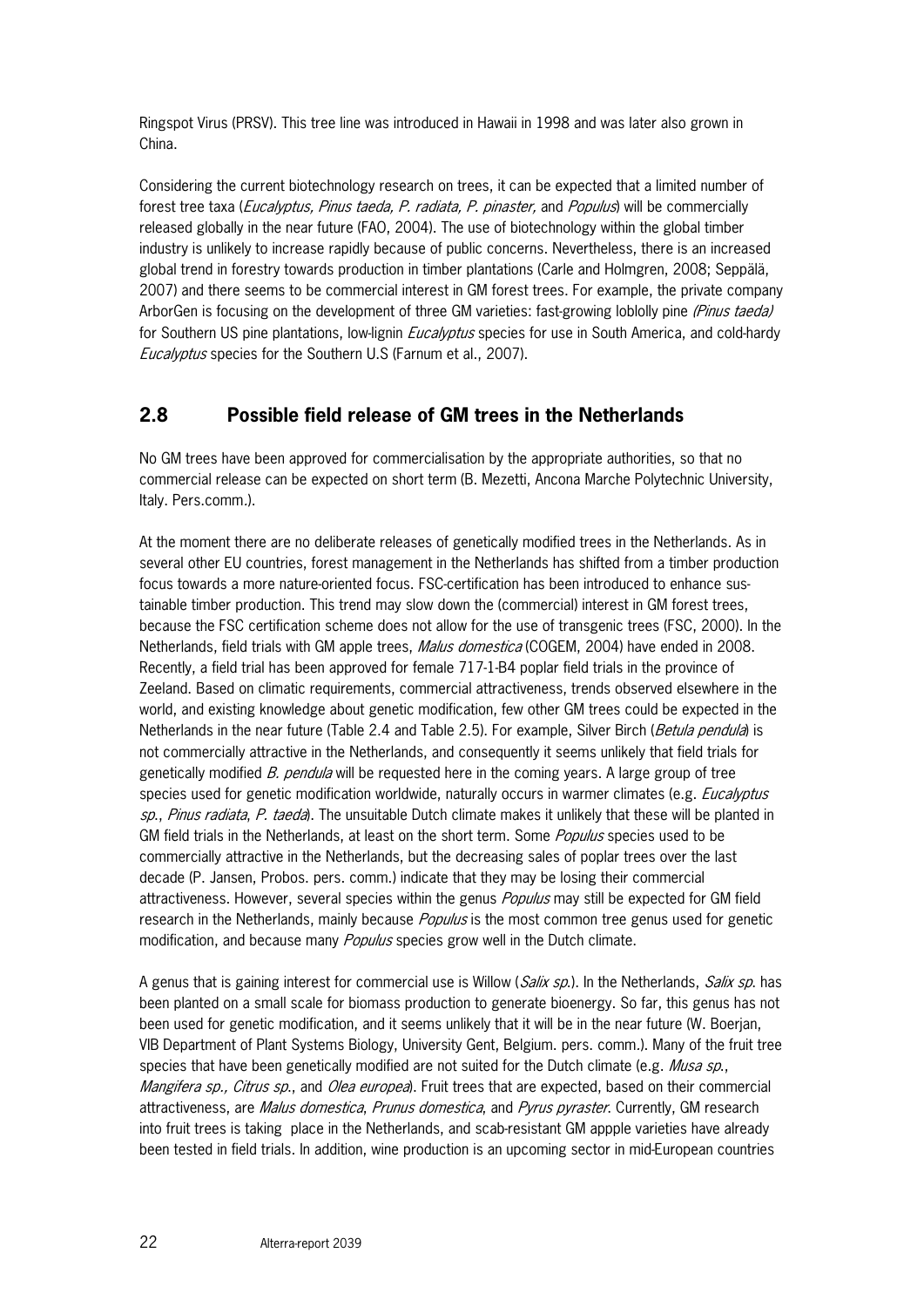Ringspot Virus (PRSV). This tree line was introduced in Hawaii in 1998 and was later also grown in China.

Considering the current biotechnology research on trees, it can be expected that a limited number of forest tree taxa (*Eucalyptus, Pinus taeda, P. radiata, P. pinaster,* and *Populus*) will be commercially released globally in the near future (FAO, 2004). The use of biotechnology within the global timber industry is unlikely to increase rapidly because of public concerns. Nevertheless, there is an increased global trend in forestry towards production in timber plantations (Carle and Holmgren, 2008; Seppälä, 2007) and there seems to be commercial interest in GM forest trees. For example, the private company ArborGen is focusing on the development of three GM varieties: fast-growing loblolly pine *(Pinus taeda)* for Southern US pine plantations, low-lignin *Eucalyptus* species for use in South America, and cold-hardy *Eucalyptus* species for the Southern U.S (Farnum et al., 2007).

## 2.8 Possible field release of GM trees in the Netherlands

No GM trees have been approved for commercialisation by the appropriate authorities, so that no commercial release can be expected on short term (B. Mezetti, Ancona Marche Polytechnic University, Italy. Pers.comm.).

At the moment there are no deliberate releases of genetically modified trees in the Netherlands. As in several other EU countries, forest management in the Netherlands has shifted from a timber production focus towards a more nature-oriented focus. FSC-certification has been introduced to enhance sustainable timber production. This trend may slow down the (commercial) interest in GM forest trees, because the FSC certification scheme does not allow for the use of transgenic trees (FSC, 2000). In the Netherlands, field trials with GM apple trees, *Malus domestica* (COGEM, 2004) have ended in 2008. Recently, a field trial has been approved for female 717-1-B4 poplar field trials in the province of Zeeland. Based on climatic requirements, commercial attractiveness, trends observed elsewhere in the world, and existing knowledge about genetic modification, few other GM trees could be expected in the Netherlands in the near future (Table 2.4 and Table 2.5). For example, Silver Birch (*Betula pendula*) is not commercially attractive in the Netherlands, and consequently it seems unlikely that field trials for genetically modified *B. pendula* will be requested here in the coming years. A large group of tree species used for genetic modification worldwide, naturally occurs in warmer climates (e.g. *Eucalyptus sp.*, *Pinus radiata*, *P. taeda*). The unsuitable Dutch climate makes it unlikely that these will be planted in GM field trials in the Netherlands, at least on the short term. Some *Populus* species used to be commercially attractive in the Netherlands, but the decreasing sales of poplar trees over the last decade (P. Jansen, Probos. pers. comm.) indicate that they may be losing their commercial attractiveness. However, several species within the genus *Populus* may still be expected for GM field research in the Netherlands, mainly because *Populus* is the most common tree genus used for genetic modification, and because many *Populus* species grow well in the Dutch climate.

A genus that is gaining interest for commercial use is Willow (*Salix sp.*). In the Netherlands, *Salix sp.* has been planted on a small scale for biomass production to generate bioenergy. So far, this genus has not been used for genetic modification, and it seems unlikely that it will be in the near future (W. Boerjan, VIB Department of Plant Systems Biology, University Gent, Belgium. pers. comm.). Many of the fruit tree species that have been genetically modified are not suited for the Dutch climate (e.g. *Musa sp.*, *Mangifera sp., Citrus sp.*, and *Olea europea*). Fruit trees that are expected, based on their commercial attractiveness, are *Malus domestica*, *Prunus domestica*, and *Pyrus pyraster*. Currently, GM research into fruit trees is taking place in the Netherlands, and scab-resistant GM appple varieties have already been tested in field trials. In addition, wine production is an upcoming sector in mid-European countries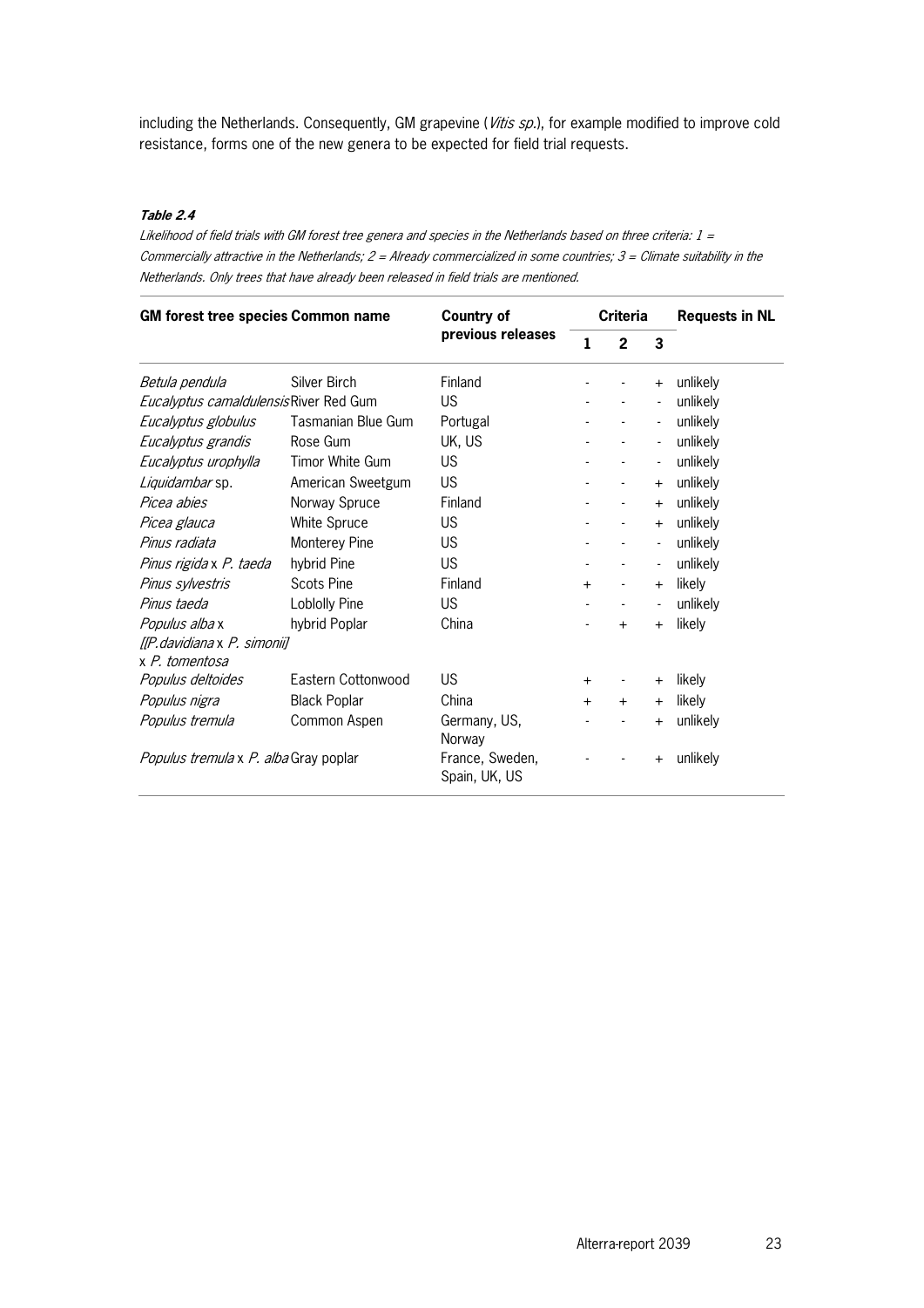including the Netherlands. Consequently, GM grapevine (*Vitis sp.*), for example modified to improve cold resistance, forms one of the new genera to be expected for field trial requests.

***Table 2.4***

*Likelihood of field trials with GM forest tree genera and species in the Netherlands based on three criteria: 1 = Commercially attractive in the Netherlands; 2 = Already commercialized in some countries; 3 = Climate suitability in the Netherlands. Only trees that have already been released in field trials are mentioned.*

| GM forest tree species | Common name | Country of previous releases | Criteria | | | Requests in NL |
|---|---|---|---|---|---|---|
| | | | 1 | 2 | 3 | |
| *Betula pendula* | Silver Birch | Finland | - | - | + | unlikely |
| *Eucalyptus camaldulensis* | River Red Gum | US | - | - | - | unlikely |
| *Eucalyptus globulus* | Tasmanian Blue Gum | Portugal | - | - | - | unlikely |
| *Eucalyptus grandis* | Rose Gum | UK, US | - | - | - | unlikely |
| *Eucalyptus urophylla* | Timor White Gum | US | - | - | - | unlikely |
| *Liquidambar* sp. | American Sweetgum | US | - | - | + | unlikely |
| *Picea abies* | Norway Spruce | Finland | - | - | + | unlikely |
| *Picea glauca* | White Spruce | US | - | - | + | unlikely |
| *Pinus radiata* | Monterey Pine | US | - | - | - | unlikely |
| *Pinus rigida* x *P. taeda* | hybrid Pine | US | - | - | - | unlikely |
| *Pinus sylvestris* | Scots Pine | Finland | + | - | + | likely |
| *Pinus taeda* | Loblolly Pine | US | - | - | - | unlikely |
| *Populus alba* x [[*P.davidiana* x *P. simonii*] x *P. tomentosa* | hybrid Poplar | China | - | + | + | likely |
| *Populus deltoides* | Eastern Cottonwood | US | + | - | + | likely |
| *Populus nigra* | Black Poplar | China | + | + | + | likely |
| *Populus tremula* | Common Aspen | Germany, US, Norway | - | - | + | unlikely |
| *Populus tremula* x *P. alba* | Gray poplar | France, Sweden, Spain, UK, US | - | - | + | unlikely |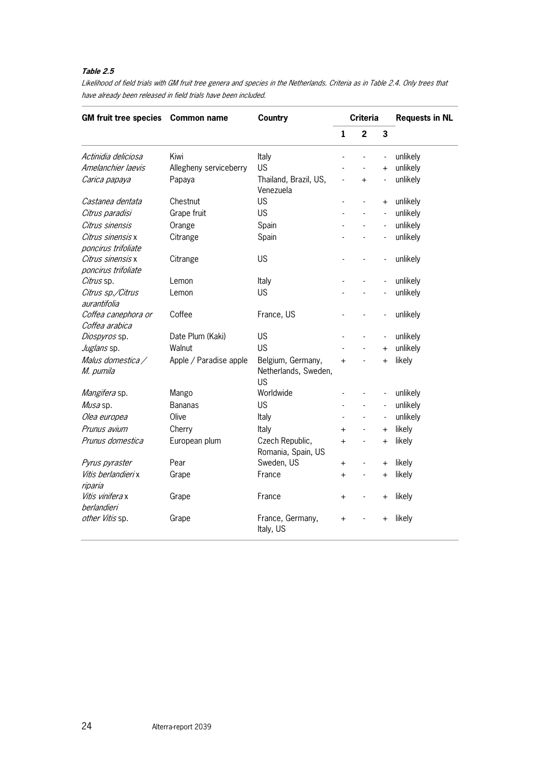***Table 2.5***

*Likelihood of field trials with GM fruit tree genera and species in the Netherlands. Criteria as in Table 2.4. Only trees that have already been released in field trials have been included.*

| GM fruit tree species | Common name | Country | Criteria | | | Requests in NL |
|---|---|---|---|---|---|---|
| | | | 1 | 2 | 3 | |
| *Actinidia deliciosa* | Kiwi | Italy | - | - | - | unlikely |
| *Amelanchier laevis* | Allegheny serviceberry | US | - | - | + | unlikely |
| *Carica papaya* | Papaya | Thailand, Brazil, US, Venezuela | - | + | - | unlikely |
| *Castanea dentata* | Chestnut | US | - | - | + | unlikely |
| *Citrus paradisi* | Grape fruit | US | - | - | - | unlikely |
| *Citrus sinensis* | Orange | Spain | - | - | - | unlikely |
| *Citrus sinensis* x *poncirus trifoliate* | Citrange | Spain | - | - | - | unlikely |
| *Citrus sinensis* x *poncirus trifoliate* | Citrange | US | - | - | - | unlikely |
| *Citrus* sp. | Lemon | Italy | - | - | - | unlikely |
| *Citrus sp./Citrus aurantifolia* | Lemon | US | - | - | - | unlikely |
| *Coffea canephora or Coffea arabica* | Coffee | France, US | - | - | - | unlikely |
| *Diospyros* sp. | Date Plum (Kaki) | US | - | - | - | unlikely |
| *Juglans* sp. | Walnut | US | - | - | + | unlikely |
| *Malus domestica / M. pumila* | Apple / Paradise apple | Belgium, Germany, Netherlands, Sweden, US | + | - | + | likely |
| *Mangifera* sp. | Mango | Worldwide | - | - | - | unlikely |
| *Musa* sp. | Bananas | US | - | - | - | unlikely |
| *Olea europea* | Olive | Italy | - | - | - | unlikely |
| *Prunus avium* | Cherry | Italy | + | - | + | likely |
| *Prunus domestica* | European plum | Czech Republic, Romania, Spain, US | + | - | + | likely |
| *Pyrus pyraster* | Pear | Sweden, US | + | - | + | likely |
| *Vitis berlandieri* x *riparia* | Grape | France | + | - | + | likely |
| *Vitis vinifera* x *berlandieri* | Grape | France | + | - | + | likely |
| *other Vitis* sp. | Grape | France, Germany, Italy, US | + | - | + | likely |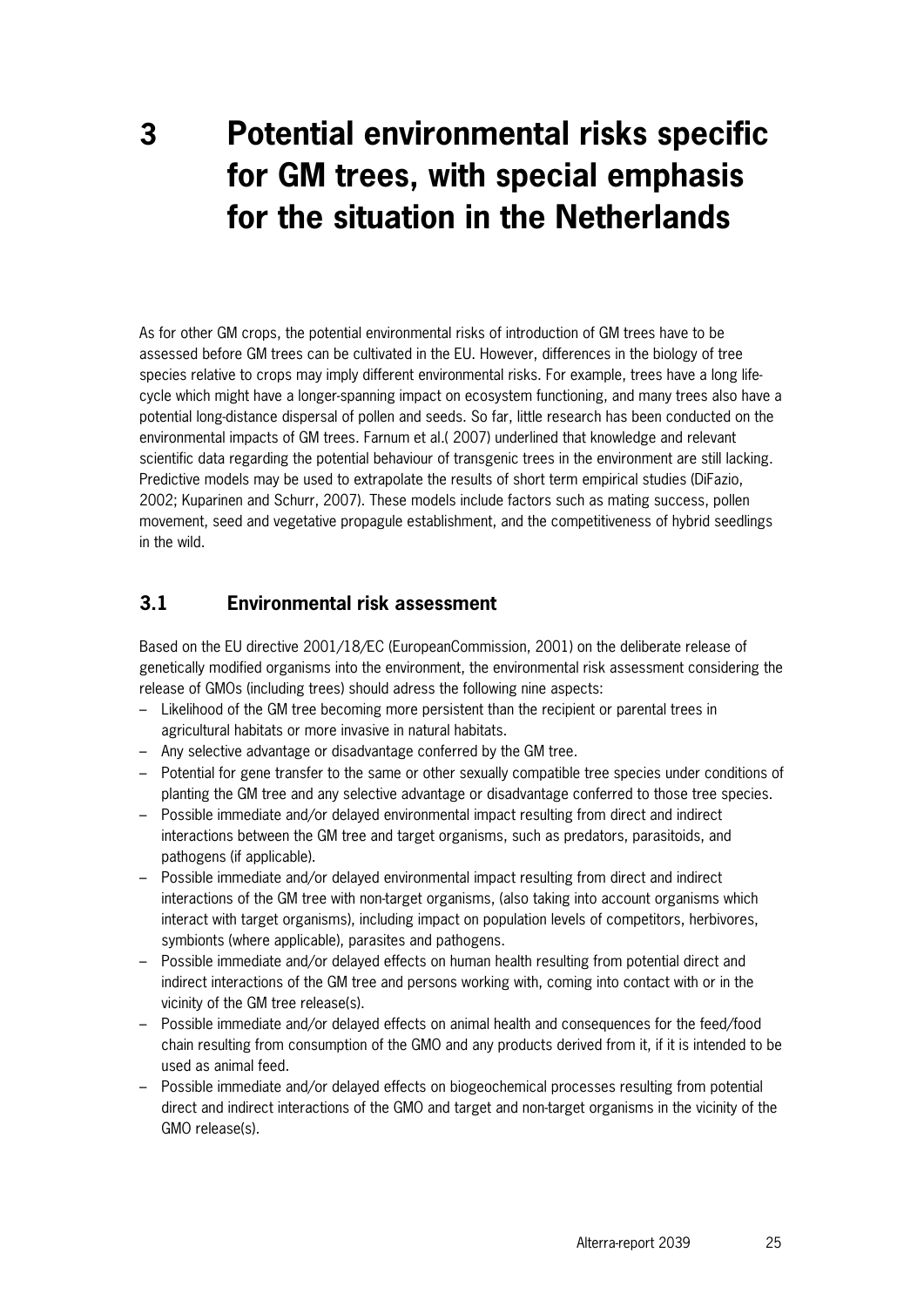# 3 Potential environmental risks specific for GM trees, with special emphasis for the situation in the Netherlands

As for other GM crops, the potential environmental risks of introduction of GM trees have to be assessed before GM trees can be cultivated in the EU. However, differences in the biology of tree species relative to crops may imply different environmental risks. For example, trees have a long life-cycle which might have a longer-spanning impact on ecosystem functioning, and many trees also have a potential long-distance dispersal of pollen and seeds. So far, little research has been conducted on the environmental impacts of GM trees. Farnum et al.( 2007) underlined that knowledge and relevant scientific data regarding the potential behaviour of transgenic trees in the environment are still lacking. Predictive models may be used to extrapolate the results of short term empirical studies (DiFazio, 2002; Kuparinen and Schurr, 2007). These models include factors such as mating success, pollen movement, seed and vegetative propagule establishment, and the competitiveness of hybrid seedlings in the wild.

## 3.1 Environmental risk assessment

Based on the EU directive 2001/18/EC (EuropeanCommission, 2001) on the deliberate release of genetically modified organisms into the environment, the environmental risk assessment considering the release of GMOs (including trees) should adress the following nine aspects:

- Likelihood of the GM tree becoming more persistent than the recipient or parental trees in agricultural habitats or more invasive in natural habitats.
- Any selective advantage or disadvantage conferred by the GM tree.
- Potential for gene transfer to the same or other sexually compatible tree species under conditions of planting the GM tree and any selective advantage or disadvantage conferred to those tree species.
- Possible immediate and/or delayed environmental impact resulting from direct and indirect interactions between the GM tree and target organisms, such as predators, parasitoids, and pathogens (if applicable).
- Possible immediate and/or delayed environmental impact resulting from direct and indirect interactions of the GM tree with non-target organisms, (also taking into account organisms which interact with target organisms), including impact on population levels of competitors, herbivores, symbionts (where applicable), parasites and pathogens.
- Possible immediate and/or delayed effects on human health resulting from potential direct and indirect interactions of the GM tree and persons working with, coming into contact with or in the vicinity of the GM tree release(s).
- Possible immediate and/or delayed effects on animal health and consequences for the feed/food chain resulting from consumption of the GMO and any products derived from it, if it is intended to be used as animal feed.
- Possible immediate and/or delayed effects on biogeochemical processes resulting from potential direct and indirect interactions of the GMO and target and non-target organisms in the vicinity of the GMO release(s).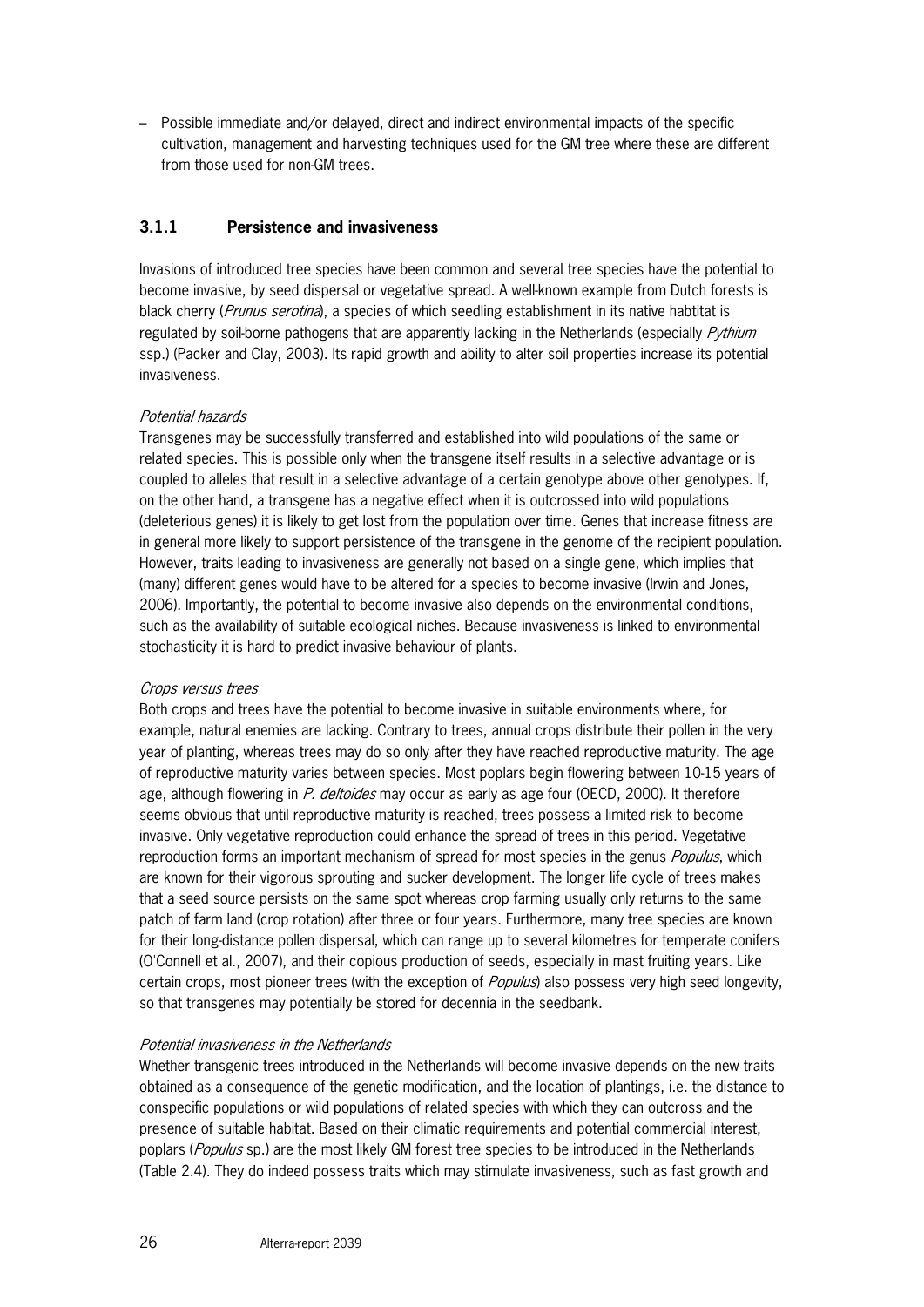– Possible immediate and/or delayed, direct and indirect environmental impacts of the specific cultivation, management and harvesting techniques used for the GM tree where these are different from those used for non-GM trees.

### 3.1.1 Persistence and invasiveness

Invasions of introduced tree species have been common and several tree species have the potential to become invasive, by seed dispersal or vegetative spread. A well-known example from Dutch forests is black cherry (*Prunus serotina*), a species of which seedling establishment in its native habtitat is regulated by soil-borne pathogens that are apparently lacking in the Netherlands (especially *Pythium* ssp.) (Packer and Clay, 2003). Its rapid growth and ability to alter soil properties increase its potential invasiveness.

*Potential hazards*

Transgenes may be successfully transferred and established into wild populations of the same or related species. This is possible only when the transgene itself results in a selective advantage or is coupled to alleles that result in a selective advantage of a certain genotype above other genotypes. If, on the other hand, a transgene has a negative effect when it is outcrossed into wild populations (deleterious genes) it is likely to get lost from the population over time. Genes that increase fitness are in general more likely to support persistence of the transgene in the genome of the recipient population. However, traits leading to invasiveness are generally not based on a single gene, which implies that (many) different genes would have to be altered for a species to become invasive (Irwin and Jones, 2006). Importantly, the potential to become invasive also depends on the environmental conditions, such as the availability of suitable ecological niches. Because invasiveness is linked to environmental stochasticity it is hard to predict invasive behaviour of plants.

*Crops versus trees*

Both crops and trees have the potential to become invasive in suitable environments where, for example, natural enemies are lacking. Contrary to trees, annual crops distribute their pollen in the very year of planting, whereas trees may do so only after they have reached reproductive maturity. The age of reproductive maturity varies between species. Most poplars begin flowering between 10-15 years of age, although flowering in *P. deltoides* may occur as early as age four (OECD, 2000). It therefore seems obvious that until reproductive maturity is reached, trees possess a limited risk to become invasive. Only vegetative reproduction could enhance the spread of trees in this period. Vegetative reproduction forms an important mechanism of spread for most species in the genus *Populus*, which are known for their vigorous sprouting and sucker development. The longer life cycle of trees makes that a seed source persists on the same spot whereas crop farming usually only returns to the same patch of farm land (crop rotation) after three or four years. Furthermore, many tree species are known for their long-distance pollen dispersal, which can range up to several kilometres for temperate conifers (O'Connell et al., 2007), and their copious production of seeds, especially in mast fruiting years. Like certain crops, most pioneer trees (with the exception of *Populus*) also possess very high seed longevity, so that transgenes may potentially be stored for decennia in the seedbank.

*Potential invasiveness in the Netherlands*

Whether transgenic trees introduced in the Netherlands will become invasive depends on the new traits obtained as a consequence of the genetic modification, and the location of plantings, i.e. the distance to conspecific populations or wild populations of related species with which they can outcross and the presence of suitable habitat. Based on their climatic requirements and potential commercial interest, poplars (*Populus* sp.) are the most likely GM forest tree species to be introduced in the Netherlands (Table 2.4). They do indeed possess traits which may stimulate invasiveness, such as fast growth and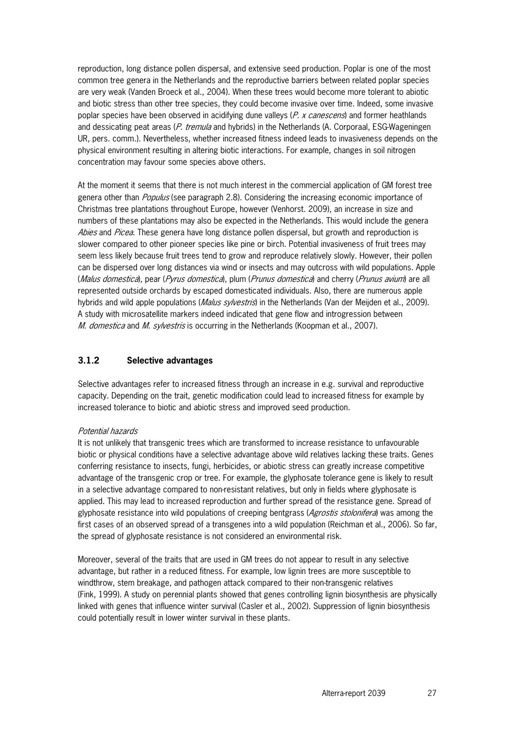reproduction, long distance pollen dispersal, and extensive seed production. Poplar is one of the most common tree genera in the Netherlands and the reproductive barriers between related poplar species are very weak (Vanden Broeck et al., 2004). When these trees would become more tolerant to abiotic and biotic stress than other tree species, they could become invasive over time. Indeed, some invasive poplar species have been observed in acidifying dune valleys (*P. x canescens*) and former heathlands and dessicating peat areas (*P. tremula* and hybrids) in the Netherlands (A. Corporaal, ESG-Wageningen UR, pers. comm.). Nevertheless, whether increased fitness indeed leads to invasiveness depends on the physical environment resulting in altering biotic interactions. For example, changes in soil nitrogen concentration may favour some species above others.

At the moment it seems that there is not much interest in the commercial application of GM forest tree genera other than *Populus* (see paragraph 2.8). Considering the increasing economic importance of Christmas tree plantations throughout Europe, however (Venhorst. 2009), an increase in size and numbers of these plantations may also be expected in the Netherlands. This would include the genera *Abies* and *Picea*. These genera have long distance pollen dispersal, but growth and reproduction is slower compared to other pioneer species like pine or birch. Potential invasiveness of fruit trees may seem less likely because fruit trees tend to grow and reproduce relatively slowly. However, their pollen can be dispersed over long distances via wind or insects and may outcross with wild populations. Apple (*Malus domestica*), pear (*Pyrus domestica*), plum (*Prunus domestica*) and cherry (*Prunus avium*) are all represented outside orchards by escaped domesticated individuals. Also, there are numerous apple hybrids and wild apple populations (*Malus sylvestris*) in the Netherlands (Van der Meijden et al., 2009). A study with microsatellite markers indeed indicated that gene flow and introgression between *M. domestica* and *M. sylvestris* is occurring in the Netherlands (Koopman et al., 2007).

### 3.1.2 Selective advantages

Selective advantages refer to increased fitness through an increase in e.g. survival and reproductive capacity. Depending on the trait, genetic modification could lead to increased fitness for example by increased tolerance to biotic and abiotic stress and improved seed production.

*Potential hazards*

It is not unlikely that transgenic trees which are transformed to increase resistance to unfavourable biotic or physical conditions have a selective advantage above wild relatives lacking these traits. Genes conferring resistance to insects, fungi, herbicides, or abiotic stress can greatly increase competitive advantage of the transgenic crop or tree. For example, the glyphosate tolerance gene is likely to result in a selective advantage compared to non-resistant relatives, but only in fields where glyphosate is applied. This may lead to increased reproduction and further spread of the resistance gene. Spread of glyphosate resistance into wild populations of creeping bentgrass (*Agrostis stolonifera*) was among the first cases of an observed spread of a transgenes into a wild population (Reichman et al., 2006). So far, the spread of glyphosate resistance is not considered an environmental risk.

Moreover, several of the traits that are used in GM trees do not appear to result in any selective advantage, but rather in a reduced fitness. For example, low lignin trees are more susceptible to windthrow, stem breakage, and pathogen attack compared to their non-transgenic relatives (Fink, 1999). A study on perennial plants showed that genes controlling lignin biosynthesis are physically linked with genes that influence winter survival (Casler et al., 2002). Suppression of lignin biosynthesis could potentially result in lower winter survival in these plants.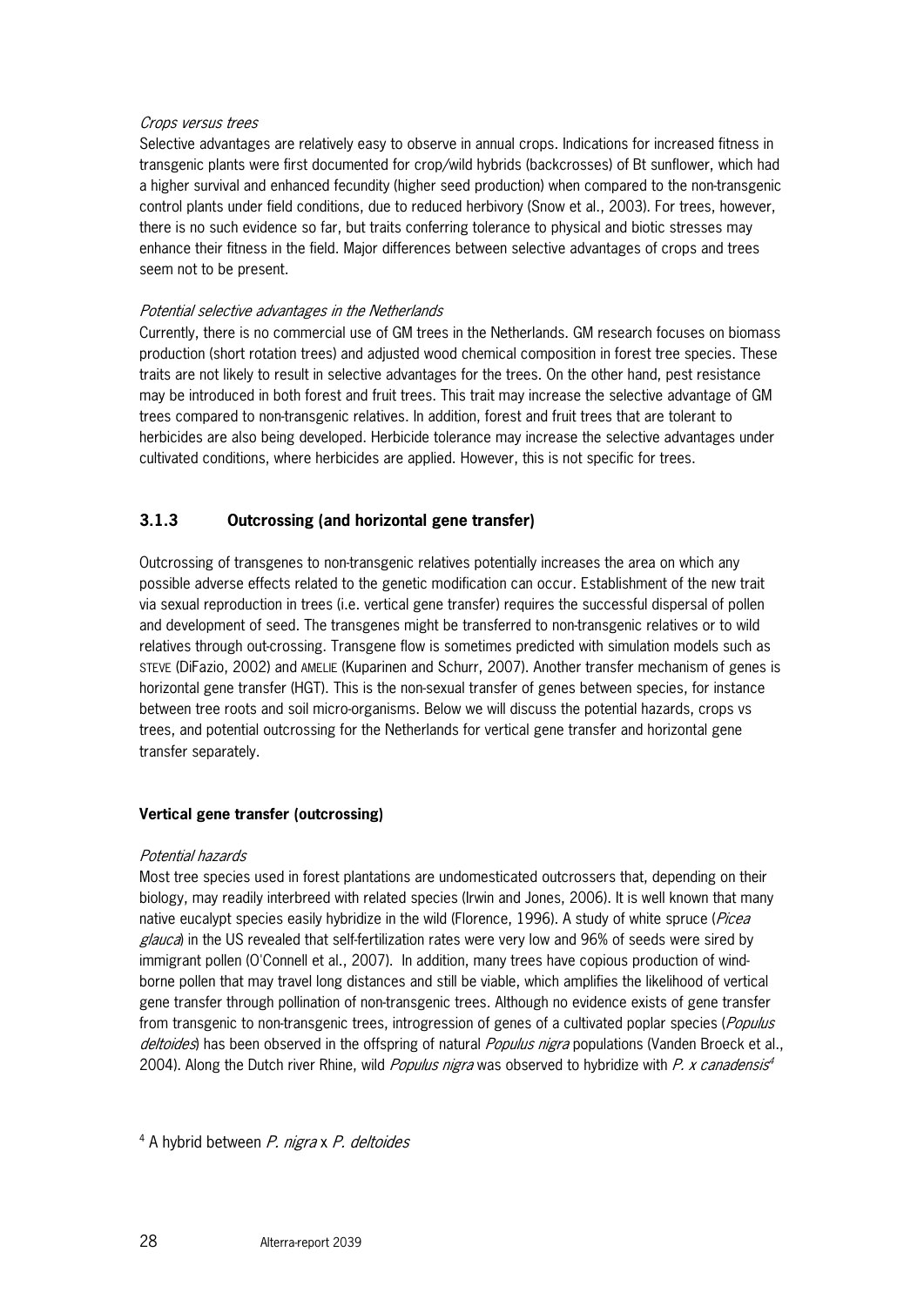*Crops versus trees*

Selective advantages are relatively easy to observe in annual crops. Indications for increased fitness in transgenic plants were first documented for crop/wild hybrids (backcrosses) of Bt sunflower, which had a higher survival and enhanced fecundity (higher seed production) when compared to the non-transgenic control plants under field conditions, due to reduced herbivory (Snow et al., 2003). For trees, however, there is no such evidence so far, but traits conferring tolerance to physical and biotic stresses may enhance their fitness in the field. Major differences between selective advantages of crops and trees seem not to be present.

*Potential selective advantages in the Netherlands*

Currently, there is no commercial use of GM trees in the Netherlands. GM research focuses on biomass production (short rotation trees) and adjusted wood chemical composition in forest tree species. These traits are not likely to result in selective advantages for the trees. On the other hand, pest resistance may be introduced in both forest and fruit trees. This trait may increase the selective advantage of GM trees compared to non-transgenic relatives. In addition, forest and fruit trees that are tolerant to herbicides are also being developed. Herbicide tolerance may increase the selective advantages under cultivated conditions, where herbicides are applied. However, this is not specific for trees.

### 3.1.3 Outcrossing (and horizontal gene transfer)

Outcrossing of transgenes to non-transgenic relatives potentially increases the area on which any possible adverse effects related to the genetic modification can occur. Establishment of the new trait via sexual reproduction in trees (i.e. vertical gene transfer) requires the successful dispersal of pollen and development of seed. The transgenes might be transferred to non-transgenic relatives or to wild relatives through out-crossing. Transgene flow is sometimes predicted with simulation models such as STEVE (DiFazio, 2002) and AMELIE (Kuparinen and Schurr, 2007). Another transfer mechanism of genes is horizontal gene transfer (HGT). This is the non-sexual transfer of genes between species, for instance between tree roots and soil micro-organisms. Below we will discuss the potential hazards, crops vs trees, and potential outcrossing for the Netherlands for vertical gene transfer and horizontal gene transfer separately.

**Vertical gene transfer (outcrossing)**

*Potential hazards*

Most tree species used in forest plantations are undomesticated outcrossers that, depending on their biology, may readily interbreed with related species (Irwin and Jones, 2006). It is well known that many native eucalypt species easily hybridize in the wild (Florence, 1996). A study of white spruce (*Picea glauca*) in the US revealed that self-fertilization rates were very low and 96% of seeds were sired by immigrant pollen (O'Connell et al., 2007). In addition, many trees have copious production of wind-borne pollen that may travel long distances and still be viable, which amplifies the likelihood of vertical gene transfer through pollination of non-transgenic trees. Although no evidence exists of gene transfer from transgenic to non-transgenic trees, introgression of genes of a cultivated poplar species (*Populus deltoides*) has been observed in the offspring of natural *Populus nigra* populations (Vanden Broeck et al., 2004). Along the Dutch river Rhine, wild *Populus nigra* was observed to hybridize with *P. x canadensis*[4]

[4] A hybrid between *P. nigra* x *P. deltoides*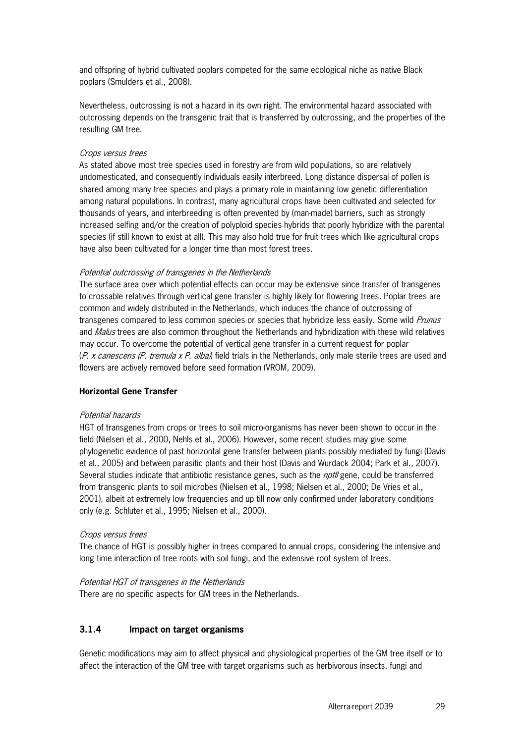and offspring of hybrid cultivated poplars competed for the same ecological niche as native Black poplars (Smulders et al., 2008).

Nevertheless, outcrossing is not a hazard in its own right. The environmental hazard associated with outcrossing depends on the transgenic trait that is transferred by outcrossing, and the properties of the resulting GM tree.

*Crops versus trees*

As stated above most tree species used in forestry are from wild populations, so are relatively undomesticated, and consequently individuals easily interbreed. Long distance dispersal of pollen is shared among many tree species and plays a primary role in maintaining low genetic differentiation among natural populations. In contrast, many agricultural crops have been cultivated and selected for thousands of years, and interbreeding is often prevented by (man-made) barriers, such as strongly increased selfing and/or the creation of polyploid species hybrids that poorly hybridize with the parental species (if still known to exist at all). This may also hold true for fruit trees which like agricultural crops have also been cultivated for a longer time than most forest trees.

*Potential outcrossing of transgenes in the Netherlands*

The surface area over which potential effects can occur may be extensive since transfer of transgenes to crossable relatives through vertical gene transfer is highly likely for flowering trees. Poplar trees are common and widely distributed in the Netherlands, which induces the chance of outcrossing of transgenes compared to less common species or species that hybridize less easily. Some wild *Prunus* and *Malus* trees are also common throughout the Netherlands and hybridization with these wild relatives may occur. To overcome the potential of vertical gene transfer in a current request for poplar (*P. x canescens (P. tremula x P. alba)*) field trials in the Netherlands, only male sterile trees are used and flowers are actively removed before seed formation (VROM, 2009).

**Horizontal Gene Transfer**

*Potential hazards*

HGT of transgenes from crops or trees to soil micro-organisms has never been shown to occur in the field (Nielsen et al., 2000, Nehls et al., 2006). However, some recent studies may give some phylogenetic evidence of past horizontal gene transfer between plants possibly mediated by fungi (Davis et al., 2005) and between parasitic plants and their host (Davis and Wurdack 2004; Park et al., 2007). Several studies indicate that antibiotic resistance genes, such as the *nptII* gene, could be transferred from transgenic plants to soil microbes (Nielsen et al., 1998; Nielsen et al., 2000; De Vries et al., 2001), albeit at extremely low frequencies and up till now only confirmed under laboratory conditions only (e.g. Schluter et al., 1995; Nielsen et al., 2000).

*Crops versus trees*

The chance of HGT is possibly higher in trees compared to annual crops, considering the intensive and long time interaction of tree roots with soil fungi, and the extensive root system of trees.

*Potential HGT of transgenes in the Netherlands*

There are no specific aspects for GM trees in the Netherlands.

### 3.1.4 Impact on target organisms

Genetic modifications may aim to affect physical and physiological properties of the GM tree itself or to affect the interaction of the GM tree with target organisms such as herbivorous insects, fungi and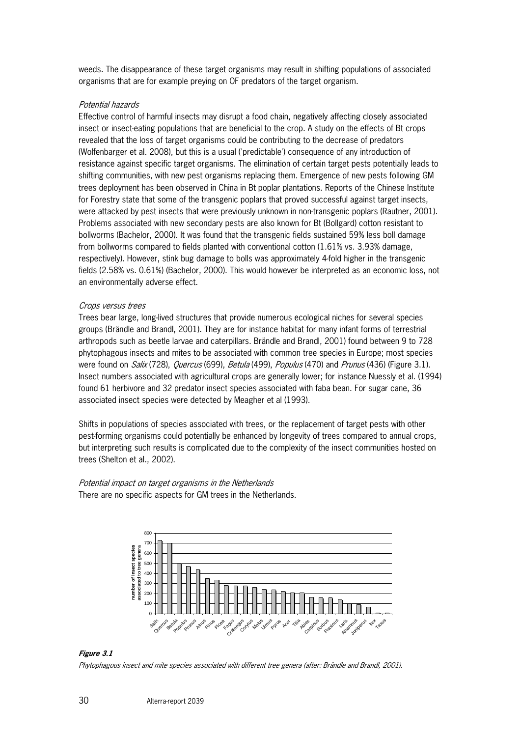weeds. The disappearance of these target organisms may result in shifting populations of associated organisms that are for example preying on OF predators of the target organism.

*Potential hazards*

Effective control of harmful insects may disrupt a food chain, negatively affecting closely associated insect or insect-eating populations that are beneficial to the crop. A study on the effects of Bt crops revealed that the loss of target organisms could be contributing to the decrease of predators (Wolfenbarger et al. 2008), but this is a usual ('predictable') consequence of any introduction of resistance against specific target organisms. The elimination of certain target pests potentially leads to shifting communities, with new pest organisms replacing them. Emergence of new pests following GM trees deployment has been observed in China in Bt poplar plantations. Reports of the Chinese Institute for Forestry state that some of the transgenic poplars that proved successful against target insects, were attacked by pest insects that were previously unknown in non-transgenic poplars (Rautner, 2001). Problems associated with new secondary pests are also known for Bt (Bollgard) cotton resistant to bollworms (Bachelor, 2000). It was found that the transgenic fields sustained 59% less boll damage from bollworms compared to fields planted with conventional cotton (1.61% vs. 3.93% damage, respectively). However, stink bug damage to bolls was approximately 4-fold higher in the transgenic fields (2.58% vs. 0.61%) (Bachelor, 2000). This would however be interpreted as an economic loss, not an environmentally adverse effect.

*Crops versus trees*

Trees bear large, long-lived structures that provide numerous ecological niches for several species groups (Brändle and Brandl, 2001). They are for instance habitat for many infant forms of terrestrial arthropods such as beetle larvae and caterpillars. Brändle and Brandl, 2001) found between 9 to 728 phytophagous insects and mites to be associated with common tree species in Europe; most species were found on *Salix* (728), *Quercus* (699), *Betula* (499), *Populus* (470) and *Prunus* (436) (Figure 3.1). Insect numbers associated with agricultural crops are generally lower; for instance Nuessly et al. (1994) found 61 herbivore and 32 predator insect species associated with faba bean. For sugar cane, 36 associated insect species were detected by Meagher et al (1993).

Shifts in populations of species associated with trees, or the replacement of target pests with other pest-forming organisms could potentially be enhanced by longevity of trees compared to annual crops, but interpreting such results is complicated due to the complexity of the insect communities hosted on trees (Shelton et al., 2002).

*Potential impact on target organisms in the Netherlands*

There are no specific aspects for GM trees in the Netherlands.

**Figure 3.1**

*Phytophagous insect and mite species associated with different tree genera (after: Brändle and Brandl, 2001).*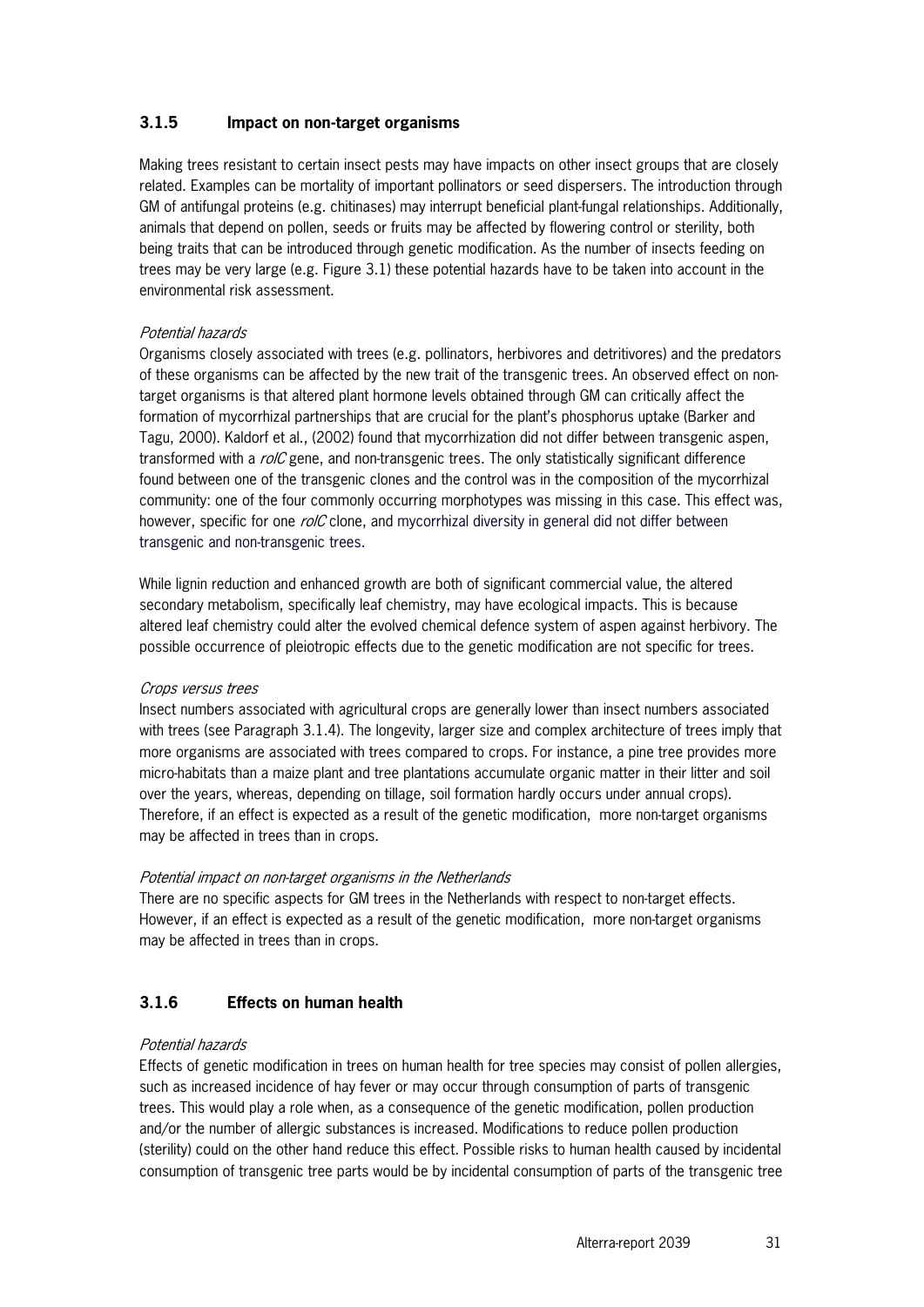### 3.1.5 Impact on non-target organisms

Making trees resistant to certain insect pests may have impacts on other insect groups that are closely related. Examples can be mortality of important pollinators or seed dispersers. The introduction through GM of antifungal proteins (e.g. chitinases) may interrupt beneficial plant-fungal relationships. Additionally, animals that depend on pollen, seeds or fruits may be affected by flowering control or sterility, both being traits that can be introduced through genetic modification. As the number of insects feeding on trees may be very large (e.g. Figure 3.1) these potential hazards have to be taken into account in the environmental risk assessment.

*Potential hazards*

Organisms closely associated with trees (e.g. pollinators, herbivores and detritivores) and the predators of these organisms can be affected by the new trait of the transgenic trees. An observed effect on non-target organisms is that altered plant hormone levels obtained through GM can critically affect the formation of mycorrhizal partnerships that are crucial for the plant's phosphorus uptake (Barker and Tagu, 2000). Kaldorf et al., (2002) found that mycorrhization did not differ between transgenic aspen, transformed with a *rolC* gene, and non-transgenic trees. The only statistically significant difference found between one of the transgenic clones and the control was in the composition of the mycorrhizal community: one of the four commonly occurring morphotypes was missing in this case. This effect was, however, specific for one *rolC* clone, and mycorrhizal diversity in general did not differ between transgenic and non-transgenic trees.

While lignin reduction and enhanced growth are both of significant commercial value, the altered secondary metabolism, specifically leaf chemistry, may have ecological impacts. This is because altered leaf chemistry could alter the evolved chemical defence system of aspen against herbivory. The possible occurrence of pleiotropic effects due to the genetic modification are not specific for trees.

*Crops versus trees*

Insect numbers associated with agricultural crops are generally lower than insect numbers associated with trees (see Paragraph 3.1.4). The longevity, larger size and complex architecture of trees imply that more organisms are associated with trees compared to crops. For instance, a pine tree provides more micro-habitats than a maize plant and tree plantations accumulate organic matter in their litter and soil over the years, whereas, depending on tillage, soil formation hardly occurs under annual crops). Therefore, if an effect is expected as a result of the genetic modification, more non-target organisms may be affected in trees than in crops.

*Potential impact on non-target organisms in the Netherlands*

There are no specific aspects for GM trees in the Netherlands with respect to non-target effects. However, if an effect is expected as a result of the genetic modification, more non-target organisms may be affected in trees than in crops.

### 3.1.6 Effects on human health

*Potential hazards*

Effects of genetic modification in trees on human health for tree species may consist of pollen allergies, such as increased incidence of hay fever or may occur through consumption of parts of transgenic trees. This would play a role when, as a consequence of the genetic modification, pollen production and/or the number of allergic substances is increased. Modifications to reduce pollen production (sterility) could on the other hand reduce this effect. Possible risks to human health caused by incidental consumption of transgenic tree parts would be by incidental consumption of parts of the transgenic tree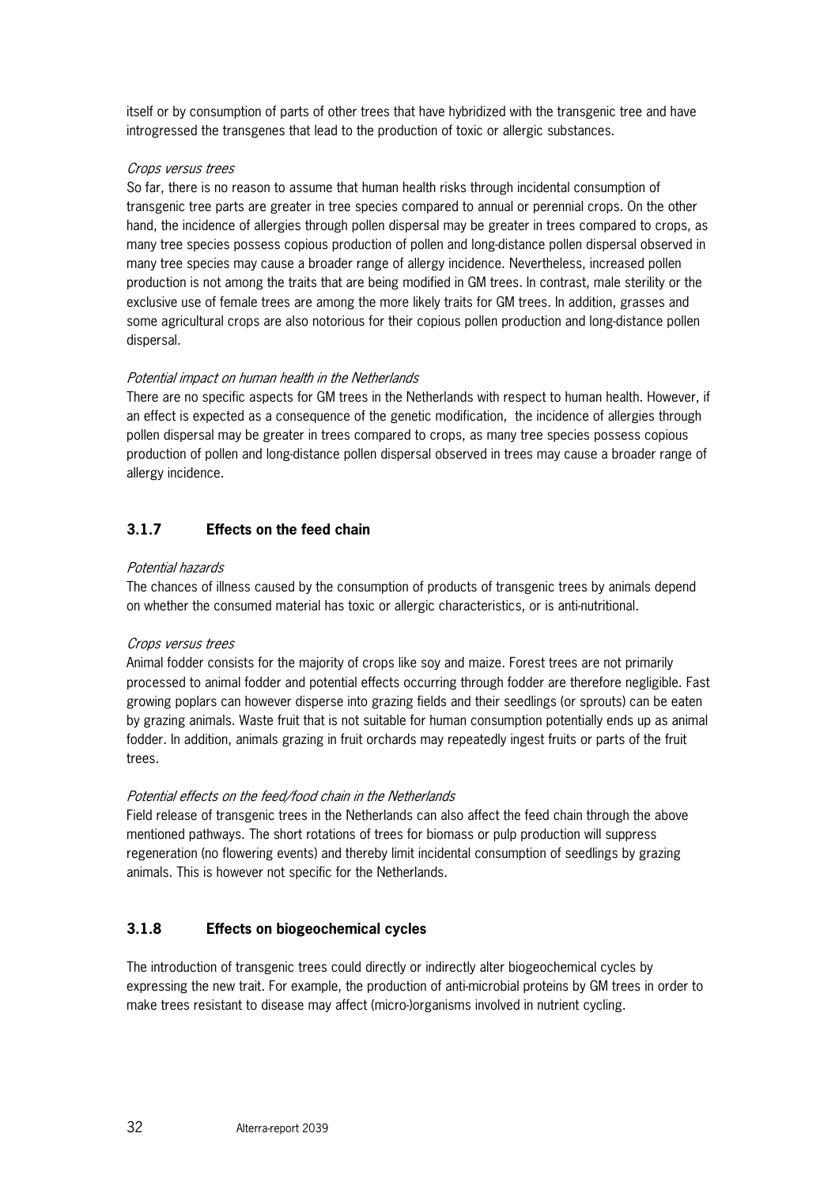itself or by consumption of parts of other trees that have hybridized with the transgenic tree and have introgressed the transgenes that lead to the production of toxic or allergic substances.

*Crops versus trees*

So far, there is no reason to assume that human health risks through incidental consumption of transgenic tree parts are greater in tree species compared to annual or perennial crops. On the other hand, the incidence of allergies through pollen dispersal may be greater in trees compared to crops, as many tree species possess copious production of pollen and long-distance pollen dispersal observed in many tree species may cause a broader range of allergy incidence. Nevertheless, increased pollen production is not among the traits that are being modified in GM trees. In contrast, male sterility or the exclusive use of female trees are among the more likely traits for GM trees. In addition, grasses and some agricultural crops are also notorious for their copious pollen production and long-distance pollen dispersal.

*Potential impact on human health in the Netherlands*

There are no specific aspects for GM trees in the Netherlands with respect to human health. However, if an effect is expected as a consequence of the genetic modification, the incidence of allergies through pollen dispersal may be greater in trees compared to crops, as many tree species possess copious production of pollen and long-distance pollen dispersal observed in trees may cause a broader range of allergy incidence.

### 3.1.7 Effects on the feed chain

*Potential hazards*

The chances of illness caused by the consumption of products of transgenic trees by animals depend on whether the consumed material has toxic or allergic characteristics, or is anti-nutritional.

*Crops versus trees*

Animal fodder consists for the majority of crops like soy and maize. Forest trees are not primarily processed to animal fodder and potential effects occurring through fodder are therefore negligible. Fast growing poplars can however disperse into grazing fields and their seedlings (or sprouts) can be eaten by grazing animals. Waste fruit that is not suitable for human consumption potentially ends up as animal fodder. In addition, animals grazing in fruit orchards may repeatedly ingest fruits or parts of the fruit trees.

*Potential effects on the feed/food chain in the Netherlands*

Field release of transgenic trees in the Netherlands can also affect the feed chain through the above mentioned pathways. The short rotations of trees for biomass or pulp production will suppress regeneration (no flowering events) and thereby limit incidental consumption of seedlings by grazing animals. This is however not specific for the Netherlands.

### 3.1.8 Effects on biogeochemical cycles

The introduction of transgenic trees could directly or indirectly alter biogeochemical cycles by expressing the new trait. For example, the production of anti-microbial proteins by GM trees in order to make trees resistant to disease may affect (micro-)organisms involved in nutrient cycling.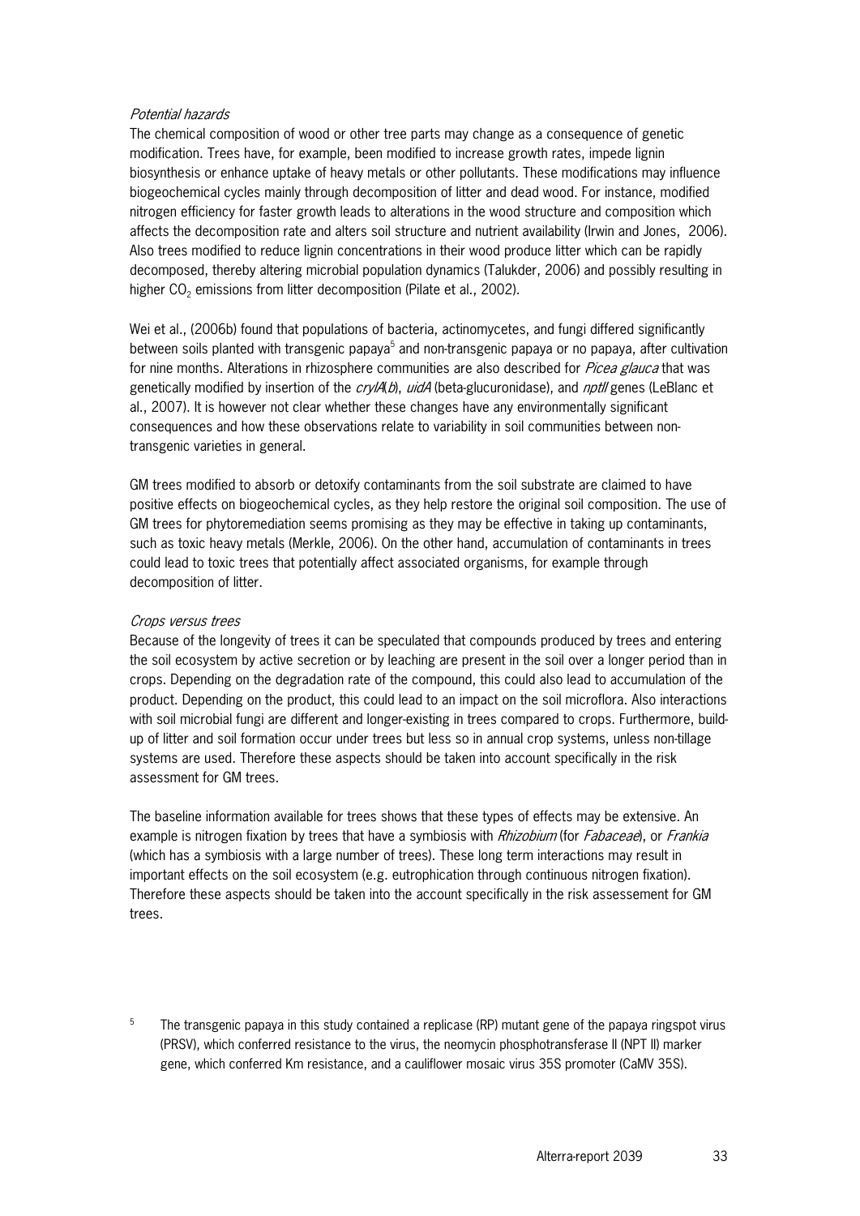*Potential hazards*

The chemical composition of wood or other tree parts may change as a consequence of genetic modification. Trees have, for example, been modified to increase growth rates, impede lignin biosynthesis or enhance uptake of heavy metals or other pollutants. These modifications may influence biogeochemical cycles mainly through decomposition of litter and dead wood. For instance, modified nitrogen efficiency for faster growth leads to alterations in the wood structure and composition which affects the decomposition rate and alters soil structure and nutrient availability (Irwin and Jones, 2006). Also trees modified to reduce lignin concentrations in their wood produce litter which can be rapidly decomposed, thereby altering microbial population dynamics (Talukder, 2006) and possibly resulting in higher $CO_2$ emissions from litter decomposition (Pilate et al., 2002).

Wei et al., (2006b) found that populations of bacteria, actinomycetes, and fungi differed significantly between soils planted with transgenic papaya[5] and non-transgenic papaya or no papaya, after cultivation for nine months. Alterations in rhizosphere communities are also described for *Picea glauca* that was genetically modified by insertion of the *cryIA*(*b*), *uidA* (beta-glucuronidase), and *nptII* genes (LeBlanc et al., 2007). It is however not clear whether these changes have any environmentally significant consequences and how these observations relate to variability in soil communities between non-transgenic varieties in general.

GM trees modified to absorb or detoxify contaminants from the soil substrate are claimed to have positive effects on biogeochemical cycles, as they help restore the original soil composition. The use of GM trees for phytoremediation seems promising as they may be effective in taking up contaminants, such as toxic heavy metals (Merkle, 2006). On the other hand, accumulation of contaminants in trees could lead to toxic trees that potentially affect associated organisms, for example through decomposition of litter.

*Crops versus trees*

Because of the longevity of trees it can be speculated that compounds produced by trees and entering the soil ecosystem by active secretion or by leaching are present in the soil over a longer period than in crops. Depending on the degradation rate of the compound, this could also lead to accumulation of the product. Depending on the product, this could lead to an impact on the soil microflora. Also interactions with soil microbial fungi are different and longer-existing in trees compared to crops. Furthermore, build-up of litter and soil formation occur under trees but less so in annual crop systems, unless non-tillage systems are used. Therefore these aspects should be taken into account specifically in the risk assessment for GM trees.

The baseline information available for trees shows that these types of effects may be extensive. An example is nitrogen fixation by trees that have a symbiosis with *Rhizobium* (for *Fabaceae*), or *Frankia* (which has a symbiosis with a large number of trees). These long term interactions may result in important effects on the soil ecosystem (e.g. eutrophication through continuous nitrogen fixation). Therefore these aspects should be taken into the account specifically in the risk assessement for GM trees.

[5] The transgenic papaya in this study contained a replicase (RP) mutant gene of the papaya ringspot virus (PRSV), which conferred resistance to the virus, the neomycin phosphotransferase II (NPT II) marker gene, which conferred Km resistance, and a cauliflower mosaic virus 35S promoter (CaMV 35S).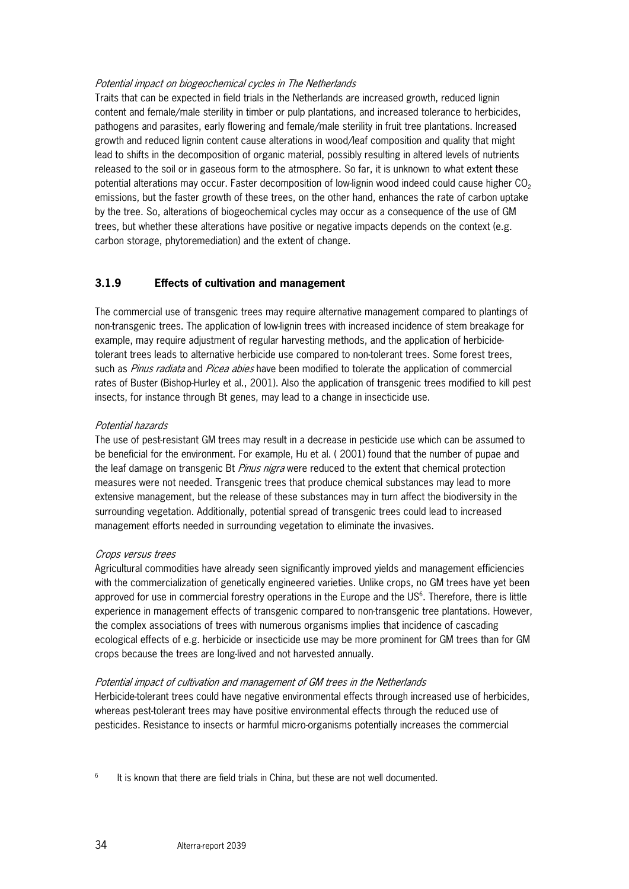*Potential impact on biogeochemical cycles in The Netherlands*

Traits that can be expected in field trials in the Netherlands are increased growth, reduced lignin content and female/male sterility in timber or pulp plantations, and increased tolerance to herbicides, pathogens and parasites, early flowering and female/male sterility in fruit tree plantations. Increased growth and reduced lignin content cause alterations in wood/leaf composition and quality that might lead to shifts in the decomposition of organic material, possibly resulting in altered levels of nutrients released to the soil or in gaseous form to the atmosphere. So far, it is unknown to what extent these potential alterations may occur. Faster decomposition of low-lignin wood indeed could cause higher $CO_2$ emissions, but the faster growth of these trees, on the other hand, enhances the rate of carbon uptake by the tree. So, alterations of biogeochemical cycles may occur as a consequence of the use of GM trees, but whether these alterations have positive or negative impacts depends on the context (e.g. carbon storage, phytoremediation) and the extent of change.

### 3.1.9 Effects of cultivation and management

The commercial use of transgenic trees may require alternative management compared to plantings of non-transgenic trees. The application of low-lignin trees with increased incidence of stem breakage for example, may require adjustment of regular harvesting methods, and the application of herbicide-tolerant trees leads to alternative herbicide use compared to non-tolerant trees. Some forest trees, such as *Pinus radiata* and *Picea abies* have been modified to tolerate the application of commercial rates of Buster (Bishop-Hurley et al., 2001). Also the application of transgenic trees modified to kill pest insects, for instance through Bt genes, may lead to a change in insecticide use.

*Potential hazards*

The use of pest-resistant GM trees may result in a decrease in pesticide use which can be assumed to be beneficial for the environment. For example, Hu et al. ( 2001) found that the number of pupae and the leaf damage on transgenic Bt *Pinus nigra* were reduced to the extent that chemical protection measures were not needed. Transgenic trees that produce chemical substances may lead to more extensive management, but the release of these substances may in turn affect the biodiversity in the surrounding vegetation. Additionally, potential spread of transgenic trees could lead to increased management efforts needed in surrounding vegetation to eliminate the invasives.

*Crops versus trees*

Agricultural commodities have already seen significantly improved yields and management efficiencies with the commercialization of genetically engineered varieties. Unlike crops, no GM trees have yet been approved for use in commercial forestry operations in the Europe and the US[6]. Therefore, there is little experience in management effects of transgenic compared to non-transgenic tree plantations. However, the complex associations of trees with numerous organisms implies that incidence of cascading ecological effects of e.g. herbicide or insecticide use may be more prominent for GM trees than for GM crops because the trees are long-lived and not harvested annually.

*Potential impact of cultivation and management of GM trees in the Netherlands*

Herbicide-tolerant trees could have negative environmental effects through increased use of herbicides, whereas pest-tolerant trees may have positive environmental effects through the reduced use of pesticides. Resistance to insects or harmful micro-organisms potentially increases the commercial

[6] It is known that there are field trials in China, but these are not well documented.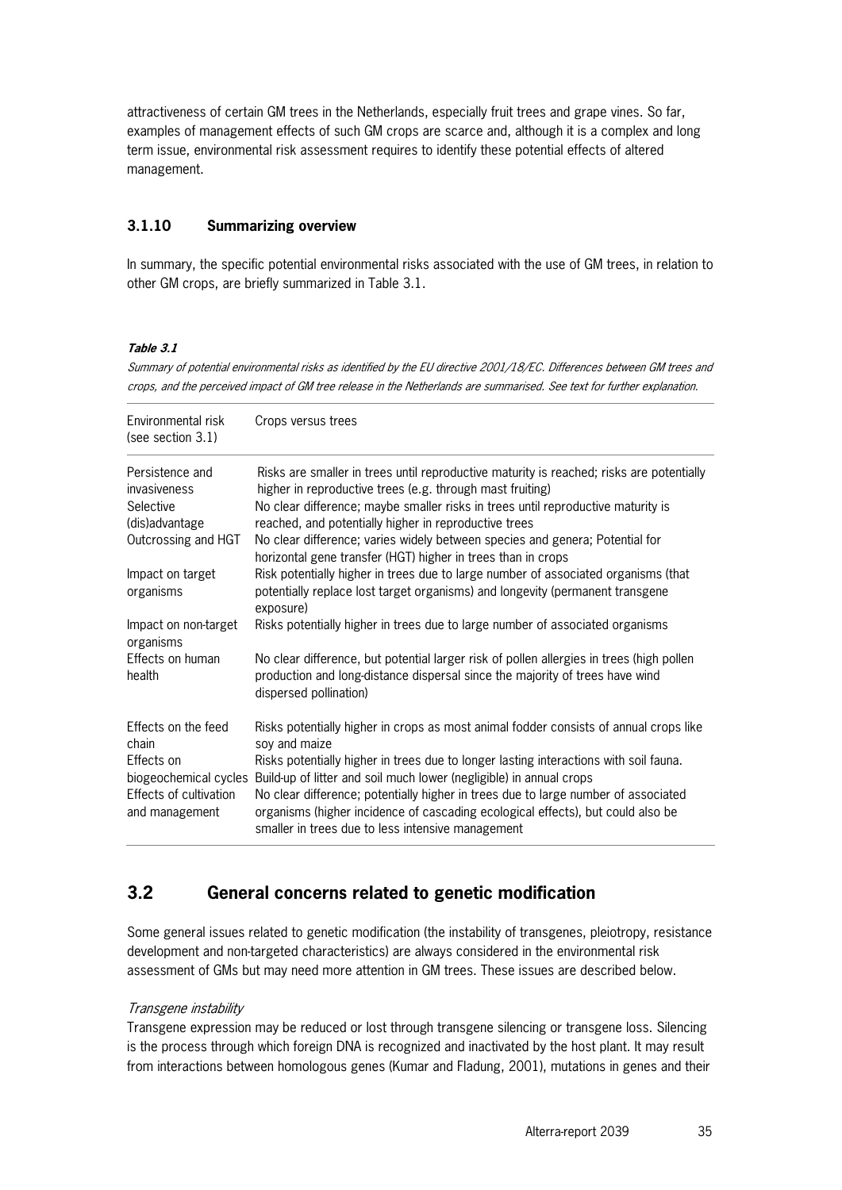attractiveness of certain GM trees in the Netherlands, especially fruit trees and grape vines. So far, examples of management effects of such GM crops are scarce and, although it is a complex and long term issue, environmental risk assessment requires to identify these potential effects of altered management.

### 3.1.10 Summarizing overview

In summary, the specific potential environmental risks associated with the use of GM trees, in relation to other GM crops, are briefly summarized in Table 3.1.

***Table 3.1***

*Summary of potential environmental risks as identified by the EU directive 2001/18/EC. Differences between GM trees and crops, and the perceived impact of GM tree release in the Netherlands are summarised. See text for further explanation.*

| Environmental risk (see section 3.1) | Crops versus trees |
|---|---|
| Persistence and invasiveness | Risks are smaller in trees until reproductive maturity is reached; risks are potentially higher in reproductive trees (e.g. through mast fruiting) |
| Selective (dis)advantage | No clear difference; maybe smaller risks in trees until reproductive maturity is reached, and potentially higher in reproductive trees |
| Outcrossing and HGT | No clear difference; varies widely between species and genera; Potential for horizontal gene transfer (HGT) higher in trees than in crops |
| Impact on target organisms | Risk potentially higher in trees due to large number of associated organisms (that potentially replace lost target organisms) and longevity (permanent transgene exposure) |
| Impact on non-target organisms | Risks potentially higher in trees due to large number of associated organisms |
| Effects on human health | No clear difference, but potential larger risk of pollen allergies in trees (high pollen production and long-distance dispersal since the majority of trees have wind dispersed pollination) |
| Effects on the feed chain | Risks potentially higher in crops as most animal fodder consists of annual crops like soy and maize |
| Effects on biogeochemical cycles | Risks potentially higher in trees due to longer lasting interactions with soil fauna. Build-up of litter and soil much lower (negligible) in annual crops |
| Effects of cultivation and management | No clear difference; potentially higher in trees due to large number of associated organisms (higher incidence of cascading ecological effects), but could also be smaller in trees due to less intensive management |

## 3.2 General concerns related to genetic modification

Some general issues related to genetic modification (the instability of transgenes, pleiotropy, resistance development and non-targeted characteristics) are always considered in the environmental risk assessment of GMs but may need more attention in GM trees. These issues are described below.

*Transgene instability*

Transgene expression may be reduced or lost through transgene silencing or transgene loss. Silencing is the process through which foreign DNA is recognized and inactivated by the host plant. It may result from interactions between homologous genes (Kumar and Fladung, 2001), mutations in genes and their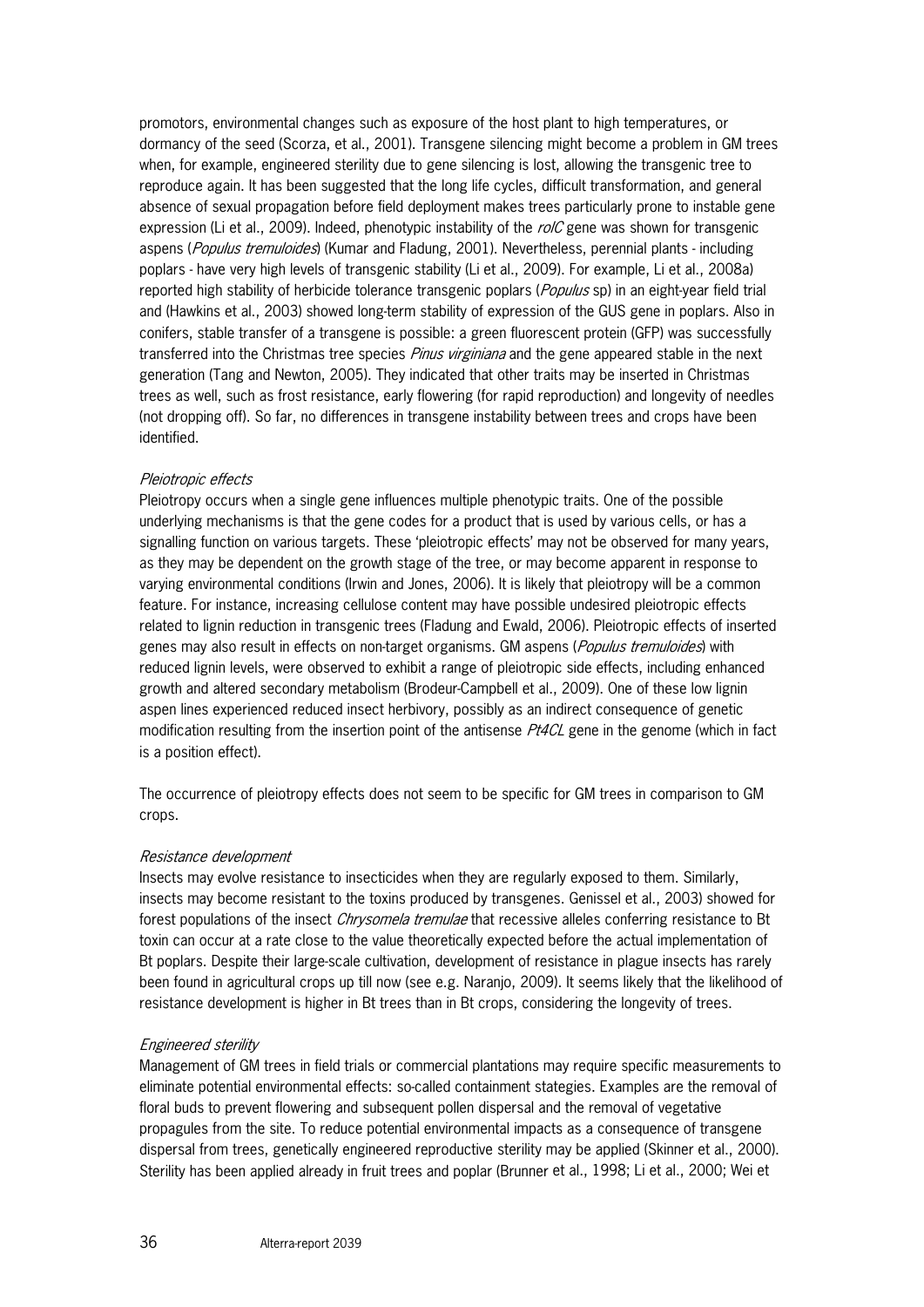promotors, environmental changes such as exposure of the host plant to high temperatures, or dormancy of the seed (Scorza, et al., 2001). Transgene silencing might become a problem in GM trees when, for example, engineered sterility due to gene silencing is lost, allowing the transgenic tree to reproduce again. It has been suggested that the long life cycles, difficult transformation, and general absence of sexual propagation before field deployment makes trees particularly prone to instable gene expression (Li et al., 2009). Indeed, phenotypic instability of the *rolC* gene was shown for transgenic aspens (*Populus tremuloides*) (Kumar and Fladung, 2001). Nevertheless, perennial plants - including poplars - have very high levels of transgenic stability (Li et al., 2009). For example, Li et al., 2008a) reported high stability of herbicide tolerance transgenic poplars (*Populus* sp) in an eight-year field trial and (Hawkins et al., 2003) showed long-term stability of expression of the GUS gene in poplars. Also in conifers, stable transfer of a transgene is possible: a green fluorescent protein (GFP) was successfully transferred into the Christmas tree species *Pinus virginiana* and the gene appeared stable in the next generation (Tang and Newton, 2005). They indicated that other traits may be inserted in Christmas trees as well, such as frost resistance, early flowering (for rapid reproduction) and longevity of needles (not dropping off). So far, no differences in transgene instability between trees and crops have been identified.

*Pleiotropic effects*

Pleiotropy occurs when a single gene influences multiple phenotypic traits. One of the possible underlying mechanisms is that the gene codes for a product that is used by various cells, or has a signalling function on various targets. These 'pleiotropic effects' may not be observed for many years, as they may be dependent on the growth stage of the tree, or may become apparent in response to varying environmental conditions (Irwin and Jones, 2006). It is likely that pleiotropy will be a common feature. For instance, increasing cellulose content may have possible undesired pleiotropic effects related to lignin reduction in transgenic trees (Fladung and Ewald, 2006). Pleiotropic effects of inserted genes may also result in effects on non-target organisms. GM aspens (*Populus tremuloides*) with reduced lignin levels, were observed to exhibit a range of pleiotropic side effects, including enhanced growth and altered secondary metabolism (Brodeur-Campbell et al., 2009). One of these low lignin aspen lines experienced reduced insect herbivory, possibly as an indirect consequence of genetic modification resulting from the insertion point of the antisense *Pt4CL* gene in the genome (which in fact is a position effect).

The occurrence of pleiotropy effects does not seem to be specific for GM trees in comparison to GM crops.

*Resistance development*

Insects may evolve resistance to insecticides when they are regularly exposed to them. Similarly, insects may become resistant to the toxins produced by transgenes. Genissel et al., 2003) showed for forest populations of the insect *Chrysomela tremulae* that recessive alleles conferring resistance to Bt toxin can occur at a rate close to the value theoretically expected before the actual implementation of Bt poplars. Despite their large-scale cultivation, development of resistance in plague insects has rarely been found in agricultural crops up till now (see e.g. Naranjo, 2009). It seems likely that the likelihood of resistance development is higher in Bt trees than in Bt crops, considering the longevity of trees.

*Engineered sterility*

Management of GM trees in field trials or commercial plantations may require specific measurements to eliminate potential environmental effects: so-called containment stategies. Examples are the removal of floral buds to prevent flowering and subsequent pollen dispersal and the removal of vegetative propagules from the site. To reduce potential environmental impacts as a consequence of transgene dispersal from trees, genetically engineered reproductive sterility may be applied (Skinner et al., 2000). Sterility has been applied already in fruit trees and poplar (Brunner et al., 1998; Li et al., 2000; Wei et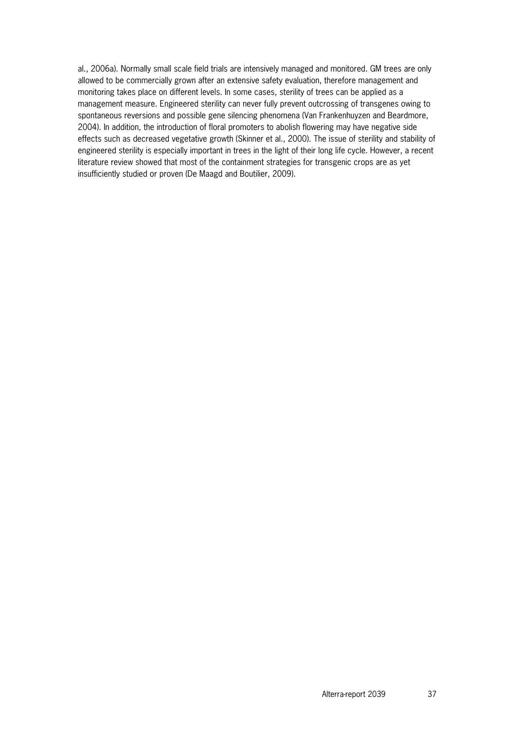al., 2006a). Normally small scale field trials are intensively managed and monitored. GM trees are only allowed to be commercially grown after an extensive safety evaluation, therefore management and monitoring takes place on different levels. In some cases, sterility of trees can be applied as a management measure. Engineered sterility can never fully prevent outcrossing of transgenes owing to spontaneous reversions and possible gene silencing phenomena (Van Frankenhuyzen and Beardmore, 2004). In addition, the introduction of floral promoters to abolish flowering may have negative side effects such as decreased vegetative growth (Skinner et al., 2000). The issue of sterility and stability of engineered sterility is especially important in trees in the light of their long life cycle. However, a recent literature review showed that most of the containment strategies for transgenic crops are as yet insufficiently studied or proven (De Maagd and Boutilier, 2009).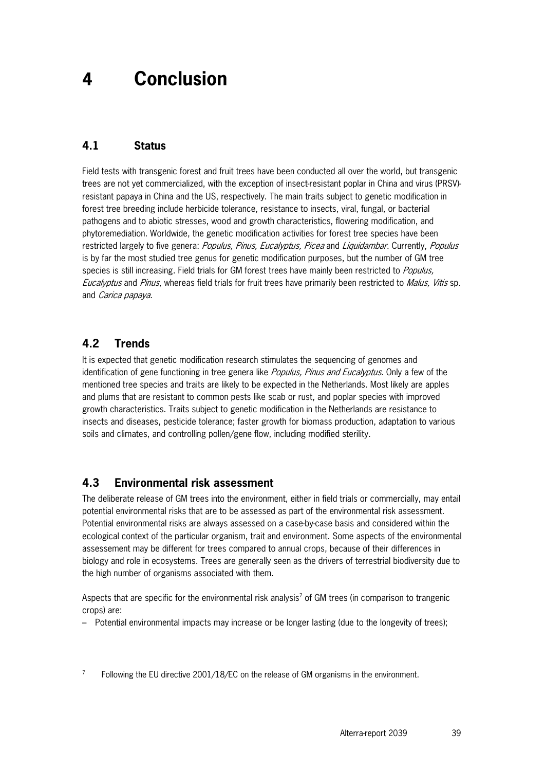# 4 Conclusion

## 4.1 Status

Field tests with transgenic forest and fruit trees have been conducted all over the world, but transgenic trees are not yet commercialized, with the exception of insect-resistant poplar in China and virus (PRSV)-resistant papaya in China and the US, respectively. The main traits subject to genetic modification in forest tree breeding include herbicide tolerance, resistance to insects, viral, fungal, or bacterial pathogens and to abiotic stresses, wood and growth characteristics, flowering modification, and phytoremediation. Worldwide, the genetic modification activities for forest tree species have been restricted largely to five genera: *Populus, Pinus, Eucalyptus, Picea* and *Liquidambar.* Currently, *Populus* is by far the most studied tree genus for genetic modification purposes, but the number of GM tree species is still increasing. Field trials for GM forest trees have mainly been restricted to *Populus, Eucalyptus* and *Pinus*, whereas field trials for fruit trees have primarily been restricted to *Malus, Vitis* sp. and *Carica papaya.*

## 4.2 Trends

It is expected that genetic modification research stimulates the sequencing of genomes and identification of gene functioning in tree genera like *Populus, Pinus and Eucalyptus*. Only a few of the mentioned tree species and traits are likely to be expected in the Netherlands. Most likely are apples and plums that are resistant to common pests like scab or rust, and poplar species with improved growth characteristics. Traits subject to genetic modification in the Netherlands are resistance to insects and diseases, pesticide tolerance; faster growth for biomass production, adaptation to various soils and climates, and controlling pollen/gene flow, including modified sterility.

## 4.3 Environmental risk assessment

The deliberate release of GM trees into the environment, either in field trials or commercially, may entail potential environmental risks that are to be assessed as part of the environmental risk assessment. Potential environmental risks are always assessed on a case-by-case basis and considered within the ecological context of the particular organism, trait and environment. Some aspects of the environmental assessement may be different for trees compared to annual crops, because of their differences in biology and role in ecosystems. Trees are generally seen as the drivers of terrestrial biodiversity due to the high number of organisms associated with them.

Aspects that are specific for the environmental risk analysis[7] of GM trees (in comparison to trangenic crops) are:

– Potential environmental impacts may increase or be longer lasting (due to the longevity of trees);

[7] Following the EU directive 2001/18/EC on the release of GM organisms in the environment.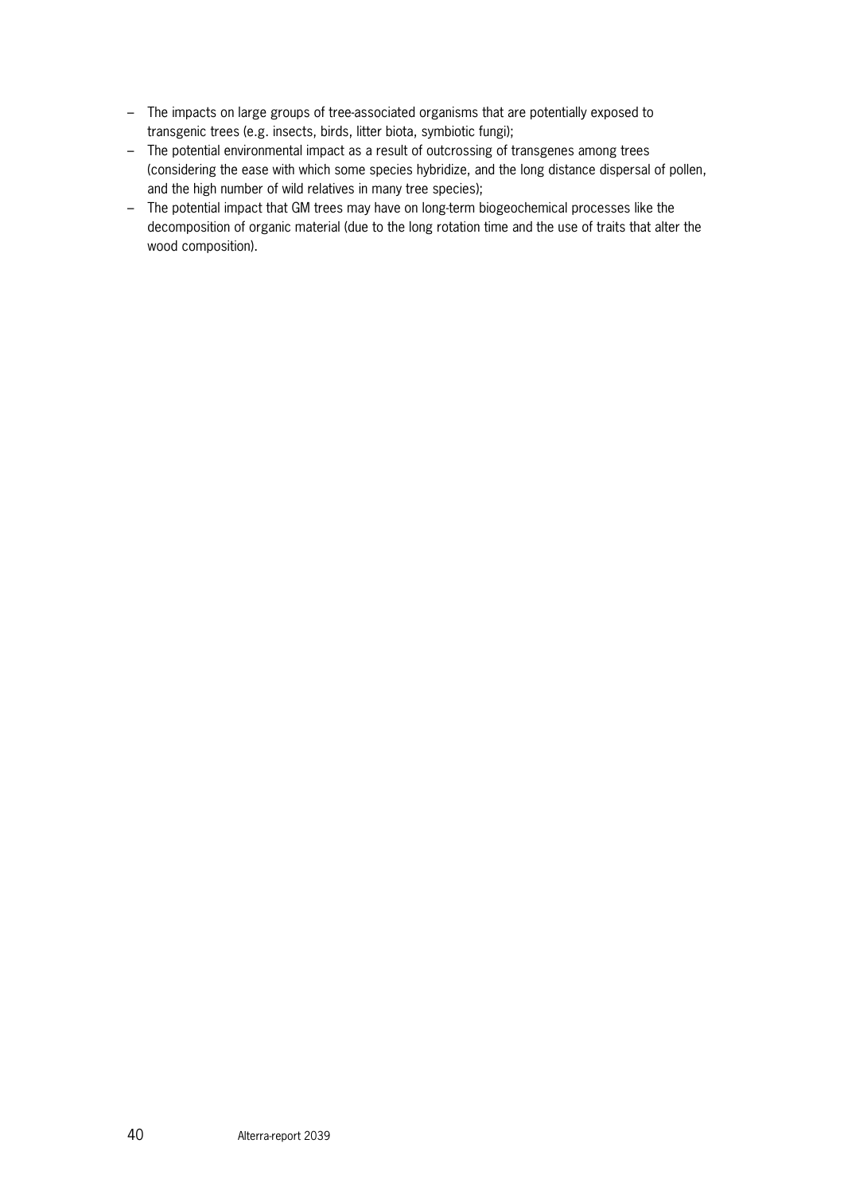- The impacts on large groups of tree-associated organisms that are potentially exposed to transgenic trees (e.g. insects, birds, litter biota, symbiotic fungi);
- The potential environmental impact as a result of outcrossing of transgenes among trees (considering the ease with which some species hybridize, and the long distance dispersal of pollen, and the high number of wild relatives in many tree species);
- The potential impact that GM trees may have on long-term biogeochemical processes like the decomposition of organic material (due to the long rotation time and the use of traits that alter the wood composition).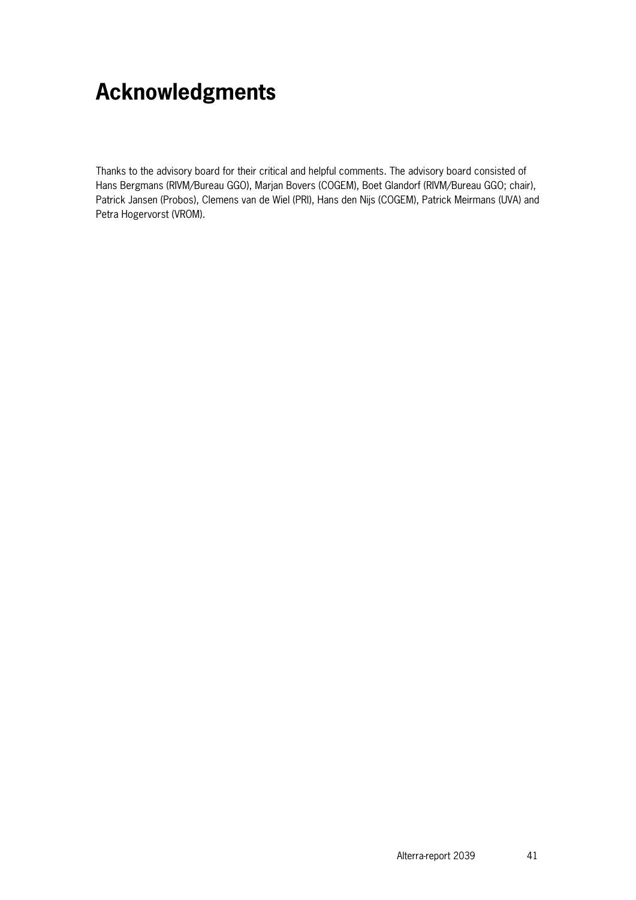# Acknowledgments

Thanks to the advisory board for their critical and helpful comments. The advisory board consisted of Hans Bergmans (RIVM/Bureau GGO), Marjan Bovers (COGEM), Boet Glandorf (RIVM/Bureau GGO; chair), Patrick Jansen (Probos), Clemens van de Wiel (PRI), Hans den Nijs (COGEM), Patrick Meirmans (UVA) and Petra Hogervorst (VROM).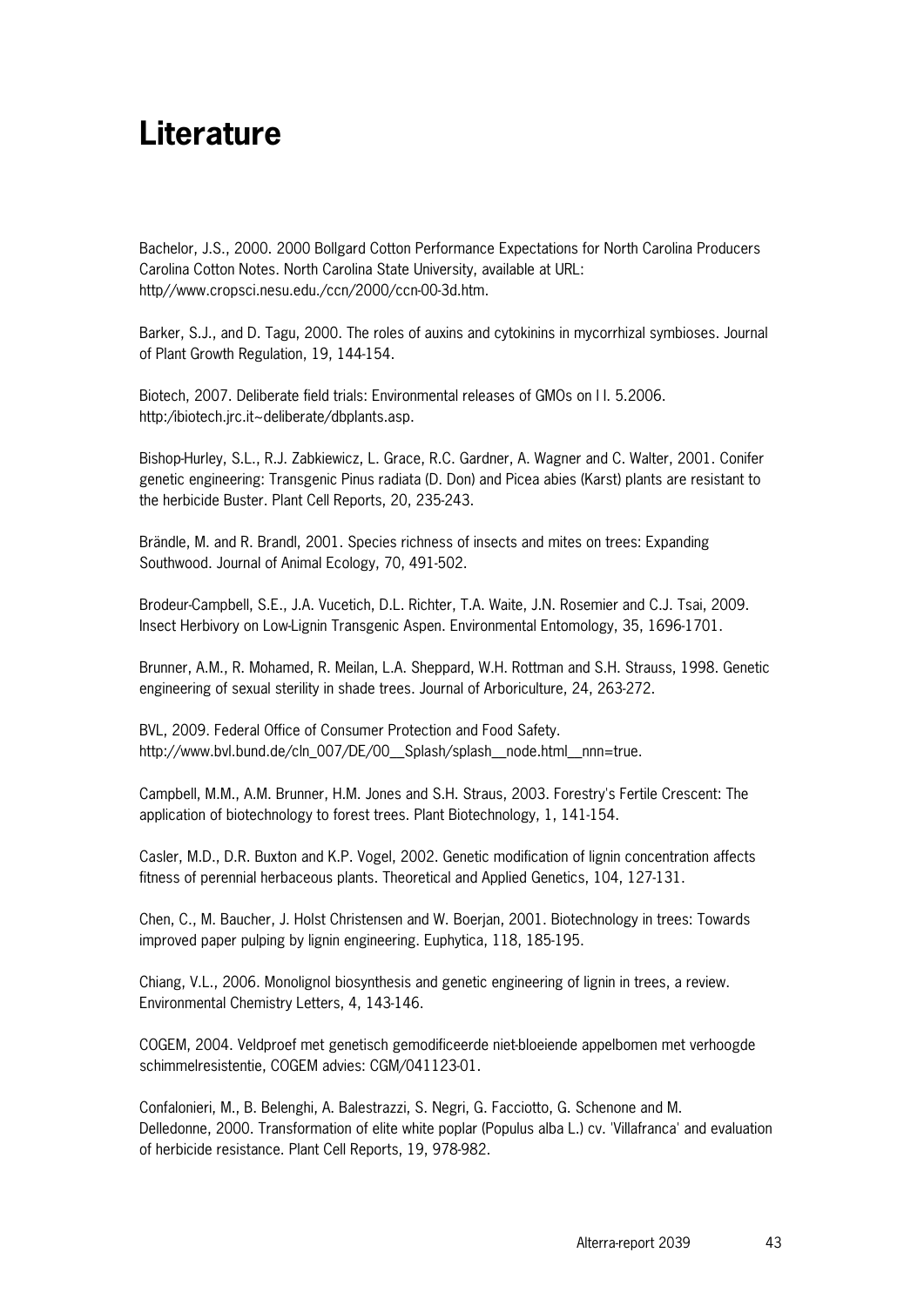# Literature

Bachelor, J.S., 2000. 2000 Bollgard Cotton Performance Expectations for North Carolina Producers Carolina Cotton Notes. North Carolina State University, available at URL: http//www.cropsci.nesu.edu./ccn/2000/ccn-00-3d.htm.

Barker, S.J., and D. Tagu, 2000. The roles of auxins and cytokinins in mycorrhizal symbioses. Journal of Plant Growth Regulation, 19, 144-154.

Biotech, 2007. Deliberate field trials: Environmental releases of GMOs on l l. 5.2006. http:/ibiotech.jrc.it~deliberate/dbplants.asp.

Bishop-Hurley, S.L., R.J. Zabkiewicz, L. Grace, R.C. Gardner, A. Wagner and C. Walter, 2001. Conifer genetic engineering: Transgenic Pinus radiata (D. Don) and Picea abies (Karst) plants are resistant to the herbicide Buster. Plant Cell Reports, 20, 235-243.

Brändle, M. and R. Brandl, 2001. Species richness of insects and mites on trees: Expanding Southwood. Journal of Animal Ecology, 70, 491-502.

Brodeur-Campbell, S.E., J.A. Vucetich, D.L. Richter, T.A. Waite, J.N. Rosemier and C.J. Tsai, 2009. Insect Herbivory on Low-Lignin Transgenic Aspen. Environmental Entomology, 35, 1696-1701.

Brunner, A.M., R. Mohamed, R. Meilan, L.A. Sheppard, W.H. Rottman and S.H. Strauss, 1998. Genetic engineering of sexual sterility in shade trees. Journal of Arboriculture, 24, 263-272.

BVL, 2009. Federal Office of Consumer Protection and Food Safety. http://www.bvl.bund.de/cln_007/DE/00__Splash/splash__node.html__nnn=true.

Campbell, M.M., A.M. Brunner, H.M. Jones and S.H. Straus, 2003. Forestry's Fertile Crescent: The application of biotechnology to forest trees. Plant Biotechnology, 1, 141-154.

Casler, M.D., D.R. Buxton and K.P. Vogel, 2002. Genetic modification of lignin concentration affects fitness of perennial herbaceous plants. Theoretical and Applied Genetics, 104, 127-131.

Chen, C., M. Baucher, J. Holst Christensen and W. Boerjan, 2001. Biotechnology in trees: Towards improved paper pulping by lignin engineering. Euphytica, 118, 185-195.

Chiang, V.L., 2006. Monolignol biosynthesis and genetic engineering of lignin in trees, a review. Environmental Chemistry Letters, 4, 143-146.

COGEM, 2004. Veldproef met genetisch gemodificeerde niet-bloeiende appelbomen met verhoogde schimmelresistentie, COGEM advies: CGM/041123-01.

Confalonieri, M., B. Belenghi, A. Balestrazzi, S. Negri, G. Facciotto, G. Schenone and M. Delledonne, 2000. Transformation of elite white poplar (Populus alba L.) cv. 'Villafranca' and evaluation of herbicide resistance. Plant Cell Reports, 19, 978-982.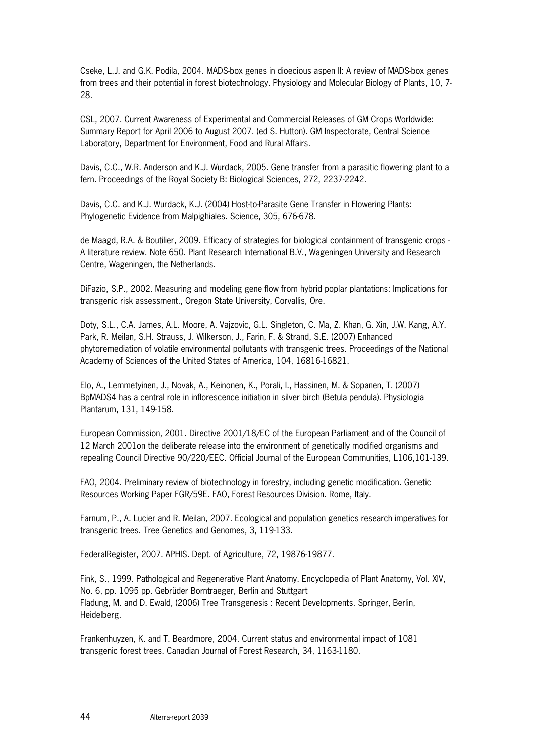Cseke, L.J. and G.K. Podila, 2004. MADS-box genes in dioecious aspen II: A review of MADS-box genes from trees and their potential in forest biotechnology. Physiology and Molecular Biology of Plants, 10, 7-28.

CSL, 2007. Current Awareness of Experimental and Commercial Releases of GM Crops Worldwide: Summary Report for April 2006 to August 2007. (ed S. Hutton). GM Inspectorate, Central Science Laboratory, Department for Environment, Food and Rural Affairs.

Davis, C.C., W.R. Anderson and K.J. Wurdack, 2005. Gene transfer from a parasitic flowering plant to a fern. Proceedings of the Royal Society B: Biological Sciences, 272, 2237-2242.

Davis, C.C. and K.J. Wurdack, K.J. (2004) Host-to-Parasite Gene Transfer in Flowering Plants: Phylogenetic Evidence from Malpighiales. Science, 305, 676-678.

de Maagd, R.A. & Boutilier, 2009. Efficacy of strategies for biological containment of transgenic crops - A literature review. Note 650. Plant Research International B.V., Wageningen University and Research Centre, Wageningen, the Netherlands.

DiFazio, S.P., 2002. Measuring and modeling gene flow from hybrid poplar plantations: Implications for transgenic risk assessment., Oregon State University, Corvallis, Ore.

Doty, S.L., C.A. James, A.L. Moore, A. Vajzovic, G.L. Singleton, C. Ma, Z. Khan, G. Xin, J.W. Kang, A.Y. Park, R. Meilan, S.H. Strauss, J. Wilkerson, J., Farin, F. & Strand, S.E. (2007) Enhanced phytoremediation of volatile environmental pollutants with transgenic trees. Proceedings of the National Academy of Sciences of the United States of America, 104, 16816-16821.

Elo, A., Lemmetyinen, J., Novak, A., Keinonen, K., Porali, I., Hassinen, M. & Sopanen, T. (2007) BpMADS4 has a central role in inflorescence initiation in silver birch (Betula pendula). Physiologia Plantarum, 131, 149-158.

European Commission, 2001. Directive 2001/18/EC of the European Parliament and of the Council of 12 March 2001on the deliberate release into the environment of genetically modified organisms and repealing Council Directive 90/220/EEC. Official Journal of the European Communities, L106,101-139.

FAO, 2004. Preliminary review of biotechnology in forestry, including genetic modification. Genetic Resources Working Paper FGR/59E. FAO, Forest Resources Division. Rome, Italy.

Farnum, P., A. Lucier and R. Meilan, 2007. Ecological and population genetics research imperatives for transgenic trees. Tree Genetics and Genomes, 3, 119-133.

FederalRegister, 2007. APHIS. Dept. of Agriculture, 72, 19876-19877.

Fink, S., 1999. Pathological and Regenerative Plant Anatomy. Encyclopedia of Plant Anatomy, Vol. XIV, No. 6, pp. 1095 pp. Gebrüder Borntraeger, Berlin and Stuttgart

Fladung, M. and D. Ewald, (2006) Tree Transgenesis : Recent Developments. Springer, Berlin, Heidelberg.

Frankenhuyzen, K. and T. Beardmore, 2004. Current status and environmental impact of 1081 transgenic forest trees. Canadian Journal of Forest Research, 34, 1163-1180.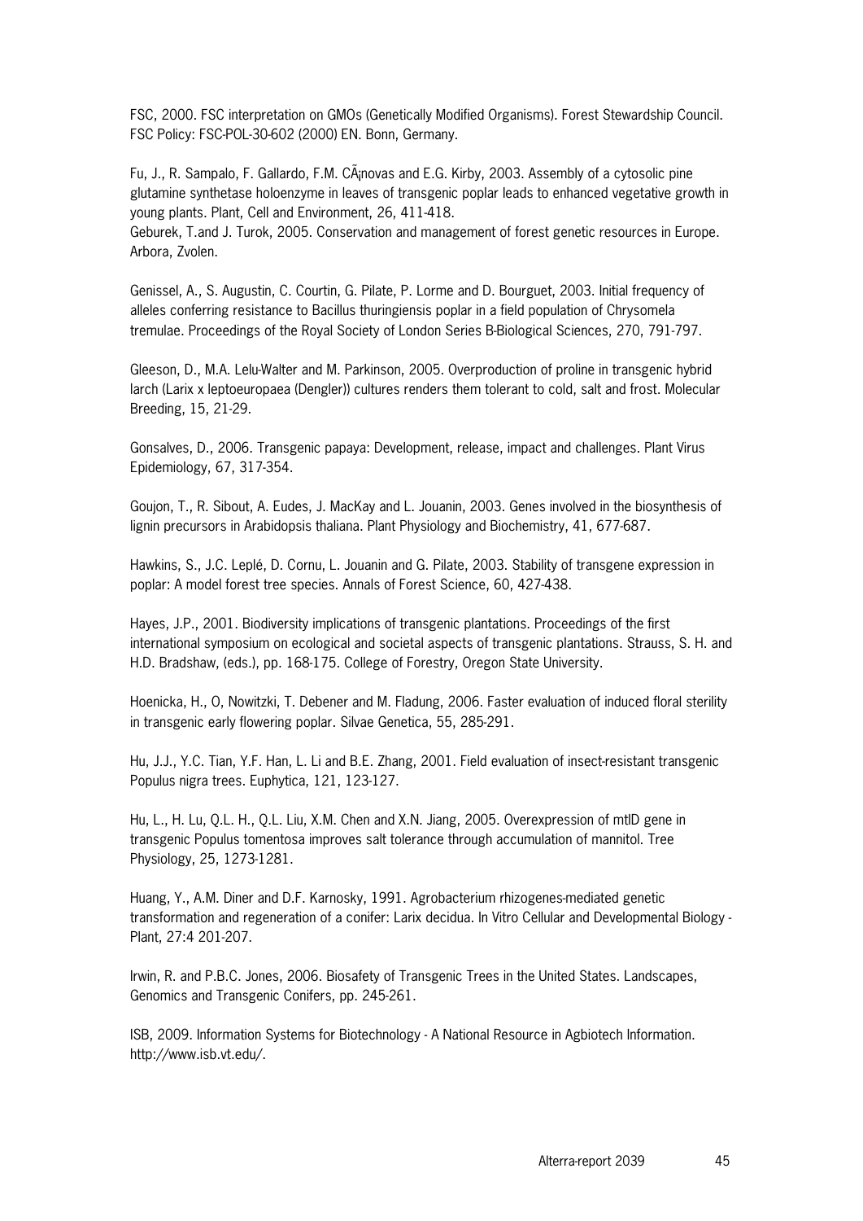FSC, 2000. FSC interpretation on GMOs (Genetically Modified Organisms). Forest Stewardship Council. FSC Policy: FSC-POL-30-602 (2000) EN. Bonn, Germany.

Fu, J., R. Sampalo, F. Gallardo, F.M. CÃ¡novas and E.G. Kirby, 2003. Assembly of a cytosolic pine glutamine synthetase holoenzyme in leaves of transgenic poplar leads to enhanced vegetative growth in young plants. Plant, Cell and Environment, 26, 411-418.
Geburek, T.and J. Turok, 2005. Conservation and management of forest genetic resources in Europe. Arbora, Zvolen.

Genissel, A., S. Augustin, C. Courtin, G. Pilate, P. Lorme and D. Bourguet, 2003. Initial frequency of alleles conferring resistance to Bacillus thuringiensis poplar in a field population of Chrysomela tremulae. Proceedings of the Royal Society of London Series B-Biological Sciences, 270, 791-797.

Gleeson, D., M.A. Lelu-Walter and M. Parkinson, 2005. Overproduction of proline in transgenic hybrid larch (Larix x leptoeuropaea (Dengler)) cultures renders them tolerant to cold, salt and frost. Molecular Breeding, 15, 21-29.

Gonsalves, D., 2006. Transgenic papaya: Development, release, impact and challenges. Plant Virus Epidemiology, 67, 317-354.

Goujon, T., R. Sibout, A. Eudes, J. MacKay and L. Jouanin, 2003. Genes involved in the biosynthesis of lignin precursors in Arabidopsis thaliana. Plant Physiology and Biochemistry, 41, 677-687.

Hawkins, S., J.C. Leplé, D. Cornu, L. Jouanin and G. Pilate, 2003. Stability of transgene expression in poplar: A model forest tree species. Annals of Forest Science, 60, 427-438.

Hayes, J.P., 2001. Biodiversity implications of transgenic plantations. Proceedings of the first international symposium on ecological and societal aspects of transgenic plantations. Strauss, S. H. and H.D. Bradshaw, (eds.), pp. 168-175. College of Forestry, Oregon State University.

Hoenicka, H., O, Nowitzki, T. Debener and M. Fladung, 2006. Faster evaluation of induced floral sterility in transgenic early flowering poplar. Silvae Genetica, 55, 285-291.

Hu, J.J., Y.C. Tian, Y.F. Han, L. Li and B.E. Zhang, 2001. Field evaluation of insect-resistant transgenic Populus nigra trees. Euphytica, 121, 123-127.

Hu, L., H. Lu, Q.L. H., Q.L. Liu, X.M. Chen and X.N. Jiang, 2005. Overexpression of mtlD gene in transgenic Populus tomentosa improves salt tolerance through accumulation of mannitol. Tree Physiology, 25, 1273-1281.

Huang, Y., A.M. Diner and D.F. Karnosky, 1991. Agrobacterium rhizogenes-mediated genetic transformation and regeneration of a conifer: Larix decidua. In Vitro Cellular and Developmental Biology - Plant, 27:4 201-207.

Irwin, R. and P.B.C. Jones, 2006. Biosafety of Transgenic Trees in the United States. Landscapes, Genomics and Transgenic Conifers, pp. 245-261.

ISB, 2009. Information Systems for Biotechnology - A National Resource in Agbiotech Information. http://www.isb.vt.edu/.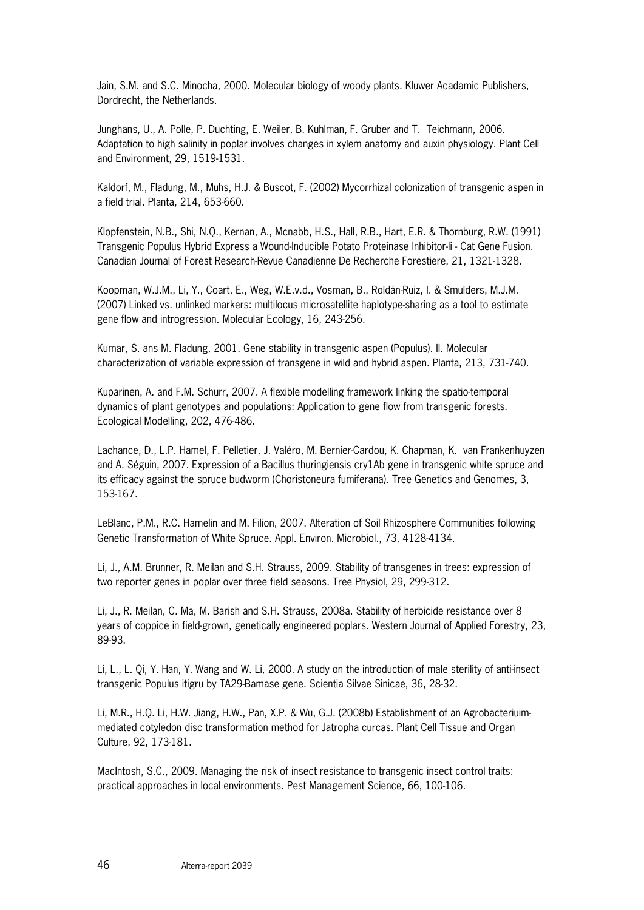Jain, S.M. and S.C. Minocha, 2000. Molecular biology of woody plants. Kluwer Acadamic Publishers, Dordrecht, the Netherlands.

Junghans, U., A. Polle, P. Duchting, E. Weiler, B. Kuhlman, F. Gruber and T. Teichmann, 2006. Adaptation to high salinity in poplar involves changes in xylem anatomy and auxin physiology. Plant Cell and Environment, 29, 1519-1531.

Kaldorf, M., Fladung, M., Muhs, H.J. & Buscot, F. (2002) Mycorrhizal colonization of transgenic aspen in a field trial. Planta, 214, 653-660.

Klopfenstein, N.B., Shi, N.Q., Kernan, A., Mcnabb, H.S., Hall, R.B., Hart, E.R. & Thornburg, R.W. (1991) Transgenic Populus Hybrid Express a Wound-Inducible Potato Proteinase Inhibitor-Ii - Cat Gene Fusion. Canadian Journal of Forest Research-Revue Canadienne De Recherche Forestiere, 21, 1321-1328.

Koopman, W.J.M., Li, Y., Coart, E., Weg, W.E.v.d., Vosman, B., Roldán-Ruiz, I. & Smulders, M.J.M. (2007) Linked vs. unlinked markers: multilocus microsatellite haplotype-sharing as a tool to estimate gene flow and introgression. Molecular Ecology, 16, 243-256.

Kumar, S. ans M. Fladung, 2001. Gene stability in transgenic aspen (Populus). II. Molecular characterization of variable expression of transgene in wild and hybrid aspen. Planta, 213, 731-740.

Kuparinen, A. and F.M. Schurr, 2007. A flexible modelling framework linking the spatio-temporal dynamics of plant genotypes and populations: Application to gene flow from transgenic forests. Ecological Modelling, 202, 476-486.

Lachance, D., L.P. Hamel, F. Pelletier, J. Valéro, M. Bernier-Cardou, K. Chapman, K. van Frankenhuyzen and A. Séguin, 2007. Expression of a Bacillus thuringiensis cry1Ab gene in transgenic white spruce and its efficacy against the spruce budworm (Choristoneura fumiferana). Tree Genetics and Genomes, 3, 153-167.

LeBlanc, P.M., R.C. Hamelin and M. Filion, 2007. Alteration of Soil Rhizosphere Communities following Genetic Transformation of White Spruce. Appl. Environ. Microbiol., 73, 4128-4134.

Li, J., A.M. Brunner, R. Meilan and S.H. Strauss, 2009. Stability of transgenes in trees: expression of two reporter genes in poplar over three field seasons. Tree Physiol, 29, 299-312.

Li, J., R. Meilan, C. Ma, M. Barish and S.H. Strauss, 2008a. Stability of herbicide resistance over 8 years of coppice in field-grown, genetically engineered poplars. Western Journal of Applied Forestry, 23, 89-93.

Li, L., L. Qi, Y. Han, Y. Wang and W. Li, 2000. A study on the introduction of male sterility of anti-insect transgenic Populus itigru by TA29-Bamase gene. Scientia Silvae Sinicae, 36, 28-32.

Li, M.R., H.Q. Li, H.W. Jiang, H.W., Pan, X.P. & Wu, G.J. (2008b) Establishment of an Agrobacteriuim-mediated cotyledon disc transformation method for Jatropha curcas. Plant Cell Tissue and Organ Culture, 92, 173-181.

MacIntosh, S.C., 2009. Managing the risk of insect resistance to transgenic insect control traits: practical approaches in local environments. Pest Management Science, 66, 100-106.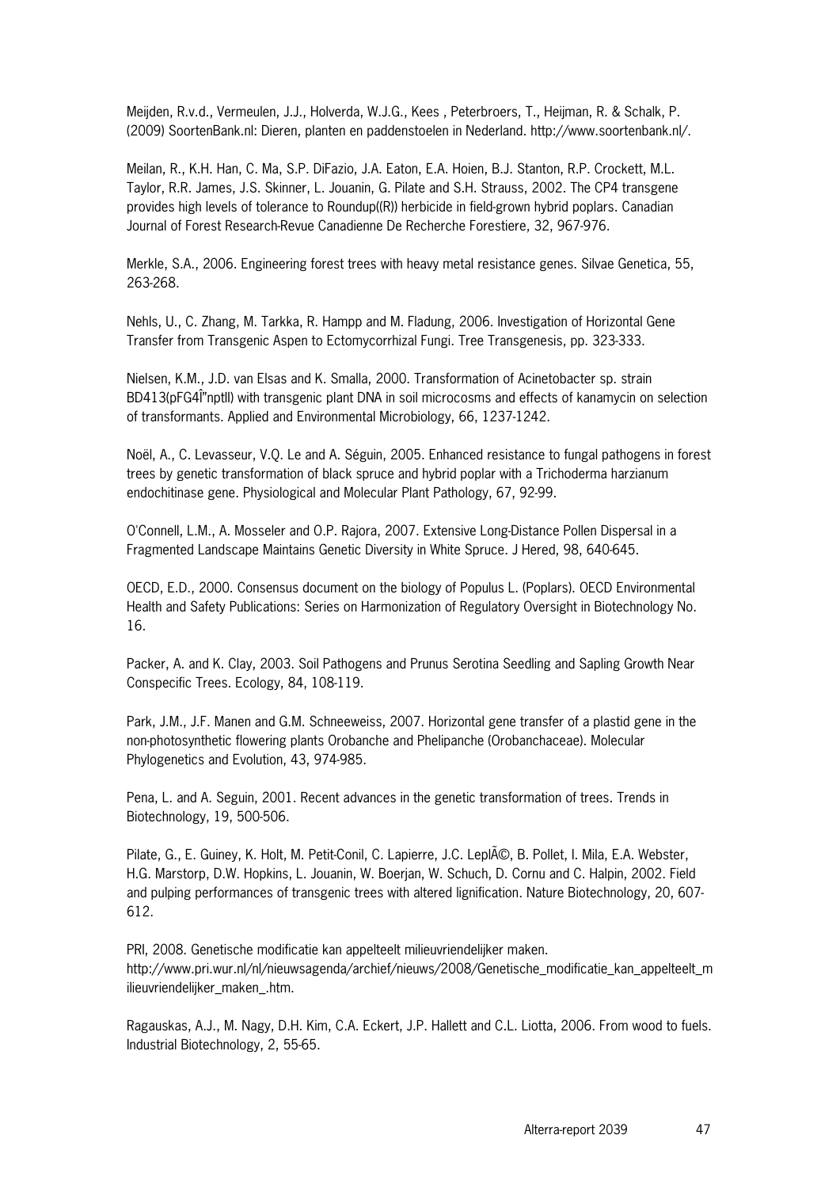Meijden, R.v.d., Vermeulen, J.J., Holverda, W.J.G., Kees , Peterbroers, T., Heijman, R. & Schalk, P. (2009) SoortenBank.nl: Dieren, planten en paddenstoelen in Nederland. http://www.soortenbank.nl/.

Meilan, R., K.H. Han, C. Ma, S.P. DiFazio, J.A. Eaton, E.A. Hoien, B.J. Stanton, R.P. Crockett, M.L. Taylor, R.R. James, J.S. Skinner, L. Jouanin, G. Pilate and S.H. Strauss, 2002. The CP4 transgene provides high levels of tolerance to Roundup((R)) herbicide in field-grown hybrid poplars. Canadian Journal of Forest Research-Revue Canadienne De Recherche Forestiere, 32, 967-976.

Merkle, S.A., 2006. Engineering forest trees with heavy metal resistance genes. Silvae Genetica, 55, 263-268.

Nehls, U., C. Zhang, M. Tarkka, R. Hampp and M. Fladung, 2006. Investigation of Horizontal Gene Transfer from Transgenic Aspen to Ectomycorrhizal Fungi. Tree Transgenesis, pp. 323-333.

Nielsen, K.M., J.D. van Elsas and K. Smalla, 2000. Transformation of Acinetobacter sp. strain BD413(pFG4Î"nptII) with transgenic plant DNA in soil microcosms and effects of kanamycin on selection of transformants. Applied and Environmental Microbiology, 66, 1237-1242.

Noël, A., C. Levasseur, V.Q. Le and A. Séguin, 2005. Enhanced resistance to fungal pathogens in forest trees by genetic transformation of black spruce and hybrid poplar with a Trichoderma harzianum endochitinase gene. Physiological and Molecular Plant Pathology, 67, 92-99.

O'Connell, L.M., A. Mosseler and O.P. Rajora, 2007. Extensive Long-Distance Pollen Dispersal in a Fragmented Landscape Maintains Genetic Diversity in White Spruce. J Hered, 98, 640-645.

OECD, E.D., 2000. Consensus document on the biology of Populus L. (Poplars). OECD Environmental Health and Safety Publications: Series on Harmonization of Regulatory Oversight in Biotechnology No. 16.

Packer, A. and K. Clay, 2003. Soil Pathogens and Prunus Serotina Seedling and Sapling Growth Near Conspecific Trees. Ecology, 84, 108-119.

Park, J.M., J.F. Manen and G.M. Schneeweiss, 2007. Horizontal gene transfer of a plastid gene in the non-photosynthetic flowering plants Orobanche and Phelipanche (Orobanchaceae). Molecular Phylogenetics and Evolution, 43, 974-985.

Pena, L. and A. Seguin, 2001. Recent advances in the genetic transformation of trees. Trends in Biotechnology, 19, 500-506.

Pilate, G., E. Guiney, K. Holt, M. Petit-Conil, C. Lapierre, J.C. LeplÃ©, B. Pollet, I. Mila, E.A. Webster, H.G. Marstorp, D.W. Hopkins, L. Jouanin, W. Boerjan, W. Schuch, D. Cornu and C. Halpin, 2002. Field and pulping performances of transgenic trees with altered lignification. Nature Biotechnology, 20, 607-612.

PRI, 2008. Genetische modificatie kan appelteelt milieuvriendelijker maken. http://www.pri.wur.nl/nl/nieuwsagenda/archief/nieuws/2008/Genetische_modificatie_kan_appelteelt_milieuvriendelijker_maken_.htm.

Ragauskas, A.J., M. Nagy, D.H. Kim, C.A. Eckert, J.P. Hallett and C.L. Liotta, 2006. From wood to fuels. Industrial Biotechnology, 2, 55-65.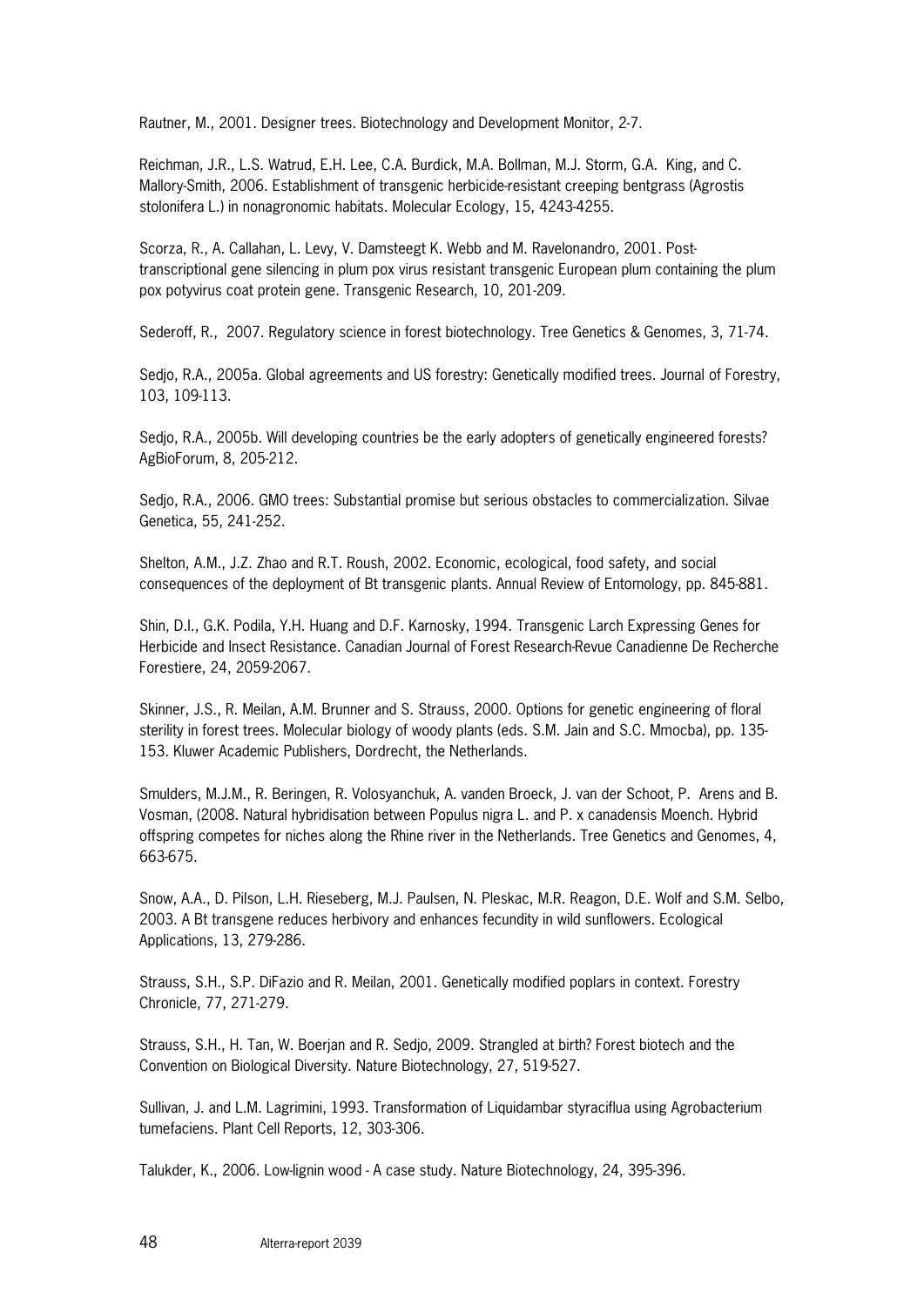Rautner, M., 2001. Designer trees. Biotechnology and Development Monitor, 2-7.

Reichman, J.R., L.S. Watrud, E.H. Lee, C.A. Burdick, M.A. Bollman, M.J. Storm, G.A. King, and C. Mallory-Smith, 2006. Establishment of transgenic herbicide-resistant creeping bentgrass (Agrostis stolonifera L.) in nonagronomic habitats. Molecular Ecology, 15, 4243-4255.

Scorza, R., A. Callahan, L. Levy, V. Damsteegt K. Webb and M. Ravelonandro, 2001. Post-transcriptional gene silencing in plum pox virus resistant transgenic European plum containing the plum pox potyvirus coat protein gene. Transgenic Research, 10, 201-209.

Sederoff, R., 2007. Regulatory science in forest biotechnology. Tree Genetics & Genomes, 3, 71-74.

Sedjo, R.A., 2005a. Global agreements and US forestry: Genetically modified trees. Journal of Forestry, 103, 109-113.

Sedjo, R.A., 2005b. Will developing countries be the early adopters of genetically engineered forests? AgBioForum, 8, 205-212.

Sedjo, R.A., 2006. GMO trees: Substantial promise but serious obstacles to commercialization. Silvae Genetica, 55, 241-252.

Shelton, A.M., J.Z. Zhao and R.T. Roush, 2002. Economic, ecological, food safety, and social consequences of the deployment of Bt transgenic plants. Annual Review of Entomology, pp. 845-881.

Shin, D.I., G.K. Podila, Y.H. Huang and D.F. Karnosky, 1994. Transgenic Larch Expressing Genes for Herbicide and Insect Resistance. Canadian Journal of Forest Research-Revue Canadienne De Recherche Forestiere, 24, 2059-2067.

Skinner, J.S., R. Meilan, A.M. Brunner and S. Strauss, 2000. Options for genetic engineering of floral sterility in forest trees. Molecular biology of woody plants (eds. S.M. Jain and S.C. Mmocba), pp. 135-153. Kluwer Academic Publishers, Dordrecht, the Netherlands.

Smulders, M.J.M., R. Beringen, R. Volosyanchuk, A. vanden Broeck, J. van der Schoot, P. Arens and B. Vosman, (2008. Natural hybridisation between Populus nigra L. and P. x canadensis Moench. Hybrid offspring competes for niches along the Rhine river in the Netherlands. Tree Genetics and Genomes, 4, 663-675.

Snow, A.A., D. Pilson, L.H. Rieseberg, M.J. Paulsen, N. Pleskac, M.R. Reagon, D.E. Wolf and S.M. Selbo, 2003. A Bt transgene reduces herbivory and enhances fecundity in wild sunflowers. Ecological Applications, 13, 279-286.

Strauss, S.H., S.P. DiFazio and R. Meilan, 2001. Genetically modified poplars in context. Forestry Chronicle, 77, 271-279.

Strauss, S.H., H. Tan, W. Boerjan and R. Sedjo, 2009. Strangled at birth? Forest biotech and the Convention on Biological Diversity. Nature Biotechnology, 27, 519-527.

Sullivan, J. and L.M. Lagrimini, 1993. Transformation of Liquidambar styraciflua using Agrobacterium tumefaciens. Plant Cell Reports, 12, 303-306.

Talukder, K., 2006. Low-lignin wood - A case study. Nature Biotechnology, 24, 395-396.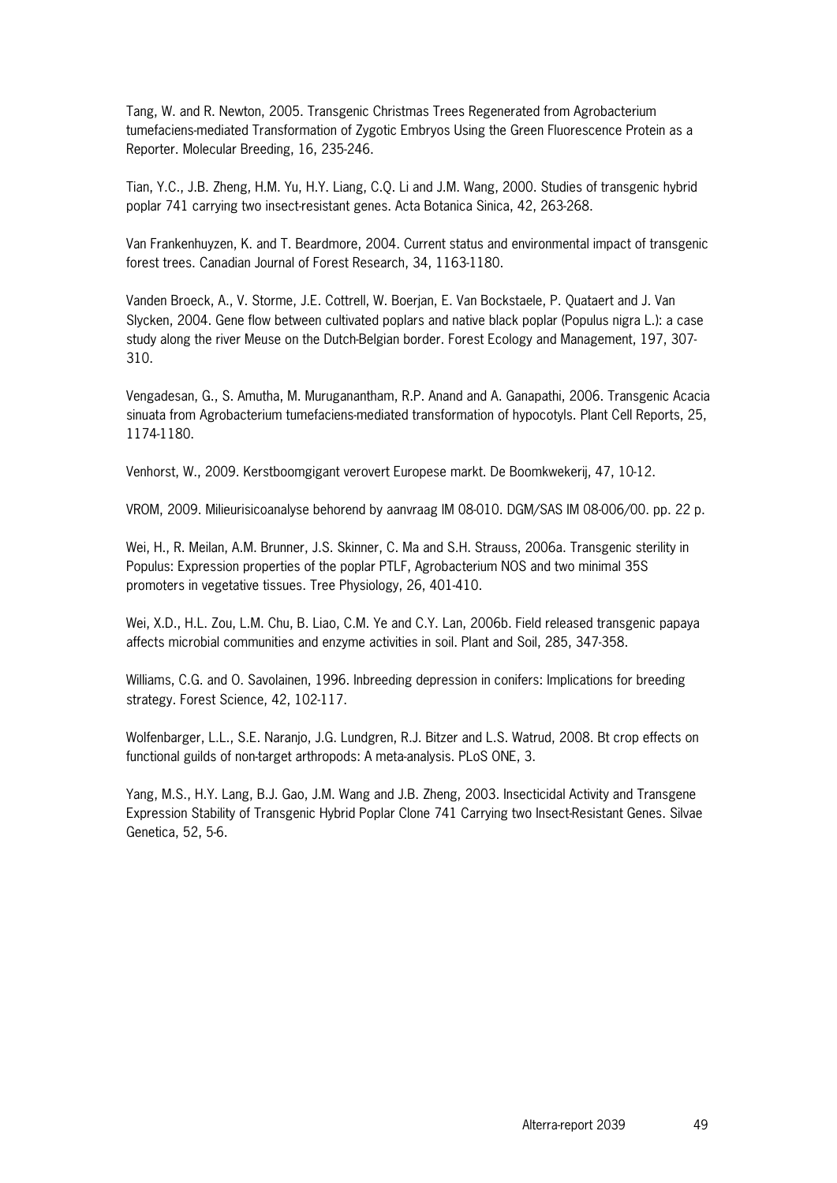Tang, W. and R. Newton, 2005. Transgenic Christmas Trees Regenerated from Agrobacterium tumefaciens-mediated Transformation of Zygotic Embryos Using the Green Fluorescence Protein as a Reporter. Molecular Breeding, 16, 235-246.

Tian, Y.C., J.B. Zheng, H.M. Yu, H.Y. Liang, C.Q. Li and J.M. Wang, 2000. Studies of transgenic hybrid poplar 741 carrying two insect-resistant genes. Acta Botanica Sinica, 42, 263-268.

Van Frankenhuyzen, K. and T. Beardmore, 2004. Current status and environmental impact of transgenic forest trees. Canadian Journal of Forest Research, 34, 1163-1180.

Vanden Broeck, A., V. Storme, J.E. Cottrell, W. Boerjan, E. Van Bockstaele, P. Quataert and J. Van Slycken, 2004. Gene flow between cultivated poplars and native black poplar (Populus nigra L.): a case study along the river Meuse on the Dutch-Belgian border. Forest Ecology and Management, 197, 307-310.

Vengadesan, G., S. Amutha, M. Muruganantham, R.P. Anand and A. Ganapathi, 2006. Transgenic Acacia sinuata from Agrobacterium tumefaciens-mediated transformation of hypocotyls. Plant Cell Reports, 25, 1174-1180.

Venhorst, W., 2009. Kerstboomgigant verovert Europese markt. De Boomkwekerij, 47, 10-12.

VROM, 2009. Milieurisicoanalyse behorend by aanvraag IM 08-010. DGM/SAS IM 08-006/00. pp. 22 p.

Wei, H., R. Meilan, A.M. Brunner, J.S. Skinner, C. Ma and S.H. Strauss, 2006a. Transgenic sterility in Populus: Expression properties of the poplar PTLF, Agrobacterium NOS and two minimal 35S promoters in vegetative tissues. Tree Physiology, 26, 401-410.

Wei, X.D., H.L. Zou, L.M. Chu, B. Liao, C.M. Ye and C.Y. Lan, 2006b. Field released transgenic papaya affects microbial communities and enzyme activities in soil. Plant and Soil, 285, 347-358.

Williams, C.G. and O. Savolainen, 1996. Inbreeding depression in conifers: Implications for breeding strategy. Forest Science, 42, 102-117.

Wolfenbarger, L.L., S.E. Naranjo, J.G. Lundgren, R.J. Bitzer and L.S. Watrud, 2008. Bt crop effects on functional guilds of non-target arthropods: A meta-analysis. PLoS ONE, 3.

Yang, M.S., H.Y. Lang, B.J. Gao, J.M. Wang and J.B. Zheng, 2003. Insecticidal Activity and Transgene Expression Stability of Transgenic Hybrid Poplar Clone 741 Carrying two Insect-Resistant Genes. Silvae Genetica, 52, 5-6.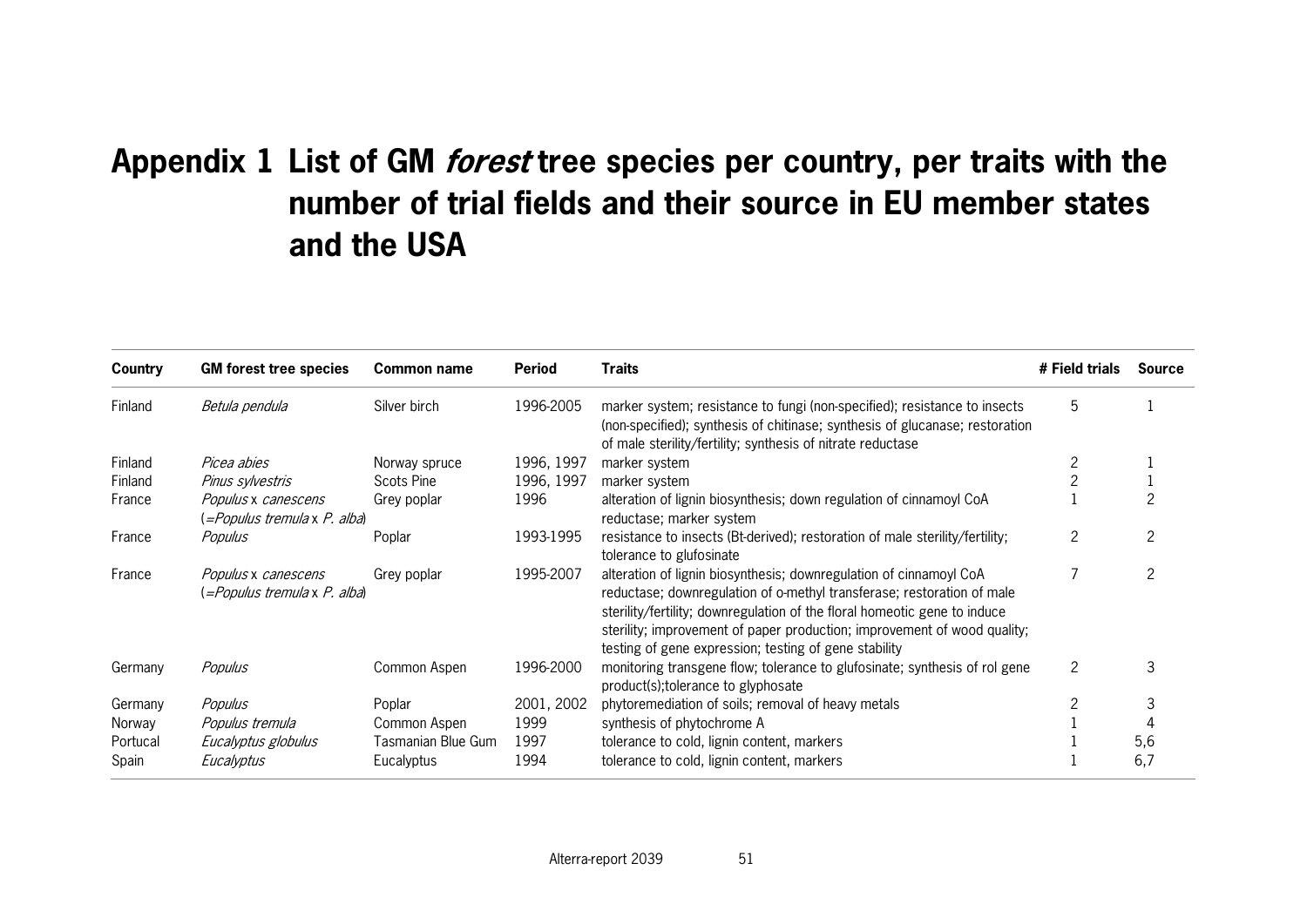# Appendix 1 List of GM *forest* tree species per country, per traits with the number of trial fields and their source in EU member states and the USA

| Country | GM forest tree species | Common name | Period | Traits | # Field trials | Source |
|---|---|---|---|---|---|---|
| Finland | *Betula pendula* | Silver birch | 1996-2005 | marker system; resistance to fungi (non-specified); resistance to insects (non-specified); synthesis of chitinase; synthesis of glucanase; restoration of male sterility/fertility; synthesis of nitrate reductase | 5 | 1 |
| Finland | *Picea abies* | Norway spruce | 1996, 1997 | marker system | 2 | 1 |
| Finland | *Pinus sylvestris* | Scots Pine | 1996, 1997 | marker system | 2 | 1 |
| France | *Populus* x *canescens* (=*Populus tremula* x *P. alba*) | Grey poplar | 1996 | alteration of lignin biosynthesis; down regulation of cinnamoyl CoA reductase; marker system | 1 | 2 |
| France | *Populus* | Poplar | 1993-1995 | resistance to insects (Bt-derived); restoration of male sterility/fertility; tolerance to glufosinate | 2 | 2 |
| France | *Populus* x *canescens* (=*Populus tremula* x *P. alba*) | Grey poplar | 1995-2007 | alteration of lignin biosynthesis; downregulation of cinnamoyl CoA reductase; downregulation of o-methyl transferase; restoration of male sterility/fertility; downregulation of the floral homeotic gene to induce sterility; improvement of paper production; improvement of wood quality; testing of gene expression; testing of gene stability | 7 | 2 |
| Germany | *Populus* | Common Aspen | 1996-2000 | monitoring transgene flow; tolerance to glufosinate; synthesis of rol gene product(s);tolerance to glyphosate | 2 | 3 |
| Germany | *Populus* | Poplar | 2001, 2002 | phytoremediation of soils; removal of heavy metals | 2 | 3 |
| Norway | *Populus tremula* | Common Aspen | 1999 | synthesis of phytochrome A | 1 | 4 |
| Portucal | *Eucalyptus globulus* | Tasmanian Blue Gum | 1997 | tolerance to cold, lignin content, markers | 1 | 5,6 |
| Spain | *Eucalyptus* | Eucalyptus | 1994 | tolerance to cold, lignin content, markers | 1 | 6,7 |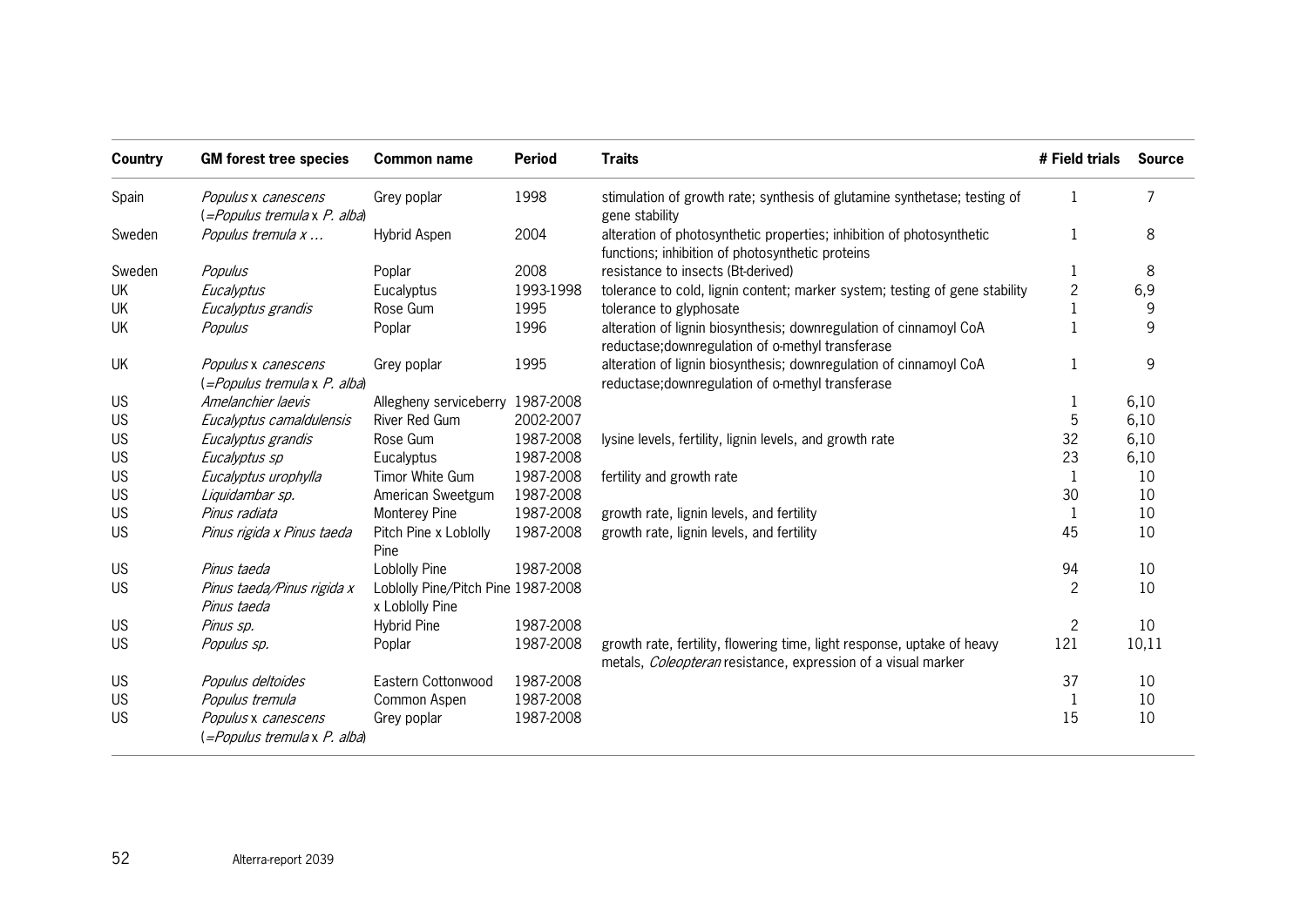| Country | GM forest tree species | Common name | Period | Traits | # Field trials | Source |
|---|---|---|---|---|---|---|
| Spain | *Populus* x *canescens* (=*Populus tremula* x *P. alba*) | Grey poplar | 1998 | stimulation of growth rate; synthesis of glutamine synthetase; testing of gene stability | 1 | 7 |
| Sweden | *Populus tremula x …* | Hybrid Aspen | 2004 | alteration of photosynthetic properties; inhibition of photosynthetic functions; inhibition of photosynthetic proteins | 1 | 8 |
| Sweden | *Populus* | Poplar | 2008 | resistance to insects (Bt-derived) | 1 | 8 |
| UK | *Eucalyptus* | Eucalyptus | 1993-1998 | tolerance to cold, lignin content; marker system; testing of gene stability | 2 | 6,9 |
| UK | *Eucalyptus grandis* | Rose Gum | 1995 | tolerance to glyphosate | 1 | 9 |
| UK | *Populus* | Poplar | 1996 | alteration of lignin biosynthesis; downregulation of cinnamoyl CoA reductase;downregulation of o-methyl transferase | 1 | 9 |
| UK | *Populus* x *canescens* (=*Populus tremula* x *P. alba*) | Grey poplar | 1995 | alteration of lignin biosynthesis; downregulation of cinnamoyl CoA reductase;downregulation of o-methyl transferase | 1 | 9 |
| US | *Amelanchier laevis* | Allegheny serviceberry | 1987-2008 | | 1 | 6,10 |
| US | *Eucalyptus camaldulensis* | River Red Gum | 2002-2007 | | 5 | 6,10 |
| US | *Eucalyptus grandis* | Rose Gum | 1987-2008 | lysine levels, fertility, lignin levels, and growth rate | 32 | 6,10 |
| US | *Eucalyptus sp* | Eucalyptus | 1987-2008 | | 23 | 6,10 |
| US | *Eucalyptus urophylla* | Timor White Gum | 1987-2008 | fertility and growth rate | 1 | 10 |
| US | *Liquidambar sp.* | American Sweetgum | 1987-2008 | | 30 | 10 |
| US | *Pinus radiata* | Monterey Pine | 1987-2008 | growth rate, lignin levels, and fertility | 1 | 10 |
| US | *Pinus rigida x Pinus taeda* | Pitch Pine x Loblolly Pine | 1987-2008 | growth rate, lignin levels, and fertility | 45 | 10 |
| US | *Pinus taeda* | Loblolly Pine | 1987-2008 | | 94 | 10 |
| US | *Pinus taeda/Pinus rigida x Pinus taeda* | Loblolly Pine/Pitch Pine x Loblolly Pine | 1987-2008 | | 2 | 10 |
| US | *Pinus sp.* | Hybrid Pine | 1987-2008 | | 2 | 10 |
| US | *Populus sp.* | Poplar | 1987-2008 | growth rate, fertility, flowering time, light response, uptake of heavy metals, *Coleopteran* resistance, expression of a visual marker | 121 | 10,11 |
| US | *Populus deltoides* | Eastern Cottonwood | 1987-2008 | | 37 | 10 |
| US | *Populus tremula* | Common Aspen | 1987-2008 | | 1 | 10 |
| US | *Populus* x *canescens* (=*Populus tremula* x *P. alba*) | Grey poplar | 1987-2008 | | 15 | 10 |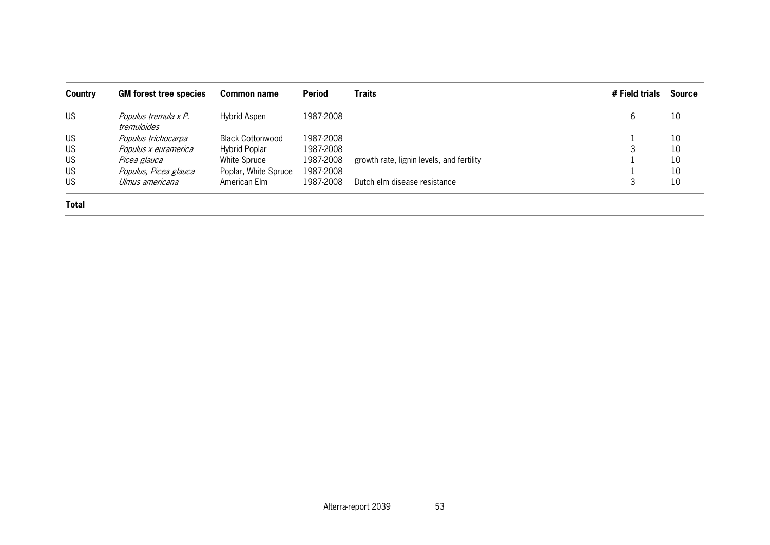| Country | GM forest tree species | Common name | Period | Traits | # Field trials | Source |
|---|---|---|---|---|---|---|
| US | *Populus tremula x P. tremuloides* | Hybrid Aspen | 1987-2008 | | 6 | 10 |
| US | *Populus trichocarpa* | Black Cottonwood | 1987-2008 | | 1 | 10 |
| US | *Populus x euramerica* | Hybrid Poplar | 1987-2008 | | 3 | 10 |
| US | *Picea glauca* | White Spruce | 1987-2008 | growth rate, lignin levels, and fertility | 1 | 10 |
| US | *Populus, Picea glauca* | Poplar, White Spruce | 1987-2008 | | 1 | 10 |
| US | *Ulmus americana* | American Elm | 1987-2008 | Dutch elm disease resistance | 3 | 10 |
| **Total** | | | | | | |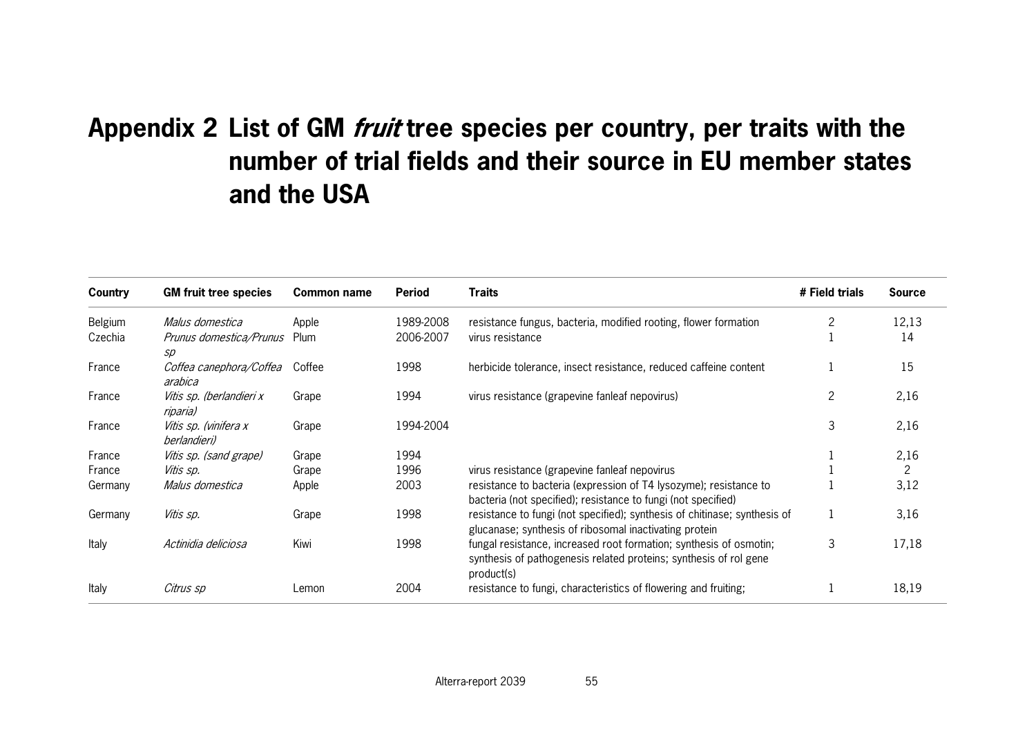# Appendix 2 List of GM *fruit* tree species per country, per traits with the number of trial fields and their source in EU member states and the USA

| Country | GM fruit tree species | Common name | Period | Traits | # Field trials | Source |
|---|---|---|---|---|---|---|
| Belgium | *Malus domestica* | Apple | 1989-2008 | resistance fungus, bacteria, modified rooting, flower formation | 2 | 12,13 |
| Czechia | *Prunus domestica/Prunus sp* | Plum | 2006-2007 | virus resistance | 1 | 14 |
| France | *Coffea canephora/Coffea arabica* | Coffee | 1998 | herbicide tolerance, insect resistance, reduced caffeine content | 1 | 15 |
| France | *Vitis sp. (berlandieri x riparia)* | Grape | 1994 | virus resistance (grapevine fanleaf nepovirus) | 2 | 2,16 |
| France | *Vitis sp. (vinifera x berlandieri)* | Grape | 1994-2004 | | 3 | 2,16 |
| France | *Vitis sp. (sand grape)* | Grape | 1994 | | 1 | 2,16 |
| France | *Vitis sp.* | Grape | 1996 | virus resistance (grapevine fanleaf nepovirus | 1 | 2 |
| Germany | *Malus domestica* | Apple | 2003 | resistance to bacteria (expression of T4 lysozyme); resistance to bacteria (not specified); resistance to fungi (not specified) | 1 | 3,12 |
| Germany | *Vitis sp.* | Grape | 1998 | resistance to fungi (not specified); synthesis of chitinase; synthesis of glucanase; synthesis of ribosomal inactivating protein | 1 | 3,16 |
| Italy | *Actinidia deliciosa* | Kiwi | 1998 | fungal resistance, increased root formation; synthesis of osmotin; synthesis of pathogenesis related proteins; synthesis of rol gene product(s) | 3 | 17,18 |
| Italy | *Citrus sp* | Lemon | 2004 | resistance to fungi, characteristics of flowering and fruiting; | 1 | 18,19 |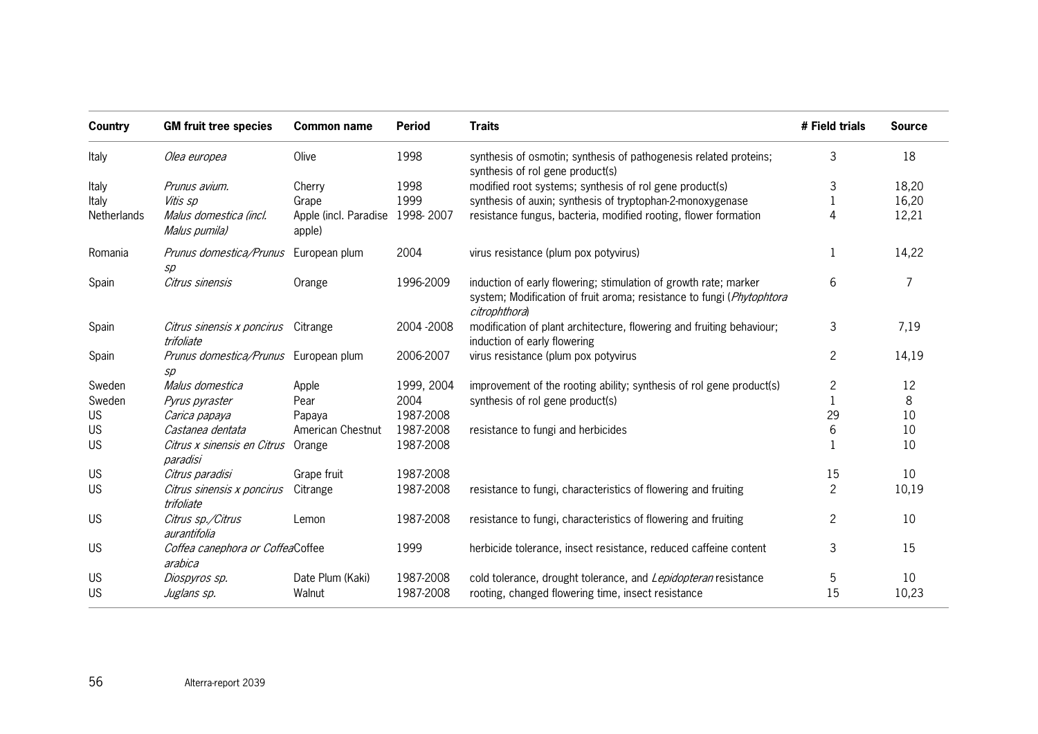| Country | GM fruit tree species | Common name | Period | Traits | # Field trials | Source |
|---|---|---|---|---|---|---|
| Italy | *Olea europea* | Olive | 1998 | synthesis of osmotin; synthesis of pathogenesis related proteins; synthesis of rol gene product(s) | 3 | 18 |
| Italy | *Prunus avium.* | Cherry | 1998 | modified root systems; synthesis of rol gene product(s) | 3 | 18,20 |
| Italy | *Vitis sp* | Grape | 1999 | synthesis of auxin; synthesis of tryptophan-2-monoxygenase | 1 | 16,20 |
| Netherlands | *Malus domestica (incl. Malus pumila)* | Apple (incl. Paradise apple) | 1998- 2007 | resistance fungus, bacteria, modified rooting, flower formation | 4 | 12,21 |
| Romania | *Prunus domestica/Prunus sp* | European plum | 2004 | virus resistance (plum pox potyvirus) | 1 | 14,22 |
| Spain | *Citrus sinensis* | Orange | 1996-2009 | induction of early flowering; stimulation of growth rate; marker system; Modification of fruit aroma; resistance to fungi (*Phytophtora citrophthora*) | 6 | 7 |
| Spain | *Citrus sinensis x poncirus trifoliate* | Citrange | 2004 -2008 | modification of plant architecture, flowering and fruiting behaviour; induction of early flowering | 3 | 7,19 |
| Spain | *Prunus domestica/Prunus sp* | European plum | 2006-2007 | virus resistance (plum pox potyvirus | 2 | 14,19 |
| Sweden | *Malus domestica* | Apple | 1999, 2004 | improvement of the rooting ability; synthesis of rol gene product(s) | 2 | 12 |
| Sweden | *Pyrus pyraster* | Pear | 2004 | synthesis of rol gene product(s) | 1 | 8 |
| US | *Carica papaya* | Papaya | 1987-2008 | | 29 | 10 |
| US | *Castanea dentata* | American Chestnut | 1987-2008 | resistance to fungi and herbicides | 6 | 10 |
| US | *Citrus x sinensis en Citrus paradisi* | Orange | 1987-2008 | | 1 | 10 |
| US | *Citrus paradisi* | Grape fruit | 1987-2008 | | 15 | 10 |
| US | *Citrus sinensis x poncirus trifoliate* | Citrange | 1987-2008 | resistance to fungi, characteristics of flowering and fruiting | 2 | 10,19 |
| US | *Citrus sp./Citrus aurantifolia* | Lemon | 1987-2008 | resistance to fungi, characteristics of flowering and fruiting | 2 | 10 |
| US | *Coffea canephora or Coffea arabica* | Coffee | 1999 | herbicide tolerance, insect resistance, reduced caffeine content | 3 | 15 |
| US | *Diospyros sp.* | Date Plum (Kaki) | 1987-2008 | cold tolerance, drought tolerance, and *Lepidopteran* resistance | 5 | 10 |
| US | *Juglans sp.* | Walnut | 1987-2008 | rooting, changed flowering time, insect resistance | 15 | 10,23 |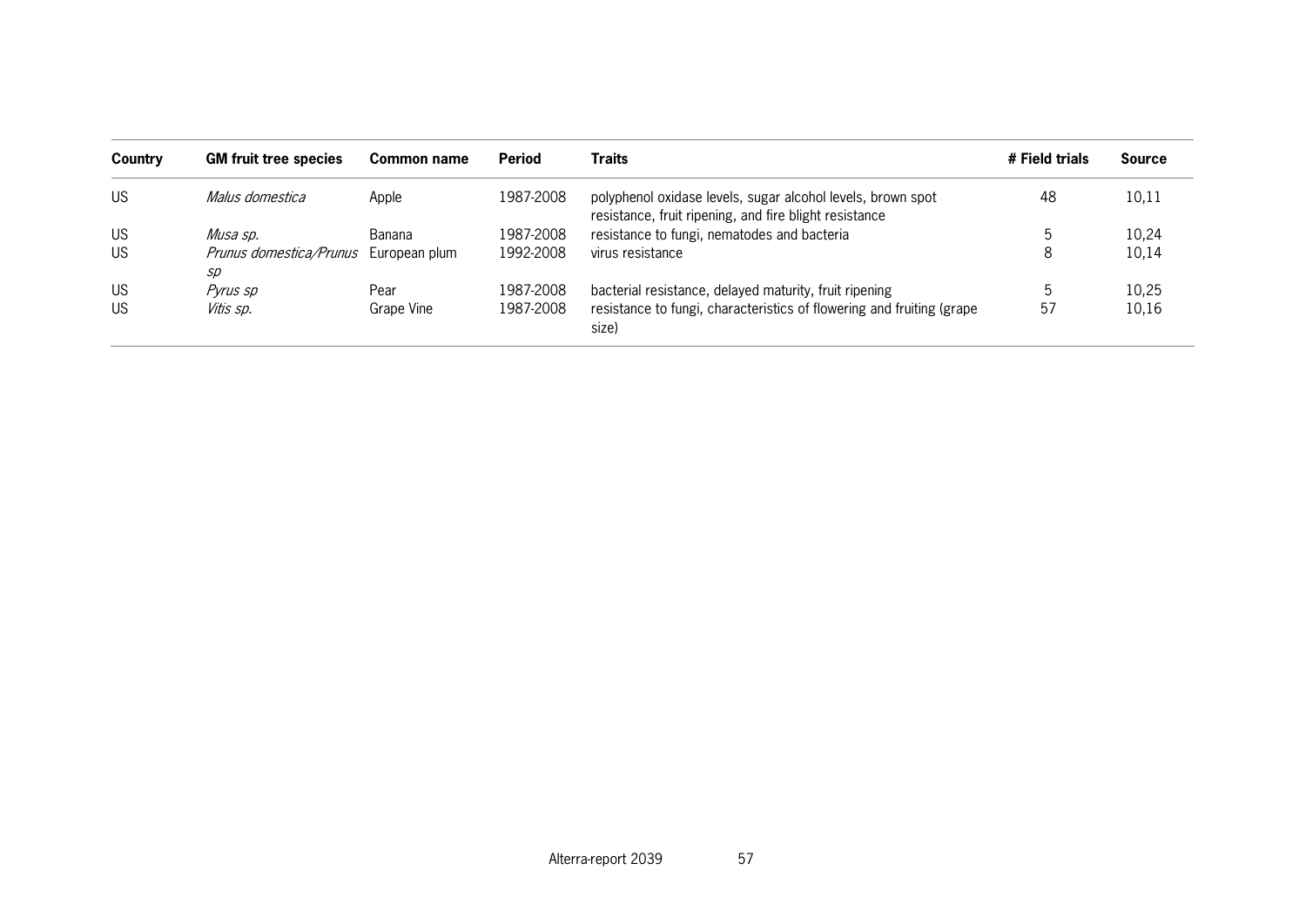| Country | GM fruit tree species | Common name | Period | Traits | # Field trials | Source |
|---|---|---|---|---|---|---|
| US | *Malus domestica* | Apple | 1987-2008 | polyphenol oxidase levels, sugar alcohol levels, brown spot resistance, fruit ripening, and fire blight resistance | 48 | 10,11 |
| US | *Musa sp.* | Banana | 1987-2008 | resistance to fungi, nematodes and bacteria | 5 | 10,24 |
| US | *Prunus domestica/Prunus sp* | European plum | 1992-2008 | virus resistance | 8 | 10,14 |
| US | *Pyrus sp* | Pear | 1987-2008 | bacterial resistance, delayed maturity, fruit ripening | 5 | 10,25 |
| US | *Vitis sp.* | Grape Vine | 1987-2008 | resistance to fungi, characteristics of flowering and fruiting (grape size) | 57 | 10,16 |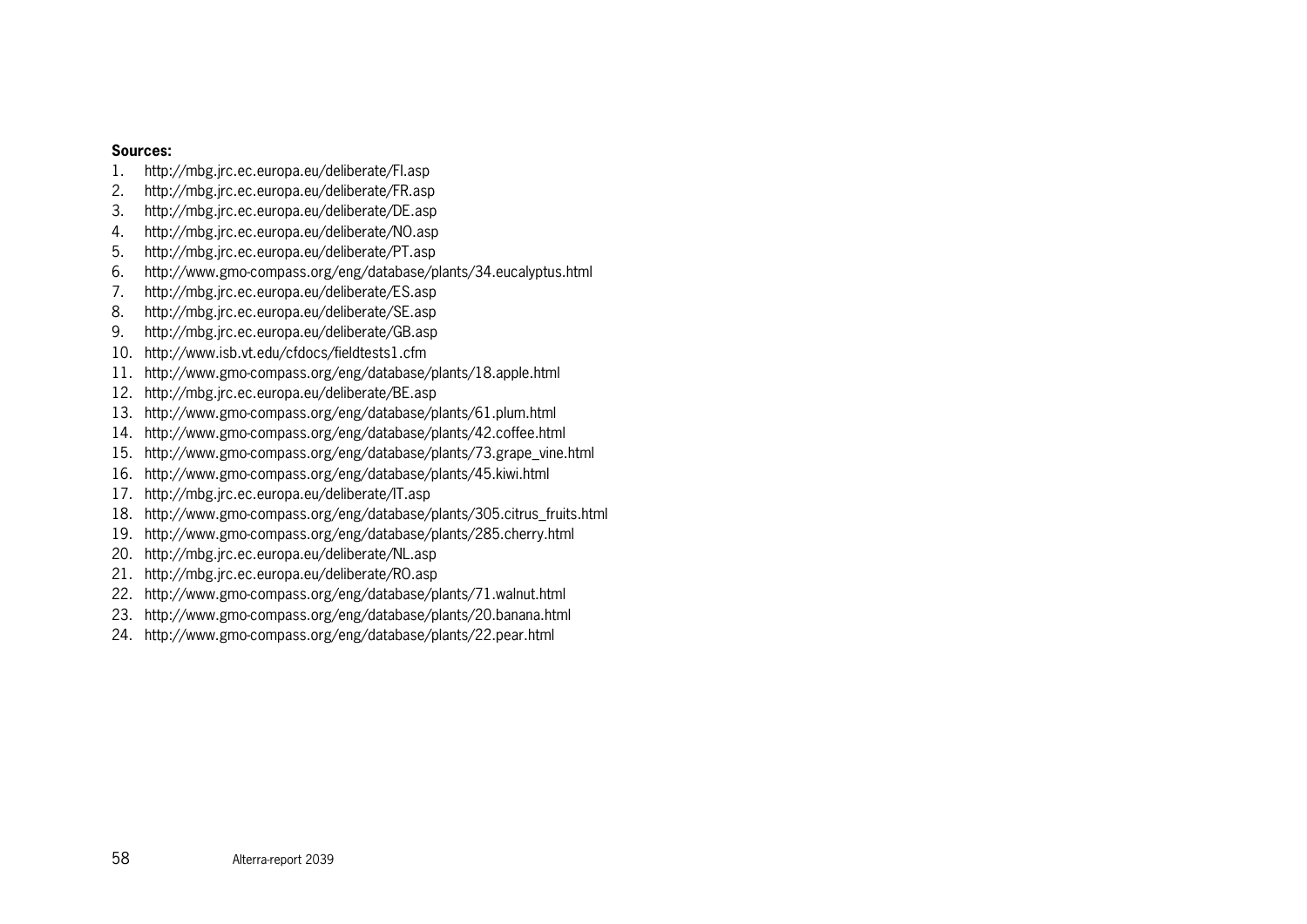**Sources:**

1. http://mbg.jrc.ec.europa.eu/deliberate/FI.asp
2. http://mbg.jrc.ec.europa.eu/deliberate/FR.asp
3. http://mbg.jrc.ec.europa.eu/deliberate/DE.asp
4. http://mbg.jrc.ec.europa.eu/deliberate/NO.asp
5. http://mbg.jrc.ec.europa.eu/deliberate/PT.asp
6. http://www.gmo-compass.org/eng/database/plants/34.eucalyptus.html
7. http://mbg.jrc.ec.europa.eu/deliberate/ES.asp
8. http://mbg.jrc.ec.europa.eu/deliberate/SE.asp
9. http://mbg.jrc.ec.europa.eu/deliberate/GB.asp
10. http://www.isb.vt.edu/cfdocs/fieldtests1.cfm
11. http://www.gmo-compass.org/eng/database/plants/18.apple.html
12. http://mbg.jrc.ec.europa.eu/deliberate/BE.asp
13. http://www.gmo-compass.org/eng/database/plants/61.plum.html
14. http://www.gmo-compass.org/eng/database/plants/42.coffee.html
15. http://www.gmo-compass.org/eng/database/plants/73.grape_vine.html
16. http://www.gmo-compass.org/eng/database/plants/45.kiwi.html
17. http://mbg.jrc.ec.europa.eu/deliberate/IT.asp
18. http://www.gmo-compass.org/eng/database/plants/305.citrus_fruits.html
19. http://www.gmo-compass.org/eng/database/plants/285.cherry.html
20. http://mbg.jrc.ec.europa.eu/deliberate/NL.asp
21. http://mbg.jrc.ec.europa.eu/deliberate/RO.asp
22. http://www.gmo-compass.org/eng/database/plants/71.walnut.html
23. http://www.gmo-compass.org/eng/database/plants/20.banana.html
24. http://www.gmo-compass.org/eng/database/plants/22.pear.html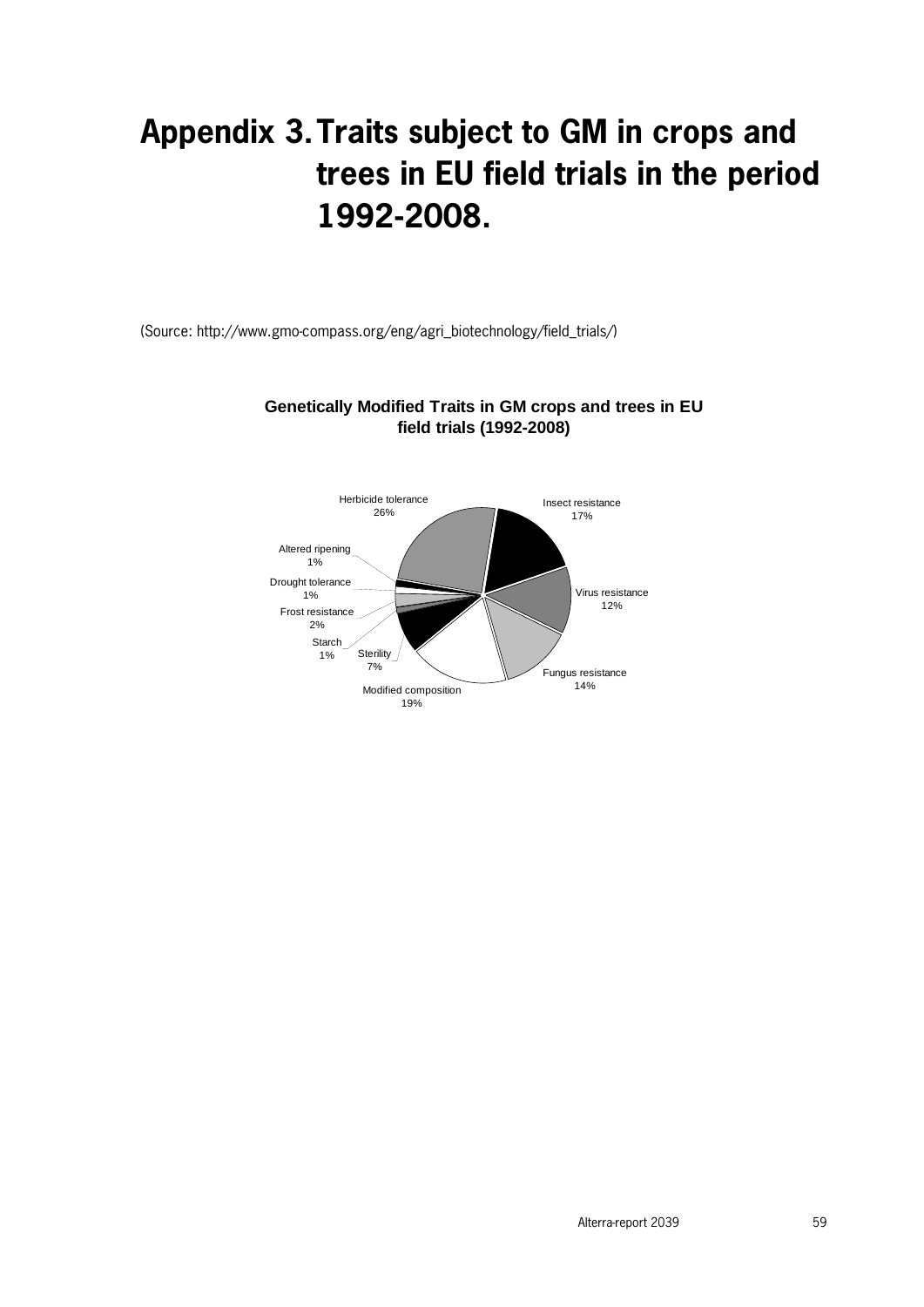# Appendix 3. Traits subject to GM in crops and trees in EU field trials in the period 1992-2008.

(Source: http://www.gmo-compass.org/eng/agri_biotechnology/field_trials/)

**Genetically Modified Traits in GM crops and trees in EU field trials (1992-2008)**

Herbicide tolerance
26%

Insect resistance
17%

Virus resistance
12%

Fungus resistance
14%

Modified composition
19%

Sterility
7%

Starch
1%

Frost resistance
2%

Drought tolerance
1%

Altered ripening
1%